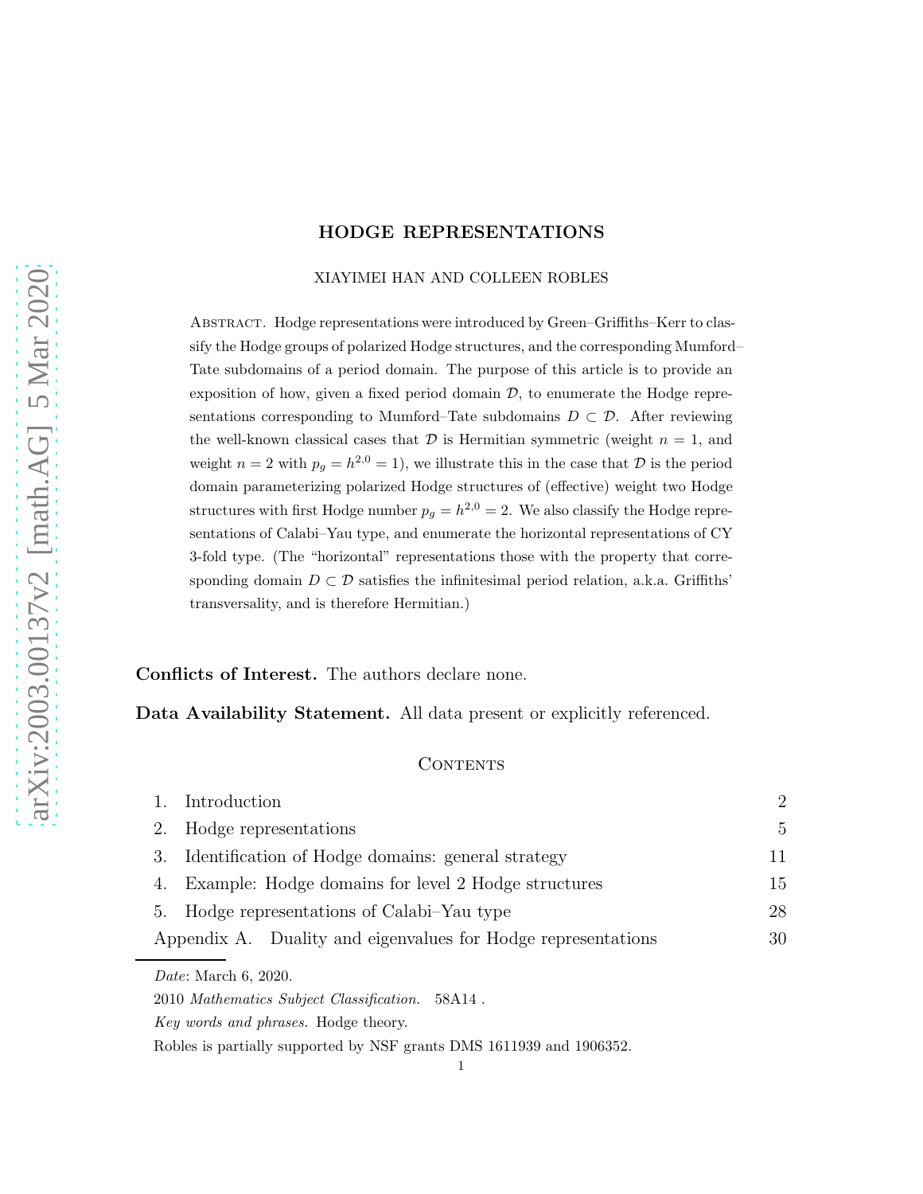# HODGE REPRESENTATIONS

XIAYIMEI HAN AND COLLEEN ROBLES

ABSTRACT. Hodge representations were introduced by Green–Griffiths–Kerr to classify the Hodge groups of polarized Hodge structures, and the corresponding Mumford–Tate subdomains of a period domain. The purpose of this article is to provide an exposition of how, given a fixed period domain $\mathcal{D}$, to enumerate the Hodge representations corresponding to Mumford–Tate subdomains $D \subset \mathcal{D}$. After reviewing the well-known classical cases that $\mathcal{D}$ is Hermitian symmetric (weight $n = 1$, and weight $n = 2$ with $p_g = h^{2,0} = 1$), we illustrate this in the case that $\mathcal{D}$ is the period domain parameterizing polarized Hodge structures of (effective) weight two Hodge structures with first Hodge number $p_g = h^{2,0} = 2$. We also classify the Hodge representations of Calabi–Yau type, and enumerate the horizontal representations of CY 3-fold type. (The "horizontal" representations those with the property that corresponding domain $D \subset \mathcal{D}$ satisfies the infinitesimal period relation, a.k.a. Griffiths' transversality, and is therefore Hermitian.)

**Conflicts of Interest.** The authors declare none.

**Data Availability Statement.** All data present or explicitly referenced.

## CONTENTS

| | |
|---|---|
| 1. Introduction | 2 |
| 2. Hodge representations | 5 |
| 3. Identification of Hodge domains: general strategy | 11 |
| 4. Example: Hodge domains for level 2 Hodge structures | 15 |
| 5. Hodge representations of Calabi–Yau type | 28 |
| Appendix A. Duality and eigenvalues for Hodge representations | 30 |

*Date*: March 6, 2020.

2010 *Mathematics Subject Classification.* 58A14 .

*Key words and phrases.* Hodge theory.

Robles is partially supported by NSF grants DMS 1611939 and 1906352.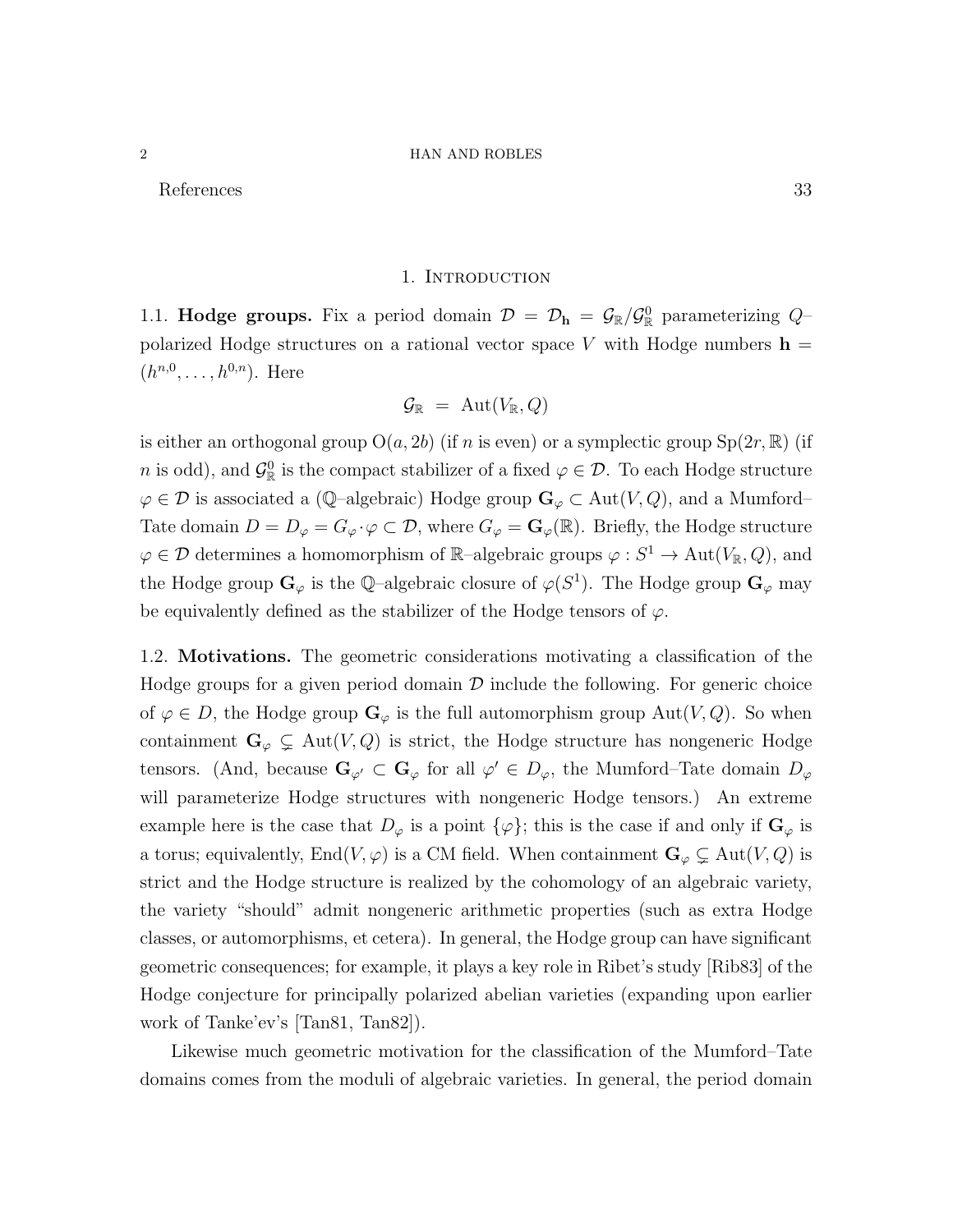References 33

# 1. Introduction

**1.1. Hodge groups.** Fix a period domain $\mathcal{D} = \mathcal{D}_{\mathbf{h}} = \mathcal{G}_{\mathbb{R}}/\mathcal{G}^0_{\mathbb{R}}$ parameterizing $Q$–polarized Hodge structures on a rational vector space $V$ with Hodge numbers $\mathbf{h} = (h^{n,0}, \ldots, h^{0,n})$. Here

$$\mathcal{G}_{\mathbb{R}} \;=\; \mathrm{Aut}(V_{\mathbb{R}}, Q)$$

is either an orthogonal group $\mathrm{O}(a, 2b)$ (if $n$ is even) or a symplectic group $\mathrm{Sp}(2r, \mathbb{R})$ (if $n$ is odd), and $\mathcal{G}^0_{\mathbb{R}}$ is the compact stabilizer of a fixed $\varphi \in \mathcal{D}$. To each Hodge structure $\varphi \in \mathcal{D}$ is associated a ($\mathbb{Q}$–algebraic) Hodge group $\mathbf{G}_\varphi \subset \mathrm{Aut}(V, Q)$, and a Mumford–Tate domain $D = D_\varphi = G_\varphi \cdot \varphi \subset \mathcal{D}$, where $G_\varphi = \mathbf{G}_\varphi(\mathbb{R})$. Briefly, the Hodge structure $\varphi \in \mathcal{D}$ determines a homomorphism of $\mathbb{R}$–algebraic groups $\varphi : S^1 \to \mathrm{Aut}(V_{\mathbb{R}}, Q)$, and the Hodge group $\mathbf{G}_\varphi$ is the $\mathbb{Q}$–algebraic closure of $\varphi(S^1)$. The Hodge group $\mathbf{G}_\varphi$ may be equivalently defined as the stabilizer of the Hodge tensors of $\varphi$.

**1.2. Motivations.** The geometric considerations motivating a classification of the Hodge groups for a given period domain $\mathcal{D}$ include the following. For generic choice of $\varphi \in D$, the Hodge group $\mathbf{G}_\varphi$ is the full automorphism group $\mathrm{Aut}(V, Q)$. So when containment $\mathbf{G}_\varphi \subsetneq \mathrm{Aut}(V, Q)$ is strict, the Hodge structure has nongeneric Hodge tensors. (And, because $\mathbf{G}_{\varphi'} \subset \mathbf{G}_\varphi$ for all $\varphi' \in D_\varphi$, the Mumford–Tate domain $D_\varphi$ will parameterize Hodge structures with nongeneric Hodge tensors.) An extreme example here is the case that $D_\varphi$ is a point $\{\varphi\}$; this is the case if and only if $\mathbf{G}_\varphi$ is a torus; equivalently, $\mathrm{End}(V, \varphi)$ is a CM field. When containment $\mathbf{G}_\varphi \subsetneq \mathrm{Aut}(V, Q)$ is strict and the Hodge structure is realized by the cohomology of an algebraic variety, the variety "should" admit nongeneric arithmetic properties (such as extra Hodge classes, or automorphisms, et cetera). In general, the Hodge group can have significant geometric consequences; for example, it plays a key role in Ribet's study [Rib83] of the Hodge conjecture for principally polarized abelian varieties (expanding upon earlier work of Tanke'ev's [Tan81, Tan82]).

Likewise much geometric motivation for the classification of the Mumford–Tate domains comes from the moduli of algebraic varieties. In general, the period domain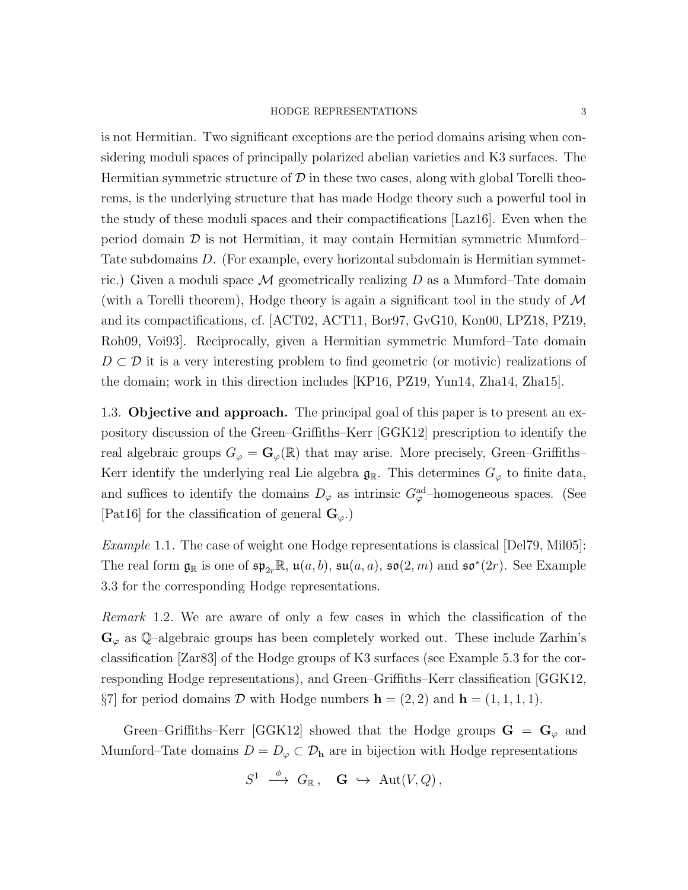is not Hermitian. Two significant exceptions are the period domains arising when considering moduli spaces of principally polarized abelian varieties and K3 surfaces. The Hermitian symmetric structure of $\mathcal{D}$ in these two cases, along with global Torelli theorems, is the underlying structure that has made Hodge theory such a powerful tool in the study of these moduli spaces and their compactifications [Laz16]. Even when the period domain $\mathcal{D}$ is not Hermitian, it may contain Hermitian symmetric Mumford–Tate subdomains $D$. (For example, every horizontal subdomain is Hermitian symmetric.) Given a moduli space $\mathcal{M}$ geometrically realizing $D$ as a Mumford–Tate domain (with a Torelli theorem), Hodge theory is again a significant tool in the study of $\mathcal{M}$ and its compactifications, cf. [ACT02, ACT11, Bor97, GvG10, Kon00, LPZ18, PZ19, Roh09, Voi93]. Reciprocally, given a Hermitian symmetric Mumford–Tate domain $D \subset \mathcal{D}$ it is a very interesting problem to find geometric (or motivic) realizations of the domain; work in this direction includes [KP16, PZ19, Yun14, Zha14, Zha15].

1.3. **Objective and approach.** The principal goal of this paper is to present an expository discussion of the Green–Griffiths–Kerr [GGK12] prescription to identify the real algebraic groups $G_\varphi = \mathbf{G}_\varphi(\mathbb{R})$ that may arise. More precisely, Green–Griffiths–Kerr identify the underlying real Lie algebra $\mathfrak{g}_\mathbb{R}$. This determines $G_\varphi$ to finite data, and suffices to identify the domains $D_\varphi$ as intrinsic $G_\varphi^{\mathrm{ad}}$–homogeneous spaces. (See [Pat16] for the classification of general $\mathbf{G}_\varphi$.)

*Example* 1.1. The case of weight one Hodge representations is classical [Del79, Mil05]: The real form $\mathfrak{g}_\mathbb{R}$ is one of $\mathfrak{sp}_{2r}\mathbb{R}$, $\mathfrak{u}(a,b)$, $\mathfrak{su}(a,a)$, $\mathfrak{so}(2,m)$ and $\mathfrak{so}^*(2r)$. See Example 3.3 for the corresponding Hodge representations.

*Remark* 1.2. We are aware of only a few cases in which the classification of the $\mathbf{G}_\varphi$ as $\mathbb{Q}$–algebraic groups has been completely worked out. These include Zarhin's classification [Zar83] of the Hodge groups of K3 surfaces (see Example 5.3 for the corresponding Hodge representations), and Green–Griffiths–Kerr classification [GGK12, §7] for period domains $\mathcal{D}$ with Hodge numbers $\mathbf{h} = (2,2)$ and $\mathbf{h} = (1,1,1,1)$.

Green–Griffiths–Kerr [GGK12] showed that the Hodge groups $\mathbf{G} = \mathbf{G}_\varphi$ and Mumford–Tate domains $D = D_\varphi \subset \mathcal{D}_\mathbf{h}$ are in bijection with Hodge representations

$$S^1 \xrightarrow{\phi} G_\mathbb{R}\,, \quad \mathbf{G} \hookrightarrow \mathrm{Aut}(V,Q)\,,$$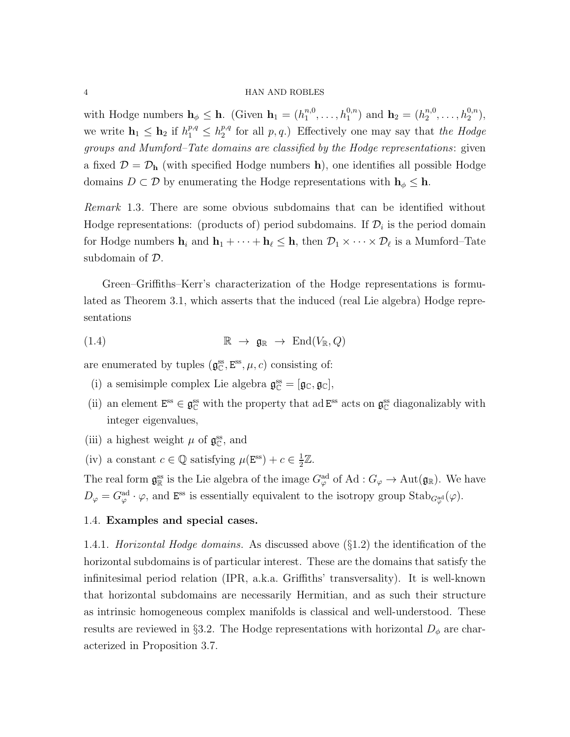with Hodge numbers $\mathbf{h}_\phi \leq \mathbf{h}$. (Given $\mathbf{h}_1 = (h_1^{n,0}, \ldots, h_1^{0,n})$ and $\mathbf{h}_2 = (h_2^{n,0}, \ldots, h_2^{0,n})$, we write $\mathbf{h}_1 \leq \mathbf{h}_2$ if $h_1^{p,q} \leq h_2^{p,q}$ for all $p, q$.) Effectively one may say that *the Hodge groups and Mumford–Tate domains are classified by the Hodge representations*: given a fixed $\mathcal{D} = \mathcal{D}_\mathbf{h}$ (with specified Hodge numbers $\mathbf{h}$), one identifies all possible Hodge domains $D \subset \mathcal{D}$ by enumerating the Hodge representations with $\mathbf{h}_\phi \leq \mathbf{h}$.

*Remark* 1.3. There are some obvious subdomains that can be identified without Hodge representations: (products of) period subdomains. If $\mathcal{D}_i$ is the period domain for Hodge numbers $\mathbf{h}_i$ and $\mathbf{h}_1 + \cdots + \mathbf{h}_\ell \leq \mathbf{h}$, then $\mathcal{D}_1 \times \cdots \times \mathcal{D}_\ell$ is a Mumford–Tate subdomain of $\mathcal{D}$.

Green–Griffiths–Kerr's characterization of the Hodge representations is formulated as Theorem 3.1, which asserts that the induced (real Lie algebra) Hodge representations

$$\mathbb{R} \ \to \ \mathfrak{g}_\mathbb{R} \ \to \ \mathrm{End}(V_\mathbb{R}, Q) \tag{1.4}$$

are enumerated by tuples $(\mathfrak{g}_\mathbb{C}^{\mathrm{ss}}, \mathtt{E}^{\mathrm{ss}}, \mu, c)$ consisting of:

(i) a semisimple complex Lie algebra $\mathfrak{g}_\mathbb{C}^{\mathrm{ss}} = [\mathfrak{g}_\mathbb{C}, \mathfrak{g}_\mathbb{C}]$,

(ii) an element $\mathtt{E}^{\mathrm{ss}} \in \mathfrak{g}_\mathbb{C}^{\mathrm{ss}}$ with the property that $\mathrm{ad}\,\mathtt{E}^{\mathrm{ss}}$ acts on $\mathfrak{g}_\mathbb{C}^{\mathrm{ss}}$ diagonalizably with integer eigenvalues,

(iii) a highest weight $\mu$ of $\mathfrak{g}_\mathbb{C}^{\mathrm{ss}}$, and

(iv) a constant $c \in \mathbb{Q}$ satisfying $\mu(\mathtt{E}^{\mathrm{ss}}) + c \in \frac{1}{2}\mathbb{Z}$.

The real form $\mathfrak{g}_\mathbb{R}^{\mathrm{ss}}$ is the Lie algebra of the image $G_\varphi^{\mathrm{ad}}$ of $\mathrm{Ad} : G_\varphi \to \mathrm{Aut}(\mathfrak{g}_\mathbb{R})$. We have $D_\varphi = G_\varphi^{\mathrm{ad}} \cdot \varphi$, and $\mathtt{E}^{\mathrm{ss}}$ is essentially equivalent to the isotropy group $\mathrm{Stab}_{G_\varphi^{\mathrm{ad}}}(\varphi)$.

## 1.4. Examples and special cases.

1.4.1. *Horizontal Hodge domains.* As discussed above (§1.2) the identification of the horizontal subdomains is of particular interest. These are the domains that satisfy the infinitesimal period relation (IPR, a.k.a. Griffiths' transversality). It is well-known that horizontal subdomains are necessarily Hermitian, and as such their structure as intrinsic homogeneous complex manifolds is classical and well-understood. These results are reviewed in §3.2. The Hodge representations with horizontal $D_\phi$ are characterized in Proposition 3.7.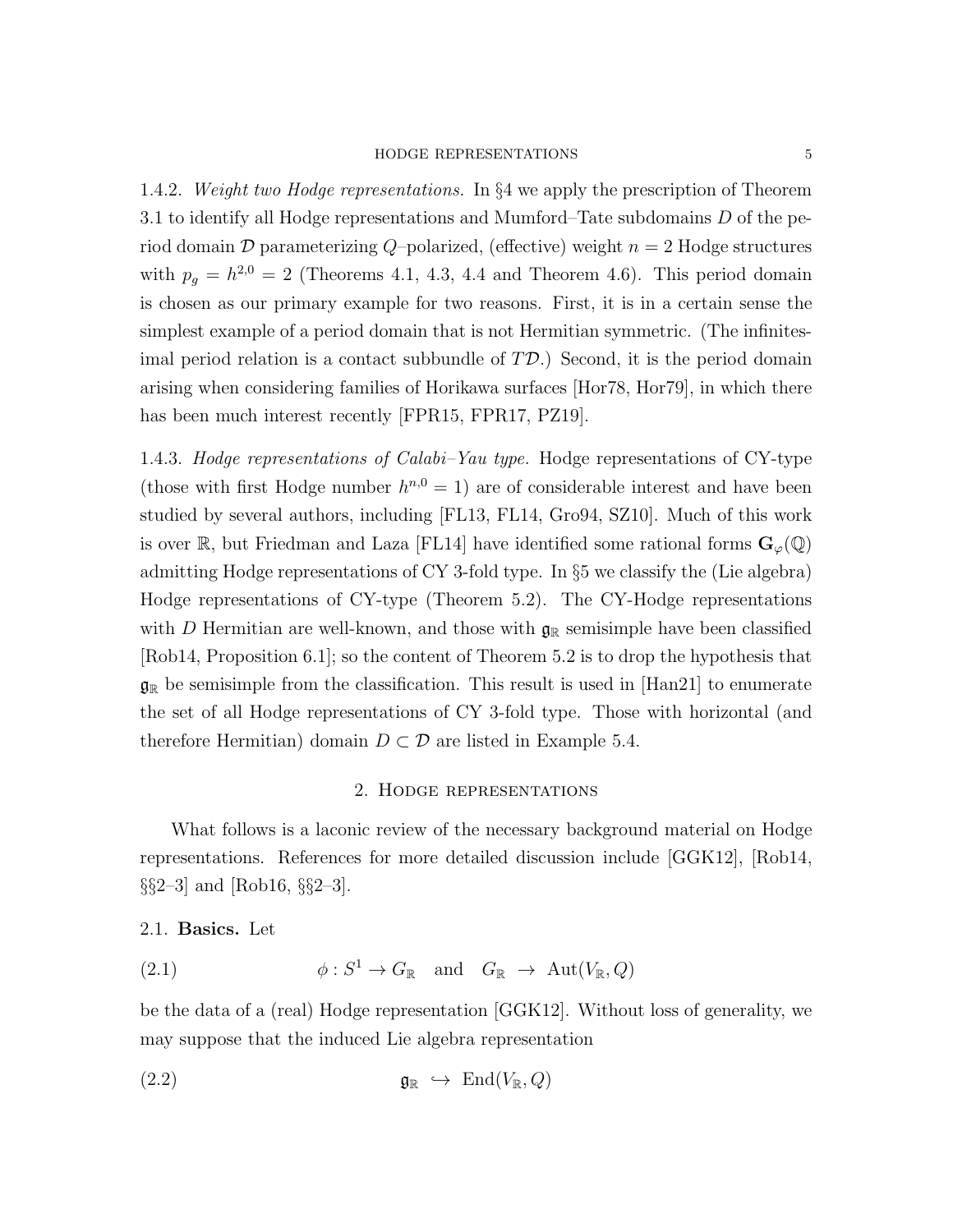1.4.2. *Weight two Hodge representations.* In §4 we apply the prescription of Theorem 3.1 to identify all Hodge representations and Mumford–Tate subdomains $D$ of the period domain $\mathcal{D}$ parameterizing $Q$–polarized, (effective) weight $n = 2$ Hodge structures with $p_g = h^{2,0} = 2$ (Theorems 4.1, 4.3, 4.4 and Theorem 4.6). This period domain is chosen as our primary example for two reasons. First, it is in a certain sense the simplest example of a period domain that is not Hermitian symmetric. (The infinitesimal period relation is a contact subbundle of $T\mathcal{D}$.) Second, it is the period domain arising when considering families of Horikawa surfaces [Hor78, Hor79], in which there has been much interest recently [FPR15, FPR17, PZ19].

1.4.3. *Hodge representations of Calabi–Yau type.* Hodge representations of CY-type (those with first Hodge number $h^{n,0} = 1$) are of considerable interest and have been studied by several authors, including [FL13, FL14, Gro94, SZ10]. Much of this work is over $\mathbb{R}$, but Friedman and Laza [FL14] have identified some rational forms $\mathbf{G}_\varphi(\mathbb{Q})$ admitting Hodge representations of CY 3-fold type. In §5 we classify the (Lie algebra) Hodge representations of CY-type (Theorem 5.2). The CY-Hodge representations with $D$ Hermitian are well-known, and those with $\mathfrak{g}_\mathbb{R}$ semisimple have been classified [Rob14, Proposition 6.1]; so the content of Theorem 5.2 is to drop the hypothesis that $\mathfrak{g}_\mathbb{R}$ be semisimple from the classification. This result is used in [Han21] to enumerate the set of all Hodge representations of CY 3-fold type. Those with horizontal (and therefore Hermitian) domain $D \subset \mathcal{D}$ are listed in Example 5.4.

## 2. Hodge representations

What follows is a laconic review of the necessary background material on Hodge representations. References for more detailed discussion include [GGK12], [Rob14, §§2–3] and [Rob16, §§2–3].

2.1. **Basics.** Let

$$\phi : S^1 \to G_\mathbb{R} \quad \text{and} \quad G_\mathbb{R} \;\to\; \mathrm{Aut}(V_\mathbb{R}, Q) \tag{2.1}$$

be the data of a (real) Hodge representation [GGK12]. Without loss of generality, we may suppose that the induced Lie algebra representation

$$\mathfrak{g}_\mathbb{R} \;\hookrightarrow\; \mathrm{End}(V_\mathbb{R}, Q) \tag{2.2}$$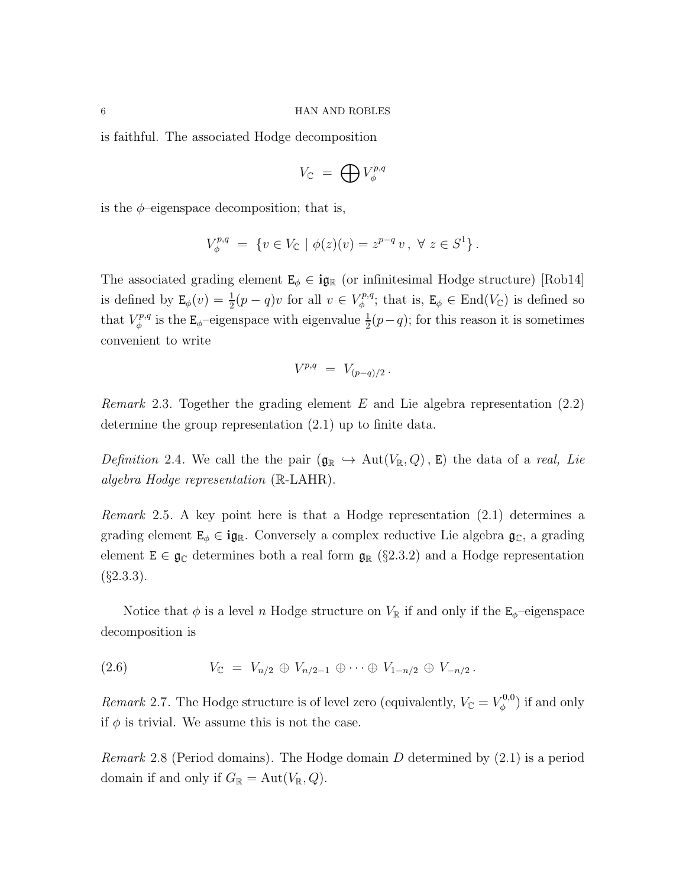is faithful. The associated Hodge decomposition

$$V_{\mathbb{C}} \;=\; \bigoplus V_{\phi}^{p,q}$$

is the $\phi$–eigenspace decomposition; that is,

$$V_{\phi}^{p,q} \;=\; \{ v \in V_{\mathbb{C}} \mid \phi(z)(v) = z^{p-q}\, v\,,\ \forall\ z \in S^1 \}\,.$$

The associated grading element $\mathtt{E}_\phi \in \mathbf{i}\mathfrak{g}_{\mathbb{R}}$ (or infinitesimal Hodge structure) [Rob14] is defined by $\mathtt{E}_\phi(v) = \frac{1}{2}(p-q)v$ for all $v \in V_\phi^{p,q}$; that is, $\mathtt{E}_\phi \in \mathrm{End}(V_{\mathbb{C}})$ is defined so that $V_\phi^{p,q}$ is the $\mathtt{E}_\phi$–eigenspace with eigenvalue $\frac{1}{2}(p-q)$; for this reason it is sometimes convenient to write

$$V^{p,q} \;=\; V_{(p-q)/2}\,.$$

*Remark* 2.3. Together the grading element $E$ and Lie algebra representation (2.2) determine the group representation (2.1) up to finite data.

*Definition* 2.4. We call the the pair $(\mathfrak{g}_{\mathbb{R}} \hookrightarrow \mathrm{Aut}(V_{\mathbb{R}}, Q)\,,\, \mathtt{E})$ the data of a *real, Lie algebra Hodge representation* ($\mathbb{R}$-LAHR).

*Remark* 2.5. A key point here is that a Hodge representation (2.1) determines a grading element $\mathtt{E}_\phi \in \mathbf{i}\mathfrak{g}_{\mathbb{R}}$. Conversely a complex reductive Lie algebra $\mathfrak{g}_{\mathbb{C}}$, a grading element $\mathtt{E} \in \mathfrak{g}_{\mathbb{C}}$ determines both a real form $\mathfrak{g}_{\mathbb{R}}$ (§2.3.2) and a Hodge representation (§2.3.3).

Notice that $\phi$ is a level $n$ Hodge structure on $V_{\mathbb{R}}$ if and only if the $\mathtt{E}_\phi$–eigenspace decomposition is

$$V_{\mathbb{C}} \;=\; V_{n/2} \,\oplus\, V_{n/2-1} \,\oplus \cdots \oplus\, V_{1-n/2} \,\oplus\, V_{-n/2}\,. \tag{2.6}$$

*Remark* 2.7. The Hodge structure is of level zero (equivalently, $V_{\mathbb{C}} = V_\phi^{0,0}$) if and only if $\phi$ is trivial. We assume this is not the case.

*Remark* 2.8 (Period domains). The Hodge domain $D$ determined by (2.1) is a period domain if and only if $G_{\mathbb{R}} = \mathrm{Aut}(V_{\mathbb{R}}, Q)$.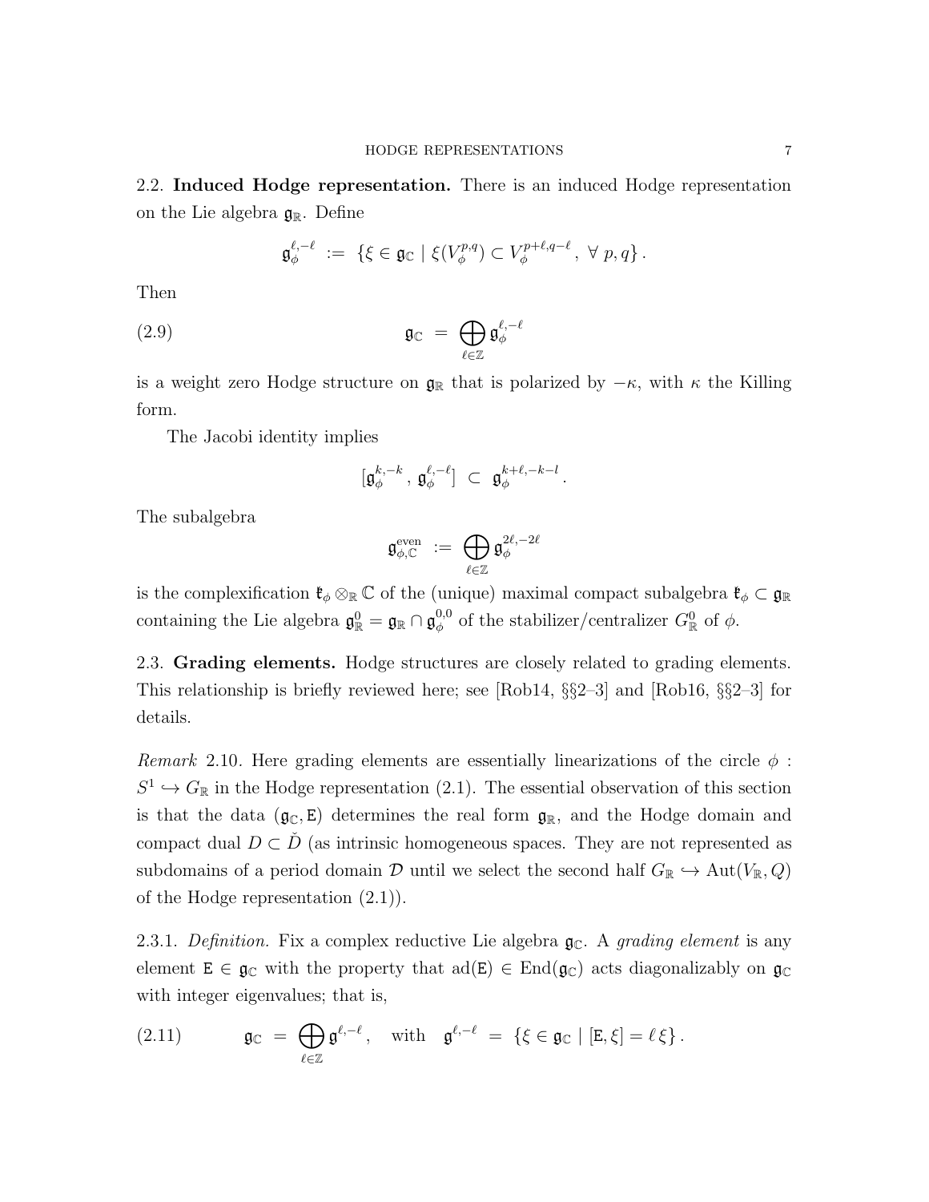## 2.2. **Induced Hodge representation.**

There is an induced Hodge representation on the Lie algebra $\mathfrak{g}_\mathbb{R}$. Define

$$\mathfrak{g}_\phi^{\ell,-\ell} \;:=\; \{\xi \in \mathfrak{g}_\mathbb{C} \mid \xi(V_\phi^{p,q}) \subset V_\phi^{p+\ell,q-\ell}\,,\ \forall\ p,q\}\,.$$

Then

$$\mathfrak{g}_\mathbb{C} \;=\; \bigoplus_{\ell\in\mathbb{Z}} \mathfrak{g}_\phi^{\ell,-\ell} \tag{2.9}$$

is a weight zero Hodge structure on $\mathfrak{g}_\mathbb{R}$ that is polarized by $-\kappa$, with $\kappa$ the Killing form.

The Jacobi identity implies

$$[\mathfrak{g}_\phi^{k,-k}\,,\,\mathfrak{g}_\phi^{\ell,-\ell}] \;\subset\; \mathfrak{g}_\phi^{k+\ell,-k-l}\,.$$

The subalgebra

$$\mathfrak{g}_{\phi,\mathbb{C}}^{\mathrm{even}} \;:=\; \bigoplus_{\ell\in\mathbb{Z}} \mathfrak{g}_\phi^{2\ell,-2\ell}$$

is the complexification $\mathfrak{k}_\phi \otimes_\mathbb{R} \mathbb{C}$ of the (unique) maximal compact subalgebra $\mathfrak{k}_\phi \subset \mathfrak{g}_\mathbb{R}$ containing the Lie algebra $\mathfrak{g}_\mathbb{R}^0 = \mathfrak{g}_\mathbb{R} \cap \mathfrak{g}_\phi^{0,0}$ of the stabilizer/centralizer $G_\mathbb{R}^0$ of $\phi$.

## 2.3. **Grading elements.**

Hodge structures are closely related to grading elements. This relationship is briefly reviewed here; see [Rob14, §§2–3] and [Rob16, §§2–3] for details.

*Remark* 2.10. Here grading elements are essentially linearizations of the circle $\phi : S^1 \hookrightarrow G_\mathbb{R}$ in the Hodge representation (2.1). The essential observation of this section is that the data $(\mathfrak{g}_\mathbb{C}, \mathtt{E})$ determines the real form $\mathfrak{g}_\mathbb{R}$, and the Hodge domain and compact dual $D \subset \check{D}$ (as intrinsic homogeneous spaces. They are not represented as subdomains of a period domain $\mathcal{D}$ until we select the second half $G_\mathbb{R} \hookrightarrow \mathrm{Aut}(V_\mathbb{R}, Q)$ of the Hodge representation (2.1)).

2.3.1. *Definition.* Fix a complex reductive Lie algebra $\mathfrak{g}_\mathbb{C}$. A *grading element* is any element $\mathtt{E} \in \mathfrak{g}_\mathbb{C}$ with the property that $\mathrm{ad}(\mathtt{E}) \in \mathrm{End}(\mathfrak{g}_\mathbb{C})$ acts diagonalizably on $\mathfrak{g}_\mathbb{C}$ with integer eigenvalues; that is,

$$\mathfrak{g}_\mathbb{C} \;=\; \bigoplus_{\ell\in\mathbb{Z}} \mathfrak{g}^{\ell,-\ell}\,, \quad \text{with} \quad \mathfrak{g}^{\ell,-\ell} \;=\; \{\xi \in \mathfrak{g}_\mathbb{C} \mid [\mathtt{E},\xi] = \ell\,\xi\}\,. \tag{2.11}$$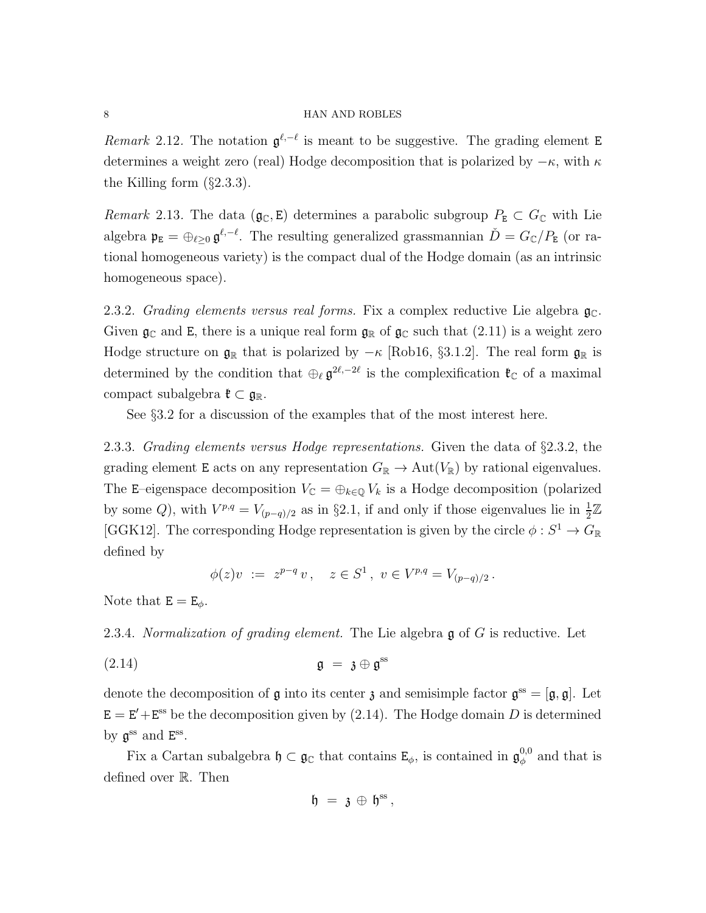*Remark* 2.12. The notation $\mathfrak{g}^{\ell,-\ell}$ is meant to be suggestive. The grading element $\mathtt{E}$ determines a weight zero (real) Hodge decomposition that is polarized by $-\kappa$, with $\kappa$ the Killing form (§2.3.3).

*Remark* 2.13. The data $(\mathfrak{g}_\mathbb{C}, \mathtt{E})$ determines a parabolic subgroup $P_\mathtt{E} \subset G_\mathbb{C}$ with Lie algebra $\mathfrak{p}_\mathtt{E} = \oplus_{\ell \geq 0}\, \mathfrak{g}^{\ell,-\ell}$. The resulting generalized grassmannian $\check{D} = G_\mathbb{C}/P_\mathtt{E}$ (or rational homogeneous variety) is the compact dual of the Hodge domain (as an intrinsic homogeneous space).

2.3.2. *Grading elements versus real forms.* Fix a complex reductive Lie algebra $\mathfrak{g}_\mathbb{C}$. Given $\mathfrak{g}_\mathbb{C}$ and $\mathtt{E}$, there is a unique real form $\mathfrak{g}_\mathbb{R}$ of $\mathfrak{g}_\mathbb{C}$ such that (2.11) is a weight zero Hodge structure on $\mathfrak{g}_\mathbb{R}$ that is polarized by $-\kappa$ [Rob16, §3.1.2]. The real form $\mathfrak{g}_\mathbb{R}$ is determined by the condition that $\oplus_\ell\, \mathfrak{g}^{2\ell,-2\ell}$ is the complexification $\mathfrak{k}_\mathbb{C}$ of a maximal compact subalgebra $\mathfrak{k} \subset \mathfrak{g}_\mathbb{R}$.

See §3.2 for a discussion of the examples that of the most interest here.

2.3.3. *Grading elements versus Hodge representations.* Given the data of §2.3.2, the grading element $\mathtt{E}$ acts on any representation $G_\mathbb{R} \to \mathrm{Aut}(V_\mathbb{R})$ by rational eigenvalues. The $\mathtt{E}$–eigenspace decomposition $V_\mathbb{C} = \oplus_{k\in\mathbb{Q}} V_k$ is a Hodge decomposition (polarized by some $Q$), with $V^{p,q} = V_{(p-q)/2}$ as in §2.1, if and only if those eigenvalues lie in $\frac{1}{2}\mathbb{Z}$ [GGK12]. The corresponding Hodge representation is given by the circle $\phi : S^1 \to G_\mathbb{R}$ defined by

$$\phi(z)v \ := \ z^{p-q}\, v\,, \quad z \in S^1\,,\ v \in V^{p,q} = V_{(p-q)/2}\,.$$

Note that $\mathtt{E} = \mathtt{E}_\phi$.

2.3.4. *Normalization of grading element.* The Lie algebra $\mathfrak{g}$ of $G$ is reductive. Let

$$\mathfrak{g} \ = \ \mathfrak{z} \oplus \mathfrak{g}^{\mathrm{ss}} \tag{2.14}$$

denote the decomposition of $\mathfrak{g}$ into its center $\mathfrak{z}$ and semisimple factor $\mathfrak{g}^{\mathrm{ss}} = [\mathfrak{g},\mathfrak{g}]$. Let $\mathtt{E} = \mathtt{E}' + \mathtt{E}^{\mathrm{ss}}$ be the decomposition given by (2.14). The Hodge domain $D$ is determined by $\mathfrak{g}^{\mathrm{ss}}$ and $\mathtt{E}^{\mathrm{ss}}$.

Fix a Cartan subalgebra $\mathfrak{h} \subset \mathfrak{g}_\mathbb{C}$ that contains $\mathtt{E}_\phi$, is contained in $\mathfrak{g}^{0,0}_\phi$ and that is defined over $\mathbb{R}$. Then

$$\mathfrak{h} \ = \ \mathfrak{z} \,\oplus\, \mathfrak{h}^{\mathrm{ss}}\,,$$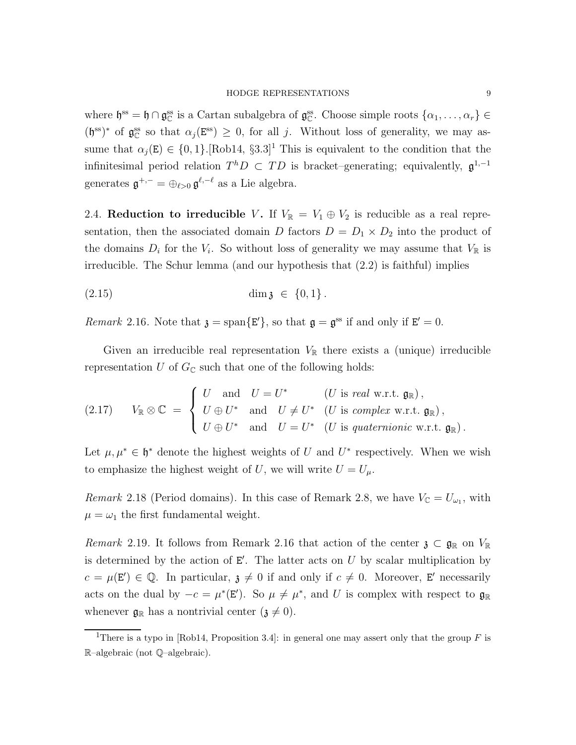where $\mathfrak{h}^{\rm ss} = \mathfrak{h} \cap \mathfrak{g}^{\rm ss}_{\mathbb{C}}$ is a Cartan subalgebra of $\mathfrak{g}^{\rm ss}_{\mathbb{C}}$. Choose simple roots $\{\alpha_1, \ldots, \alpha_r\} \in (\mathfrak{h}^{\rm ss})^*$ of $\mathfrak{g}^{\rm ss}_{\mathbb{C}}$ so that $\alpha_j(\mathtt{E}^{\rm ss}) \geq 0$, for all $j$. Without loss of generality, we may assume that $\alpha_j(\mathtt{E}) \in \{0, 1\}$.[Rob14, §3.3][1] This is equivalent to the condition that the infinitesimal period relation $T^h D \subset TD$ is bracket–generating; equivalently, $\mathfrak{g}^{1,-1}$ generates $\mathfrak{g}^{+,-} = \oplus_{\ell>0} \mathfrak{g}^{\ell,-\ell}$ as a Lie algebra.

2.4. **Reduction to irreducible $V$.** If $V_{\mathbb{R}} = V_1 \oplus V_2$ is reducible as a real representation, then the associated domain $D$ factors $D = D_1 \times D_2$ into the product of the domains $D_i$ for the $V_i$. So without loss of generality we may assume that $V_{\mathbb{R}}$ is irreducible. The Schur lemma (and our hypothesis that (2.2) is faithful) implies

$$\dim \mathfrak{z} \in \{0, 1\}. \tag{2.15}$$

*Remark* 2.16. Note that $\mathfrak{z} = \mathrm{span}\{\mathtt{E}'\}$, so that $\mathfrak{g} = \mathfrak{g}^{\rm ss}$ if and only if $\mathtt{E}' = 0$.

Given an irreducible real representation $V_{\mathbb{R}}$ there exists a (unique) irreducible representation $U$ of $G_{\mathbb{C}}$ such that one of the following holds:

$$V_{\mathbb{R}} \otimes \mathbb{C} \;=\; \begin{cases} U \quad \text{and} \quad U = U^* & (U \text{ is } \textit{real} \text{ w.r.t. } \mathfrak{g}_{\mathbb{R}}), \\ U \oplus U^* \quad \text{and} \quad U \neq U^* & (U \text{ is } \textit{complex} \text{ w.r.t. } \mathfrak{g}_{\mathbb{R}}), \\ U \oplus U^* \quad \text{and} \quad U = U^* & (U \text{ is } \textit{quaternionic} \text{ w.r.t. } \mathfrak{g}_{\mathbb{R}}). \end{cases} \tag{2.17}$$

Let $\mu, \mu^* \in \mathfrak{h}^*$ denote the highest weights of $U$ and $U^*$ respectively. When we wish to emphasize the highest weight of $U$, we will write $U = U_\mu$.

*Remark* 2.18 (Period domains). In this case of Remark 2.8, we have $V_{\mathbb{C}} = U_{\omega_1}$, with $\mu = \omega_1$ the first fundamental weight.

*Remark* 2.19. It follows from Remark 2.16 that action of the center $\mathfrak{z} \subset \mathfrak{g}_{\mathbb{R}}$ on $V_{\mathbb{R}}$ is determined by the action of $\mathtt{E}'$. The latter acts on $U$ by scalar multiplication by $c = \mu(\mathtt{E}') \in \mathbb{Q}$. In particular, $\mathfrak{z} \neq 0$ if and only if $c \neq 0$. Moreover, $\mathtt{E}'$ necessarily acts on the dual by $-c = \mu^*(\mathtt{E}')$. So $\mu \neq \mu^*$, and $U$ is complex with respect to $\mathfrak{g}_{\mathbb{R}}$ whenever $\mathfrak{g}_{\mathbb{R}}$ has a nontrivial center ($\mathfrak{z} \neq 0$).

[1] There is a typo in [Rob14, Proposition 3.4]: in general one may assert only that the group $F$ is $\mathbb{R}$–algebraic (not $\mathbb{Q}$–algebraic).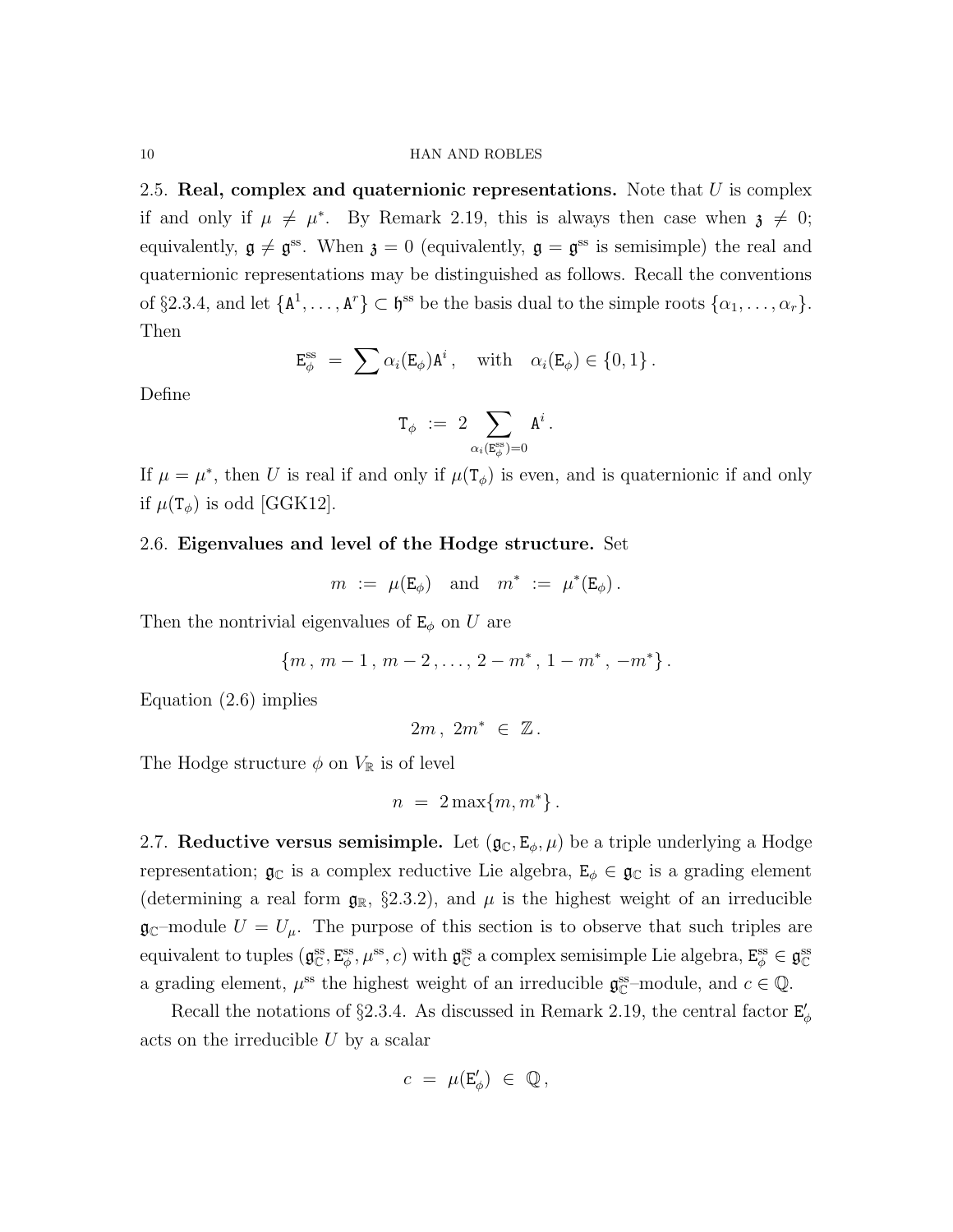2.5. **Real, complex and quaternionic representations.** Note that $U$ is complex if and only if $\mu \neq \mu^*$. By Remark 2.19, this is always then case when $\mathfrak{z} \neq 0$; equivalently, $\mathfrak{g} \neq \mathfrak{g}^{\mathrm{ss}}$. When $\mathfrak{z} = 0$ (equivalently, $\mathfrak{g} = \mathfrak{g}^{\mathrm{ss}}$ is semisimple) the real and quaternionic representations may be distinguished as follows. Recall the conventions of §2.3.4, and let $\{\mathtt{A}^1, \ldots, \mathtt{A}^r\} \subset \mathfrak{h}^{\mathrm{ss}}$ be the basis dual to the simple roots $\{\alpha_1, \ldots, \alpha_r\}$. Then

$$\mathtt{E}_\phi^{\mathrm{ss}} \;=\; \sum \alpha_i(\mathtt{E}_\phi)\mathtt{A}^i \,, \quad \text{with} \quad \alpha_i(\mathtt{E}_\phi) \in \{0, 1\}\,.$$

Define

$$\mathtt{T}_\phi \;:=\; 2 \sum_{\alpha_i(\mathtt{E}_\phi^{\mathrm{ss}})=0} \mathtt{A}^i\,.$$

If $\mu = \mu^*$, then $U$ is real if and only if $\mu(\mathtt{T}_\phi)$ is even, and is quaternionic if and only if $\mu(\mathtt{T}_\phi)$ is odd [GGK12].

2.6. **Eigenvalues and level of the Hodge structure.** Set

$$m \;:=\; \mu(\mathtt{E}_\phi) \quad \text{and} \quad m^* \;:=\; \mu^*(\mathtt{E}_\phi)\,.$$

Then the nontrivial eigenvalues of $\mathtt{E}_\phi$ on $U$ are

$$\{m\,,\, m-1\,,\, m-2\,, \ldots,\, 2-m^*\,,\, 1-m^*\,,\, -m^*\}\,.$$

Equation (2.6) implies

$$2m\,,\; 2m^* \;\in\; \mathbb{Z}\,.$$

The Hodge structure $\phi$ on $V_\mathbb{R}$ is of level

$$n \;=\; 2\max\{m, m^*\}\,.$$

2.7. **Reductive versus semisimple.** Let $(\mathfrak{g}_\mathbb{C}, \mathtt{E}_\phi, \mu)$ be a triple underlying a Hodge representation; $\mathfrak{g}_\mathbb{C}$ is a complex reductive Lie algebra, $\mathtt{E}_\phi \in \mathfrak{g}_\mathbb{C}$ is a grading element (determining a real form $\mathfrak{g}_\mathbb{R}$, §2.3.2), and $\mu$ is the highest weight of an irreducible $\mathfrak{g}_\mathbb{C}$–module $U = U_\mu$. The purpose of this section is to observe that such triples are equivalent to tuples $(\mathfrak{g}_\mathbb{C}^{\mathrm{ss}}, \mathtt{E}_\phi^{\mathrm{ss}}, \mu^{\mathrm{ss}}, c)$ with $\mathfrak{g}_\mathbb{C}^{\mathrm{ss}}$ a complex semisimple Lie algebra, $\mathtt{E}_\phi^{\mathrm{ss}} \in \mathfrak{g}_\mathbb{C}^{\mathrm{ss}}$ a grading element, $\mu^{\mathrm{ss}}$ the highest weight of an irreducible $\mathfrak{g}_\mathbb{C}^{\mathrm{ss}}$–module, and $c \in \mathbb{Q}$.

Recall the notations of §2.3.4. As discussed in Remark 2.19, the central factor $\mathtt{E}'_\phi$ acts on the irreducible $U$ by a scalar

$$c \;=\; \mu(\mathtt{E}'_\phi) \;\in\; \mathbb{Q}\,,$$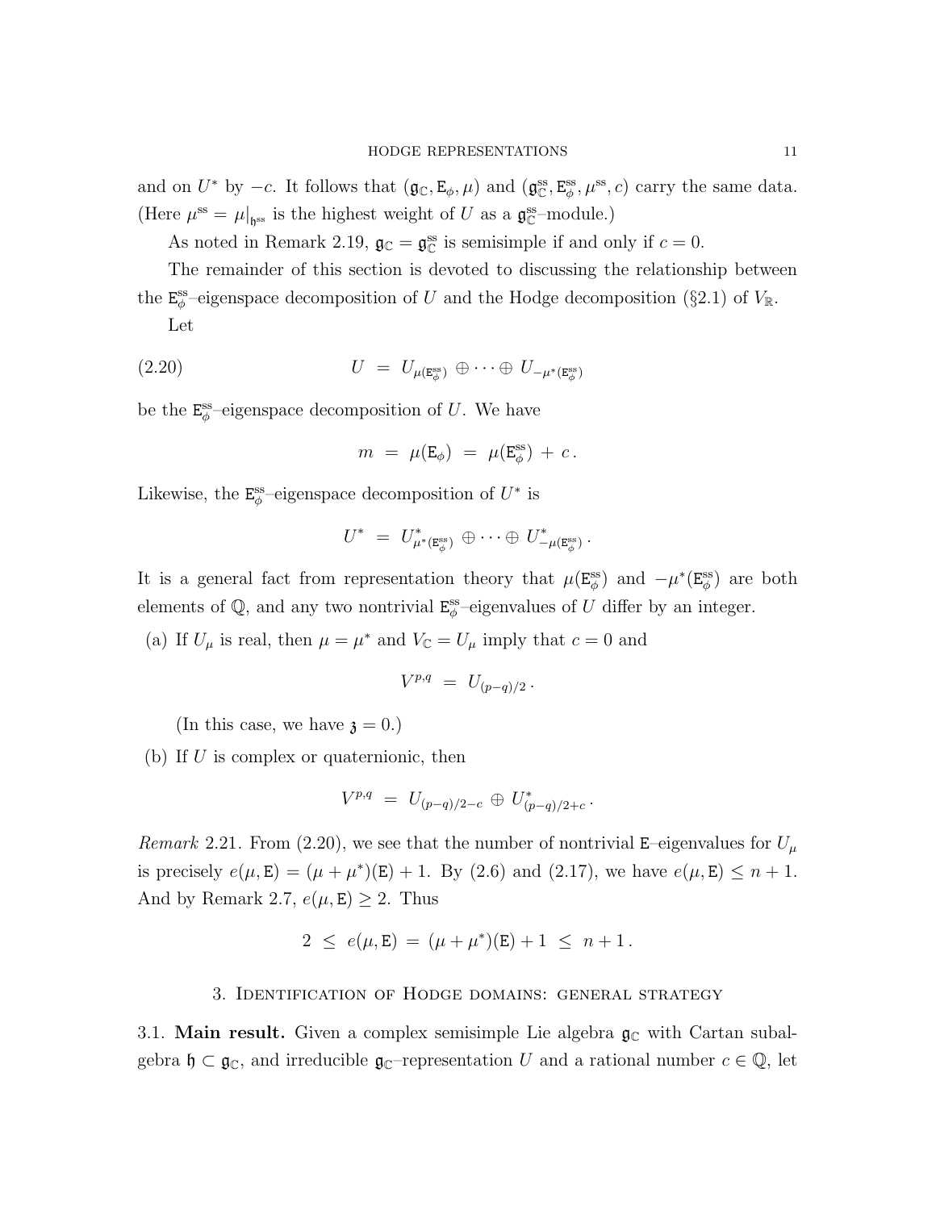and on $U^*$ by $-c$. It follows that $(\mathfrak{g}_\mathbb{C}, \mathtt{E}_\phi, \mu)$ and $(\mathfrak{g}^{\mathrm{ss}}_\mathbb{C}, \mathtt{E}^{\mathrm{ss}}_\phi, \mu^{\mathrm{ss}}, c)$ carry the same data. (Here $\mu^{\mathrm{ss}} = \mu|_{\mathfrak{h}^{\mathrm{ss}}}$ is the highest weight of $U$ as a $\mathfrak{g}^{\mathrm{ss}}_\mathbb{C}$–module.)

As noted in Remark 2.19, $\mathfrak{g}_\mathbb{C} = \mathfrak{g}^{\mathrm{ss}}_\mathbb{C}$ is semisimple if and only if $c = 0$.

The remainder of this section is devoted to discussing the relationship between the $\mathtt{E}^{\mathrm{ss}}_\phi$–eigenspace decomposition of $U$ and the Hodge decomposition (§2.1) of $V_\mathbb{R}$.

Let

$$U \;=\; U_{\mu(\mathtt{E}^{\mathrm{ss}}_\phi)} \,\oplus \cdots \oplus\, U_{-\mu^*(\mathtt{E}^{\mathrm{ss}}_\phi)} \tag{2.20}$$

be the $\mathtt{E}^{\mathrm{ss}}_\phi$–eigenspace decomposition of $U$. We have

$$m \;=\; \mu(\mathtt{E}_\phi) \;=\; \mu(\mathtt{E}^{\mathrm{ss}}_\phi) \,+\, c\,.$$

Likewise, the $\mathtt{E}^{\mathrm{ss}}_\phi$–eigenspace decomposition of $U^*$ is

$$U^* \;=\; U^*_{\mu^*(\mathtt{E}^{\mathrm{ss}}_\phi)} \,\oplus \cdots \oplus\, U^*_{-\mu(\mathtt{E}^{\mathrm{ss}}_\phi)}\,.$$

It is a general fact from representation theory that $\mu(\mathtt{E}^{\mathrm{ss}}_\phi)$ and $-\mu^*(\mathtt{E}^{\mathrm{ss}}_\phi)$ are both elements of $\mathbb{Q}$, and any two nontrivial $\mathtt{E}^{\mathrm{ss}}_\phi$–eigenvalues of $U$ differ by an integer.

(a) If $U_\mu$ is real, then $\mu = \mu^*$ and $V_\mathbb{C} = U_\mu$ imply that $c = 0$ and

$$V^{p,q} \;=\; U_{(p-q)/2}\,.$$

(In this case, we have $\mathfrak{z} = 0$.)

(b) If $U$ is complex or quaternionic, then

$$V^{p,q} \;=\; U_{(p-q)/2-c} \,\oplus\, U^*_{(p-q)/2+c}\,.$$

*Remark* 2.21. From (2.20), we see that the number of nontrivial $\mathtt{E}$–eigenvalues for $U_\mu$ is precisely $e(\mu, \mathtt{E}) = (\mu + \mu^*)(\mathtt{E}) + 1$. By (2.6) and (2.17), we have $e(\mu, \mathtt{E}) \le n + 1$. And by Remark 2.7, $e(\mu, \mathtt{E}) \ge 2$. Thus

$$2 \;\le\; e(\mu, \mathtt{E}) \;=\; (\mu + \mu^*)(\mathtt{E}) + 1 \;\le\; n + 1\,.$$

## 3. Identification of Hodge domains: general strategy

3.1. **Main result.** Given a complex semisimple Lie algebra $\mathfrak{g}_\mathbb{C}$ with Cartan subalgebra $\mathfrak{h} \subset \mathfrak{g}_\mathbb{C}$, and irreducible $\mathfrak{g}_\mathbb{C}$–representation $U$ and a rational number $c \in \mathbb{Q}$, let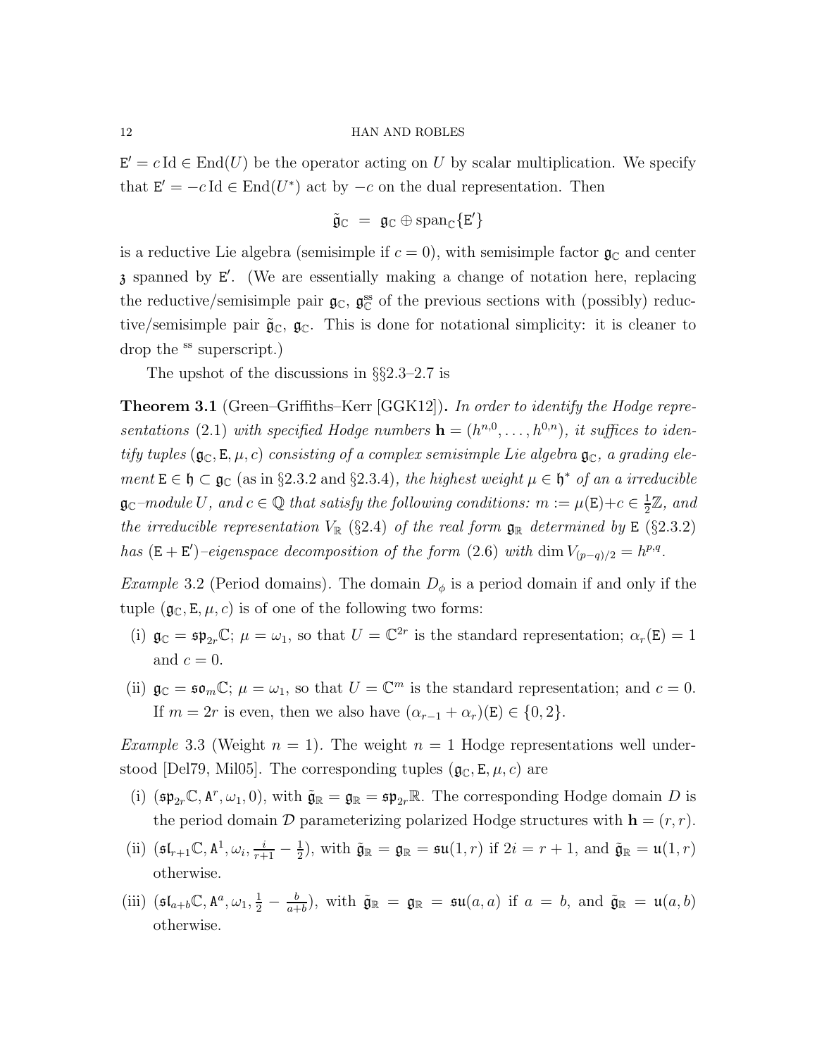$\mathtt{E}' = c\,\mathrm{Id} \in \mathrm{End}(U)$ be the operator acting on $U$ by scalar multiplication. We specify that $\mathtt{E}' = -c\,\mathrm{Id} \in \mathrm{End}(U^*)$ act by $-c$ on the dual representation. Then

$$\tilde{\mathfrak{g}}_\mathbb{C} \;=\; \mathfrak{g}_\mathbb{C} \oplus \mathrm{span}_\mathbb{C}\{\mathtt{E}'\}$$

is a reductive Lie algebra (semisimple if $c = 0$), with semisimple factor $\mathfrak{g}_\mathbb{C}$ and center $\mathfrak{z}$ spanned by $\mathtt{E}'$. (We are essentially making a change of notation here, replacing the reductive/semisimple pair $\mathfrak{g}_\mathbb{C}$, $\mathfrak{g}_\mathbb{C}^{\mathrm{ss}}$ of the previous sections with (possibly) reductive/semisimple pair $\tilde{\mathfrak{g}}_\mathbb{C}$, $\mathfrak{g}_\mathbb{C}$. This is done for notational simplicity: it is cleaner to drop the $^{\mathrm{ss}}$ superscript.)

The upshot of the discussions in §§2.3–2.7 is

**Theorem 3.1** (Green–Griffiths–Kerr [GGK12])**.** *In order to identify the Hodge representations* (2.1) *with specified Hodge numbers* $\mathbf{h} = (h^{n,0}, \ldots, h^{0,n})$*, it suffices to identify tuples* $(\mathfrak{g}_\mathbb{C}, \mathtt{E}, \mu, c)$ *consisting of a complex semisimple Lie algebra* $\mathfrak{g}_\mathbb{C}$*, a grading element* $\mathtt{E} \in \mathfrak{h} \subset \mathfrak{g}_\mathbb{C}$ (as in §2.3.2 and §2.3.4)*, the highest weight* $\mu \in \mathfrak{h}^*$ *of an a irreducible* $\mathfrak{g}_\mathbb{C}$*–module* $U$*, and* $c \in \mathbb{Q}$ *that satisfy the following conditions:* $m := \mu(\mathtt{E}) + c \in \frac{1}{2}\mathbb{Z}$*, and the irreducible representation* $V_\mathbb{R}$ (§2.4) *of the real form* $\mathfrak{g}_\mathbb{R}$ *determined by* $\mathtt{E}$ (§2.3.2) *has* $(\mathtt{E}+\mathtt{E}')$*–eigenspace decomposition of the form* (2.6) *with* $\dim V_{(p-q)/2} = h^{p,q}$*.*

*Example* 3.2 (Period domains). The domain $D_\phi$ is a period domain if and only if the tuple $(\mathfrak{g}_\mathbb{C}, \mathtt{E}, \mu, c)$ is of one of the following two forms:

(i) $\mathfrak{g}_\mathbb{C} = \mathfrak{sp}_{2r}\mathbb{C}$; $\mu = \omega_1$, so that $U = \mathbb{C}^{2r}$ is the standard representation; $\alpha_r(\mathtt{E}) = 1$ and $c = 0$.

(ii) $\mathfrak{g}_\mathbb{C} = \mathfrak{so}_m\mathbb{C}$; $\mu = \omega_1$, so that $U = \mathbb{C}^m$ is the standard representation; and $c = 0$. If $m = 2r$ is even, then we also have $(\alpha_{r-1} + \alpha_r)(\mathtt{E}) \in \{0, 2\}$.

*Example* 3.3 (Weight $n = 1$). The weight $n = 1$ Hodge representations well understood [Del79, Mil05]. The corresponding tuples $(\mathfrak{g}_\mathbb{C}, \mathtt{E}, \mu, c)$ are

(i) $(\mathfrak{sp}_{2r}\mathbb{C}, \mathtt{A}^r, \omega_1, 0)$, with $\tilde{\mathfrak{g}}_\mathbb{R} = \mathfrak{g}_\mathbb{R} = \mathfrak{sp}_{2r}\mathbb{R}$. The corresponding Hodge domain $D$ is the period domain $\mathcal{D}$ parameterizing polarized Hodge structures with $\mathbf{h} = (r, r)$.

(ii) $(\mathfrak{sl}_{r+1}\mathbb{C}, \mathtt{A}^1, \omega_i, \frac{i}{r+1} - \frac{1}{2})$, with $\tilde{\mathfrak{g}}_\mathbb{R} = \mathfrak{g}_\mathbb{R} = \mathfrak{su}(1, r)$ if $2i = r + 1$, and $\tilde{\mathfrak{g}}_\mathbb{R} = \mathfrak{u}(1, r)$ otherwise.

(iii) $(\mathfrak{sl}_{a+b}\mathbb{C}, \mathtt{A}^a, \omega_1, \frac{1}{2} - \frac{b}{a+b})$, with $\tilde{\mathfrak{g}}_\mathbb{R} = \mathfrak{g}_\mathbb{R} = \mathfrak{su}(a, a)$ if $a = b$, and $\tilde{\mathfrak{g}}_\mathbb{R} = \mathfrak{u}(a, b)$ otherwise.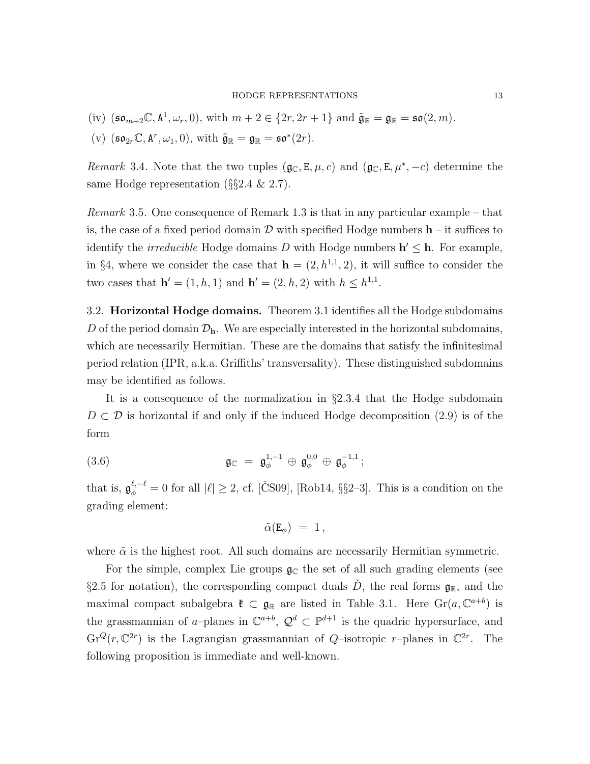(iv) $(\mathfrak{so}_{m+2}\mathbb{C}, \mathtt{A}^1, \omega_r, 0)$, with $m+2 \in \{2r, 2r+1\}$ and $\tilde{\mathfrak{g}}_\mathbb{R} = \mathfrak{g}_\mathbb{R} = \mathfrak{so}(2,m)$.

(v) $(\mathfrak{so}_{2r}\mathbb{C}, \mathtt{A}^r, \omega_1, 0)$, with $\tilde{\mathfrak{g}}_\mathbb{R} = \mathfrak{g}_\mathbb{R} = \mathfrak{so}^*(2r)$.

*Remark* 3.4. Note that the two tuples $(\mathfrak{g}_\mathbb{C}, \mathtt{E}, \mu, c)$ and $(\mathfrak{g}_\mathbb{C}, \mathtt{E}, \mu^*, -c)$ determine the same Hodge representation (§§2.4 & 2.7).

*Remark* 3.5. One consequence of Remark 1.3 is that in any particular example – that is, the case of a fixed period domain $\mathcal{D}$ with specified Hodge numbers $\mathbf{h}$ – it suffices to identify the *irreducible* Hodge domains $D$ with Hodge numbers $\mathbf{h}' \leq \mathbf{h}$. For example, in §4, where we consider the case that $\mathbf{h} = (2, h^{1,1}, 2)$, it will suffice to consider the two cases that $\mathbf{h}' = (1, h, 1)$ and $\mathbf{h}' = (2, h, 2)$ with $h \leq h^{1,1}$.

3.2. **Horizontal Hodge domains.** Theorem 3.1 identifies all the Hodge subdomains $D$ of the period domain $\mathcal{D}_\mathbf{h}$. We are especially interested in the horizontal subdomains, which are necessarily Hermitian. These are the domains that satisfy the infinitesimal period relation (IPR, a.k.a. Griffiths' transversality). These distinguished subdomains may be identified as follows.

It is a consequence of the normalization in §2.3.4 that the Hodge subdomain $D \subset \mathcal{D}$ is horizontal if and only if the induced Hodge decomposition (2.9) is of the form

$$\mathfrak{g}_\mathbb{C} \;=\; \mathfrak{g}_\phi^{1,-1} \,\oplus\, \mathfrak{g}_\phi^{0,0} \,\oplus\, \mathfrak{g}_\phi^{-1,1}\,; \tag{3.6}$$

that is, $\mathfrak{g}_\phi^{\ell,-\ell} = 0$ for all $|\ell| \geq 2$, cf. [ČS09], [Rob14, §§2–3]. This is a condition on the grading element:

$$\tilde{\alpha}(\mathtt{E}_\phi) \;=\; 1\,,$$

where $\tilde{\alpha}$ is the highest root. All such domains are necessarily Hermitian symmetric.

For the simple, complex Lie groups $\mathfrak{g}_\mathbb{C}$ the set of all such grading elements (see §2.5 for notation), the corresponding compact duals $\check{D}$, the real forms $\mathfrak{g}_\mathbb{R}$, and the maximal compact subalgebra $\mathfrak{k} \subset \mathfrak{g}_\mathbb{R}$ are listed in Table 3.1. Here $\mathrm{Gr}(a, \mathbb{C}^{a+b})$ is the grassmannian of $a$–planes in $\mathbb{C}^{a+b}$, $\mathcal{Q}^d \subset \mathbb{P}^{d+1}$ is the quadric hypersurface, and $\mathrm{Gr}^Q(r, \mathbb{C}^{2r})$ is the Lagrangian grassmannian of $Q$–isotropic $r$–planes in $\mathbb{C}^{2r}$. The following proposition is immediate and well-known.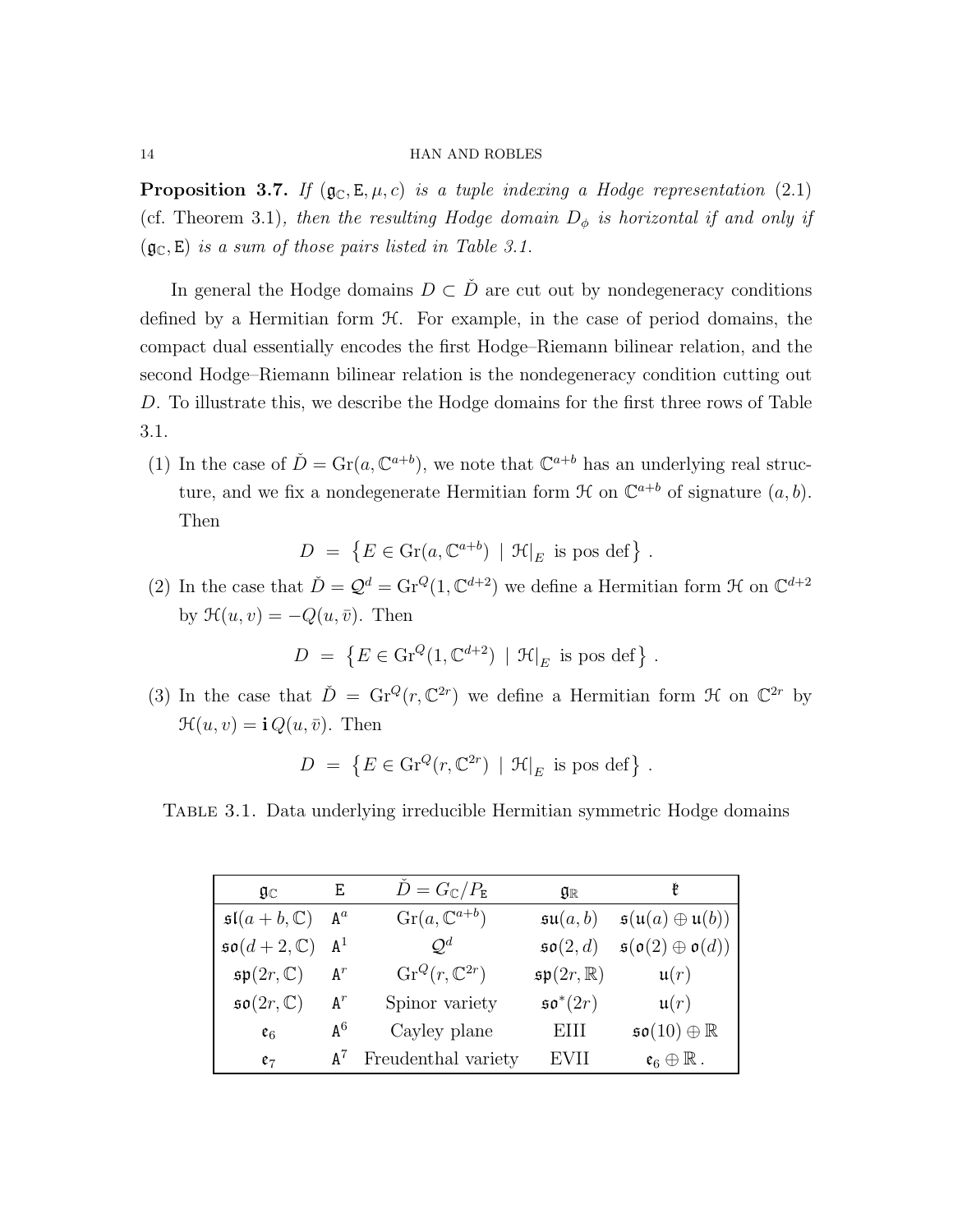**Proposition 3.7.** *If $(\mathfrak{g}_\mathbb{C}, \mathtt{E}, \mu, c)$ is a tuple indexing a Hodge representation* (2.1) (cf. Theorem 3.1)*, then the resulting Hodge domain $D_\phi$ is horizontal if and only if $(\mathfrak{g}_\mathbb{C}, \mathtt{E})$ is a sum of those pairs listed in Table 3.1.*

In general the Hodge domains $D \subset \check{D}$ are cut out by nondegeneracy conditions defined by a Hermitian form $\mathcal{H}$. For example, in the case of period domains, the compact dual essentially encodes the first Hodge–Riemann bilinear relation, and the second Hodge–Riemann bilinear relation is the nondegeneracy condition cutting out $D$. To illustrate this, we describe the Hodge domains for the first three rows of Table 3.1.

(1) In the case of $\check{D} = \mathrm{Gr}(a, \mathbb{C}^{a+b})$, we note that $\mathbb{C}^{a+b}$ has an underlying real structure, and we fix a nondegenerate Hermitian form $\mathcal{H}$ on $\mathbb{C}^{a+b}$ of signature $(a, b)$. Then

$$D \;=\; \left\{ E \in \mathrm{Gr}(a, \mathbb{C}^{a+b}) \;\mid\; \mathcal{H}|_E \text{ is pos def} \right\} .$$

(2) In the case that $\check{D} = \mathcal{Q}^d = \mathrm{Gr}^Q(1, \mathbb{C}^{d+2})$ we define a Hermitian form $\mathcal{H}$ on $\mathbb{C}^{d+2}$ by $\mathcal{H}(u, v) = -Q(u, \bar{v})$. Then

$$D \;=\; \left\{ E \in \mathrm{Gr}^Q(1, \mathbb{C}^{d+2}) \;\mid\; \mathcal{H}|_E \text{ is pos def} \right\} .$$

(3) In the case that $\check{D} = \mathrm{Gr}^Q(r, \mathbb{C}^{2r})$ we define a Hermitian form $\mathcal{H}$ on $\mathbb{C}^{2r}$ by $\mathcal{H}(u, v) = \mathbf{i}\, Q(u, \bar{v})$. Then

$$D \;=\; \left\{ E \in \mathrm{Gr}^Q(r, \mathbb{C}^{2r}) \;\mid\; \mathcal{H}|_E \text{ is pos def} \right\} .$$

Table 3.1. Data underlying irreducible Hermitian symmetric Hodge domains

| $\mathfrak{g}_\mathbb{C}$ | $\mathtt{E}$ | $\check{D} = G_\mathbb{C}/P_\mathtt{E}$ | $\mathfrak{g}_\mathbb{R}$ | $\mathfrak{k}$ |
|---|---|---|---|---|
| $\mathfrak{sl}(a+b, \mathbb{C})$ | $\mathtt{A}^a$ | $\mathrm{Gr}(a, \mathbb{C}^{a+b})$ | $\mathfrak{su}(a, b)$ | $\mathfrak{s}(\mathfrak{u}(a) \oplus \mathfrak{u}(b))$ |
| $\mathfrak{so}(d+2, \mathbb{C})$ | $\mathtt{A}^1$ | $\mathcal{Q}^d$ | $\mathfrak{so}(2, d)$ | $\mathfrak{s}(\mathfrak{o}(2) \oplus \mathfrak{o}(d))$ |
| $\mathfrak{sp}(2r, \mathbb{C})$ | $\mathtt{A}^r$ | $\mathrm{Gr}^Q(r, \mathbb{C}^{2r})$ | $\mathfrak{sp}(2r, \mathbb{R})$ | $\mathfrak{u}(r)$ |
| $\mathfrak{so}(2r, \mathbb{C})$ | $\mathtt{A}^r$ | Spinor variety | $\mathfrak{so}^*(2r)$ | $\mathfrak{u}(r)$ |
| $\mathfrak{e}_6$ | $\mathtt{A}^6$ | Cayley plane | EIII | $\mathfrak{so}(10) \oplus \mathbb{R}$ |
| $\mathfrak{e}_7$ | $\mathtt{A}^7$ | Freudenthal variety | EVII | $\mathfrak{e}_6 \oplus \mathbb{R}$ . |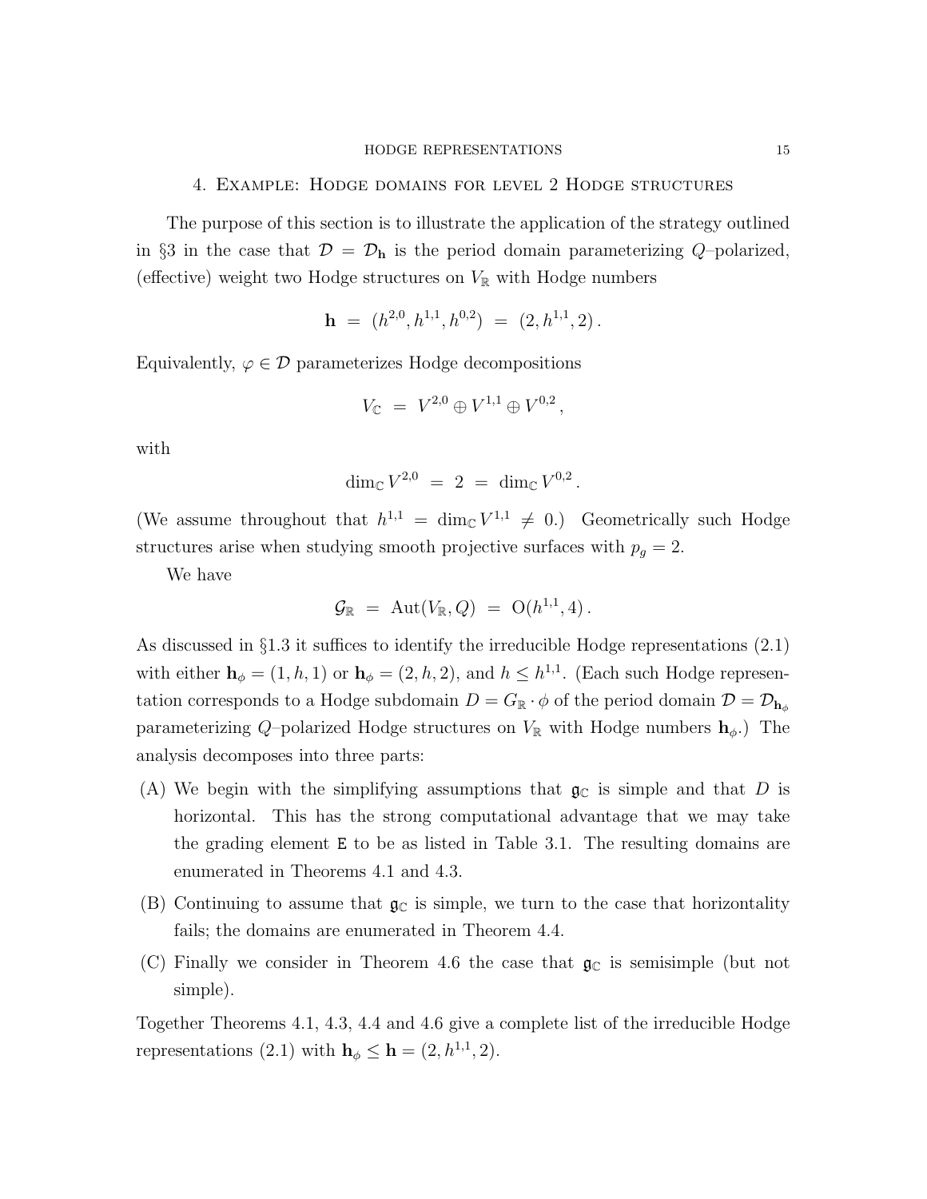## 4. Example: Hodge domains for level 2 Hodge structures

The purpose of this section is to illustrate the application of the strategy outlined in §3 in the case that $\mathcal{D} = \mathcal{D}_{\mathbf{h}}$ is the period domain parameterizing $Q$–polarized, (effective) weight two Hodge structures on $V_{\mathbb{R}}$ with Hodge numbers

$$\mathbf{h} \;=\; (h^{2,0}, h^{1,1}, h^{0,2}) \;=\; (2, h^{1,1}, 2)\,.$$

Equivalently, $\varphi \in \mathcal{D}$ parameterizes Hodge decompositions

$$V_{\mathbb{C}} \;=\; V^{2,0} \oplus V^{1,1} \oplus V^{0,2}\,,$$

with

$$\dim_{\mathbb{C}} V^{2,0} \;=\; 2 \;=\; \dim_{\mathbb{C}} V^{0,2}\,.$$

(We assume throughout that $h^{1,1} = \dim_{\mathbb{C}} V^{1,1} \neq 0$.) Geometrically such Hodge structures arise when studying smooth projective surfaces with $p_g = 2$.

We have

$$\mathcal{G}_{\mathbb{R}} \;=\; \mathrm{Aut}(V_{\mathbb{R}}, Q) \;=\; \mathrm{O}(h^{1,1}, 4)\,.$$

As discussed in §1.3 it suffices to identify the irreducible Hodge representations (2.1) with either $\mathbf{h}_\phi = (1, h, 1)$ or $\mathbf{h}_\phi = (2, h, 2)$, and $h \le h^{1,1}$. (Each such Hodge representation corresponds to a Hodge subdomain $D = G_{\mathbb{R}} \cdot \phi$ of the period domain $\mathcal{D} = \mathcal{D}_{\mathbf{h}_\phi}$ parameterizing $Q$–polarized Hodge structures on $V_{\mathbb{R}}$ with Hodge numbers $\mathbf{h}_\phi$.) The analysis decomposes into three parts:

(A) We begin with the simplifying assumptions that $\mathfrak{g}_{\mathbb{C}}$ is simple and that $D$ is horizontal. This has the strong computational advantage that we may take the grading element $\mathtt{E}$ to be as listed in Table 3.1. The resulting domains are enumerated in Theorems 4.1 and 4.3.

(B) Continuing to assume that $\mathfrak{g}_{\mathbb{C}}$ is simple, we turn to the case that horizontality fails; the domains are enumerated in Theorem 4.4.

(C) Finally we consider in Theorem 4.6 the case that $\mathfrak{g}_{\mathbb{C}}$ is semisimple (but not simple).

Together Theorems 4.1, 4.3, 4.4 and 4.6 give a complete list of the irreducible Hodge representations (2.1) with $\mathbf{h}_\phi \le \mathbf{h} = (2, h^{1,1}, 2)$.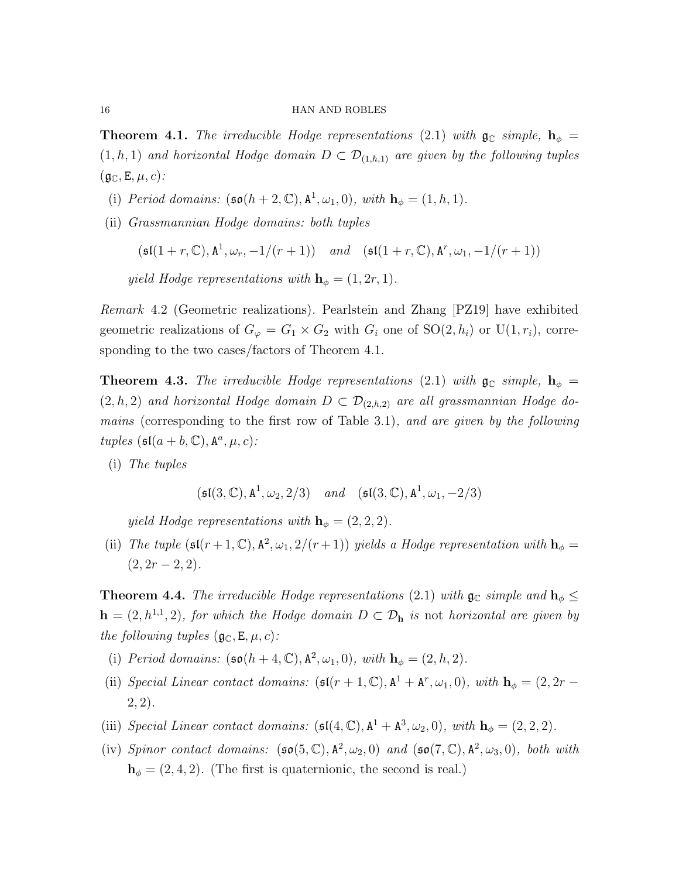**Theorem 4.1.** *The irreducible Hodge representations* (2.1) *with $\mathfrak{g}_\mathbb{C}$ simple, $\mathbf{h}_\phi = (1, h, 1)$ and horizontal Hodge domain $D \subset \mathcal{D}_{(1,h,1)}$ are given by the following tuples $(\mathfrak{g}_\mathbb{C}, \mathtt{E}, \mu, c)$:*

- (i) *Period domains: $(\mathfrak{so}(h+2, \mathbb{C}), \mathtt{A}^1, \omega_1, 0)$, with $\mathbf{h}_\phi = (1, h, 1)$.*
- (ii) *Grassmannian Hodge domains: both tuples*

$$(\mathfrak{sl}(1+r, \mathbb{C}), \mathtt{A}^1, \omega_r, -1/(r+1)) \quad \text{and} \quad (\mathfrak{sl}(1+r, \mathbb{C}), \mathtt{A}^r, \omega_1, -1/(r+1))$$

  *yield Hodge representations with $\mathbf{h}_\phi = (1, 2r, 1)$.*

*Remark* 4.2 (Geometric realizations)*.* Pearlstein and Zhang [PZ19] have exhibited geometric realizations of $G_\varphi = G_1 \times G_2$ with $G_i$ one of $\mathrm{SO}(2, h_i)$ or $\mathrm{U}(1, r_i)$, corresponding to the two cases/factors of Theorem 4.1.

**Theorem 4.3.** *The irreducible Hodge representations* (2.1) *with $\mathfrak{g}_\mathbb{C}$ simple, $\mathbf{h}_\phi = (2, h, 2)$ and horizontal Hodge domain $D \subset \mathcal{D}_{(2,h,2)}$ are all grassmannian Hodge domains* (corresponding to the first row of Table 3.1)*, and are given by the following tuples $(\mathfrak{sl}(a+b, \mathbb{C}), \mathtt{A}^a, \mu, c)$:*

- (i) *The tuples*

$$(\mathfrak{sl}(3, \mathbb{C}), \mathtt{A}^1, \omega_2, 2/3) \quad \text{and} \quad (\mathfrak{sl}(3, \mathbb{C}), \mathtt{A}^1, \omega_1, -2/3)$$

  *yield Hodge representations with $\mathbf{h}_\phi = (2, 2, 2)$.*
- (ii) *The tuple $(\mathfrak{sl}(r+1, \mathbb{C}), \mathtt{A}^2, \omega_1, 2/(r+1))$ yields a Hodge representation with $\mathbf{h}_\phi = (2, 2r-2, 2)$.*

**Theorem 4.4.** *The irreducible Hodge representations* (2.1) *with $\mathfrak{g}_\mathbb{C}$ simple and $\mathbf{h}_\phi \le \mathbf{h} = (2, h^{1,1}, 2)$, for which the Hodge domain $D \subset \mathcal{D}_\mathbf{h}$ is* not *horizontal are given by the following tuples $(\mathfrak{g}_\mathbb{C}, \mathtt{E}, \mu, c)$:*

- (i) *Period domains: $(\mathfrak{so}(h+4, \mathbb{C}), \mathtt{A}^2, \omega_1, 0)$, with $\mathbf{h}_\phi = (2, h, 2)$.*
- (ii) *Special Linear contact domains: $(\mathfrak{sl}(r+1, \mathbb{C}), \mathtt{A}^1 + \mathtt{A}^r, \omega_1, 0)$, with $\mathbf{h}_\phi = (2, 2r-2, 2)$.*
- (iii) *Special Linear contact domains: $(\mathfrak{sl}(4, \mathbb{C}), \mathtt{A}^1 + \mathtt{A}^3, \omega_2, 0)$, with $\mathbf{h}_\phi = (2, 2, 2)$.*
- (iv) *Spinor contact domains: $(\mathfrak{so}(5, \mathbb{C}), \mathtt{A}^2, \omega_2, 0)$ and $(\mathfrak{so}(7, \mathbb{C}), \mathtt{A}^2, \omega_3, 0)$, both with $\mathbf{h}_\phi = (2, 4, 2)$.* (The first is quaternionic, the second is real.)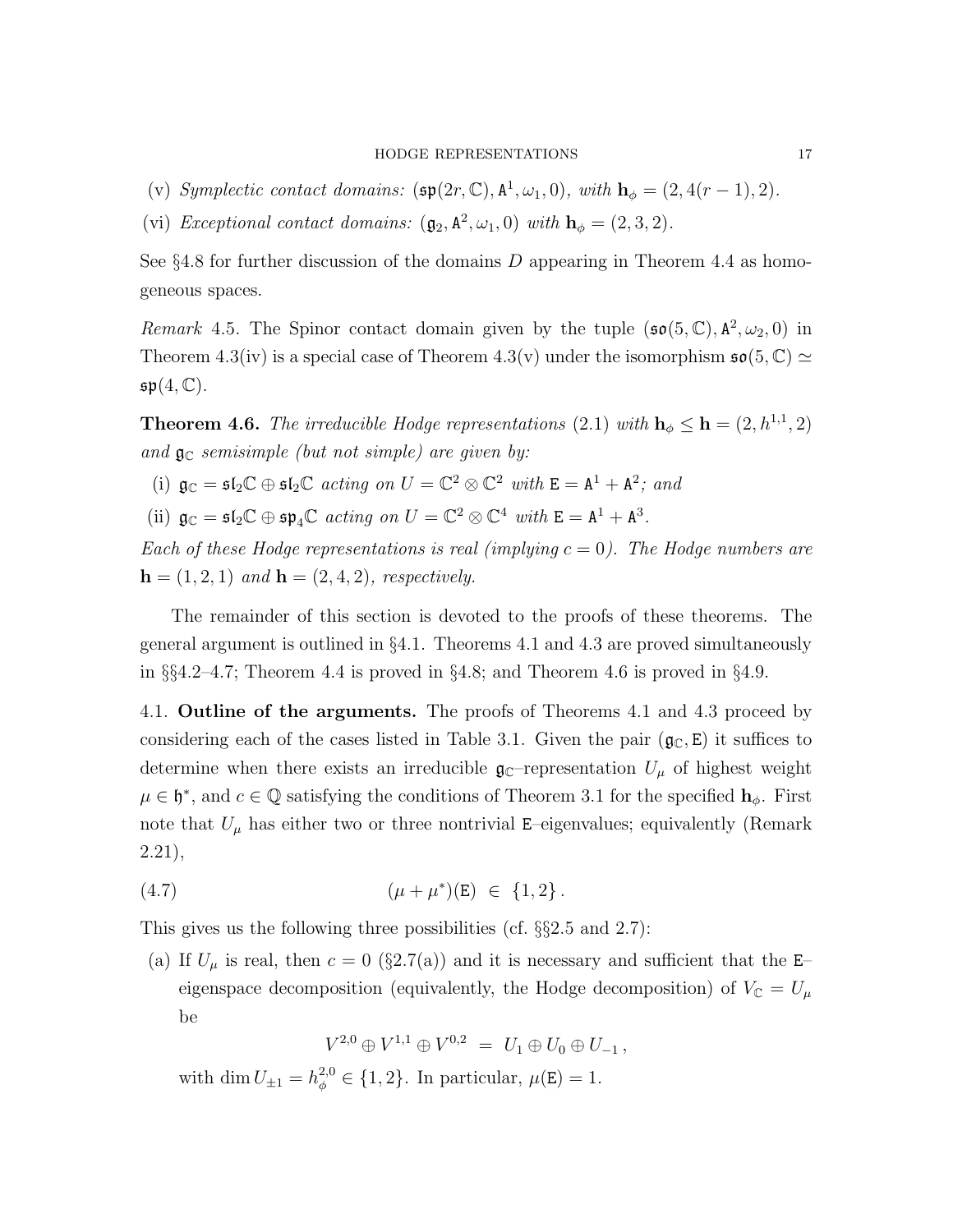(v) *Symplectic contact domains:* $(\mathfrak{sp}(2r,\mathbb{C}), \mathtt{A}^1, \omega_1, 0)$*, with* $\mathbf{h}_\phi = (2, 4(r-1), 2)$*.*

(vi) *Exceptional contact domains:* $(\mathfrak{g}_2, \mathtt{A}^2, \omega_1, 0)$ *with* $\mathbf{h}_\phi = (2,3,2)$*.*

See §4.8 for further discussion of the domains $D$ appearing in Theorem 4.4 as homogeneous spaces.

*Remark* 4.5. The Spinor contact domain given by the tuple $(\mathfrak{so}(5,\mathbb{C}), \mathtt{A}^2, \omega_2, 0)$ in Theorem 4.3(iv) is a special case of Theorem 4.3(v) under the isomorphism $\mathfrak{so}(5,\mathbb{C}) \simeq \mathfrak{sp}(4,\mathbb{C})$.

**Theorem 4.6.** *The irreducible Hodge representations* (2.1) *with* $\mathbf{h}_\phi \le \mathbf{h} = (2, h^{1,1}, 2)$ *and* $\mathfrak{g}_\mathbb{C}$ *semisimple (but not simple) are given by:*

(i) $\mathfrak{g}_\mathbb{C} = \mathfrak{sl}_2\mathbb{C} \oplus \mathfrak{sl}_2\mathbb{C}$ *acting on* $U = \mathbb{C}^2 \otimes \mathbb{C}^2$ *with* $\mathtt{E} = \mathtt{A}^1 + \mathtt{A}^2$*; and*

(ii) $\mathfrak{g}_\mathbb{C} = \mathfrak{sl}_2\mathbb{C} \oplus \mathfrak{sp}_4\mathbb{C}$ *acting on* $U = \mathbb{C}^2 \otimes \mathbb{C}^4$ *with* $\mathtt{E} = \mathtt{A}^1 + \mathtt{A}^3$*.*

*Each of these Hodge representations is real (implying* $c = 0$*). The Hodge numbers are* $\mathbf{h} = (1,2,1)$ *and* $\mathbf{h} = (2,4,2)$*, respectively.*

The remainder of this section is devoted to the proofs of these theorems. The general argument is outlined in §4.1. Theorems 4.1 and 4.3 are proved simultaneously in §§4.2–4.7; Theorem 4.4 is proved in §4.8; and Theorem 4.6 is proved in §4.9.

4.1. **Outline of the arguments.** The proofs of Theorems 4.1 and 4.3 proceed by considering each of the cases listed in Table 3.1. Given the pair $(\mathfrak{g}_\mathbb{C}, \mathtt{E})$ it suffices to determine when there exists an irreducible $\mathfrak{g}_\mathbb{C}$–representation $U_\mu$ of highest weight $\mu \in \mathfrak{h}^*$, and $c \in \mathbb{Q}$ satisfying the conditions of Theorem 3.1 for the specified $\mathbf{h}_\phi$. First note that $U_\mu$ has either two or three nontrivial $\mathtt{E}$–eigenvalues; equivalently (Remark 2.21),

$$(\mu + \mu^*)(\mathtt{E}) \ \in \ \{1, 2\}\,. \tag{4.7}$$

This gives us the following three possibilities (cf. §§2.5 and 2.7):

(a) If $U_\mu$ is real, then $c = 0$ (§2.7(a)) and it is necessary and sufficient that the $\mathtt{E}$–eigenspace decomposition (equivalently, the Hodge decomposition) of $V_\mathbb{C} = U_\mu$ be

$$V^{2,0} \oplus V^{1,1} \oplus V^{0,2} \ = \ U_1 \oplus U_0 \oplus U_{-1}\,,$$

with $\dim U_{\pm 1} = h^{2,0}_\phi \in \{1, 2\}$. In particular, $\mu(\mathtt{E}) = 1$.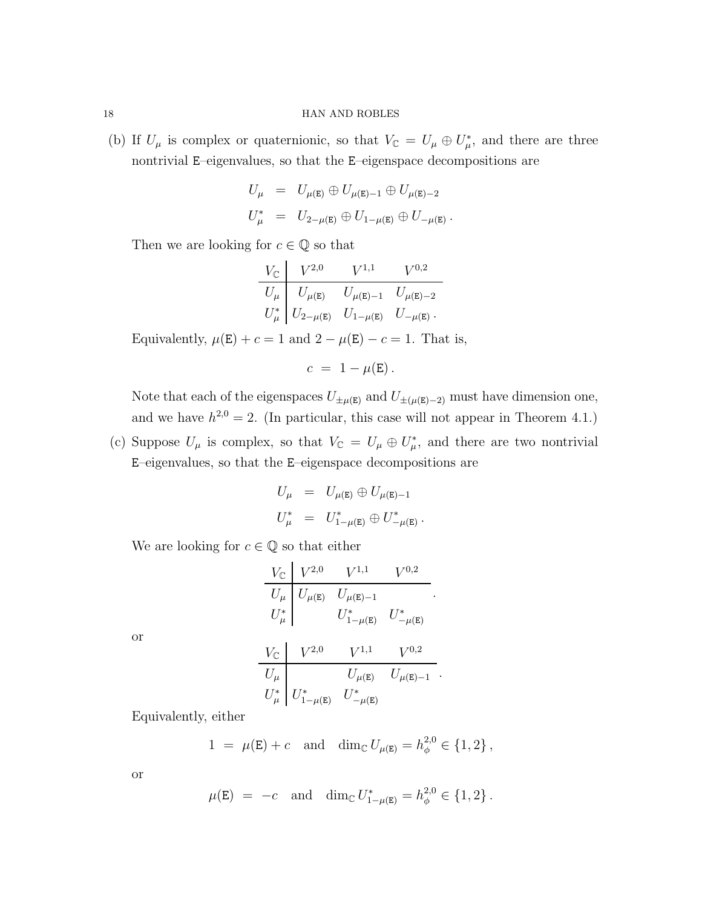(b) If $U_\mu$ is complex or quaternionic, so that $V_\mathbb{C} = U_\mu \oplus U_\mu^*$, and there are three nontrivial $\mathtt{E}$–eigenvalues, so that the $\mathtt{E}$–eigenspace decompositions are

$$
\begin{aligned}
U_\mu &= U_{\mu(\mathtt{E})} \oplus U_{\mu(\mathtt{E})-1} \oplus U_{\mu(\mathtt{E})-2} \\
U_\mu^* &= U_{2-\mu(\mathtt{E})} \oplus U_{1-\mu(\mathtt{E})} \oplus U_{-\mu(\mathtt{E})} \,.
\end{aligned}
$$

Then we are looking for $c \in \mathbb{Q}$ so that

$$
\begin{array}{c|ccc}
V_\mathbb{C} & V^{2,0} & V^{1,1} & V^{0,2} \\
\hline
U_\mu & U_{\mu(\mathtt{E})} & U_{\mu(\mathtt{E})-1} & U_{\mu(\mathtt{E})-2} \\
U_\mu^* & U_{2-\mu(\mathtt{E})} & U_{1-\mu(\mathtt{E})} & U_{-\mu(\mathtt{E})} \,.
\end{array}
$$

Equivalently, $\mu(\mathtt{E}) + c = 1$ and $2 - \mu(\mathtt{E}) - c = 1$. That is,

$$
c \;=\; 1 - \mu(\mathtt{E}) \,.
$$

Note that each of the eigenspaces $U_{\pm\mu(\mathtt{E})}$ and $U_{\pm(\mu(\mathtt{E})-2)}$ must have dimension one, and we have $h^{2,0} = 2$. (In particular, this case will not appear in Theorem 4.1.)

(c) Suppose $U_\mu$ is complex, so that $V_\mathbb{C} = U_\mu \oplus U_\mu^*$, and there are two nontrivial $\mathtt{E}$–eigenvalues, so that the $\mathtt{E}$–eigenspace decompositions are

$$
\begin{aligned}
U_\mu &= U_{\mu(\mathtt{E})} \oplus U_{\mu(\mathtt{E})-1} \\
U_\mu^* &= U^*_{1-\mu(\mathtt{E})} \oplus U^*_{-\mu(\mathtt{E})} \,.
\end{aligned}
$$

We are looking for $c \in \mathbb{Q}$ so that either

$$
\begin{array}{c|ccc}
V_\mathbb{C} & V^{2,0} & V^{1,1} & V^{0,2} \\
\hline
U_\mu & U_{\mu(\mathtt{E})} & U_{\mu(\mathtt{E})-1} & \\
U_\mu^* & & U^*_{1-\mu(\mathtt{E})} & U^*_{-\mu(\mathtt{E})}
\end{array}
\,.
$$

or

$$
\begin{array}{c|ccc}
V_\mathbb{C} & V^{2,0} & V^{1,1} & V^{0,2} \\
\hline
U_\mu & & U_{\mu(\mathtt{E})} & U_{\mu(\mathtt{E})-1} \\
U_\mu^* & U^*_{1-\mu(\mathtt{E})} & U^*_{-\mu(\mathtt{E})} &
\end{array}
\,.
$$

Equivalently, either

$$
1 \;=\; \mu(\mathtt{E}) + c \quad \text{and} \quad \dim_\mathbb{C} U_{\mu(\mathtt{E})} = h^{2,0}_\phi \in \{1,2\} \,,
$$

or

$$
\mu(\mathtt{E}) \;=\; -c \quad \text{and} \quad \dim_\mathbb{C} U^*_{1-\mu(\mathtt{E})} = h^{2,0}_\phi \in \{1,2\} \,.
$$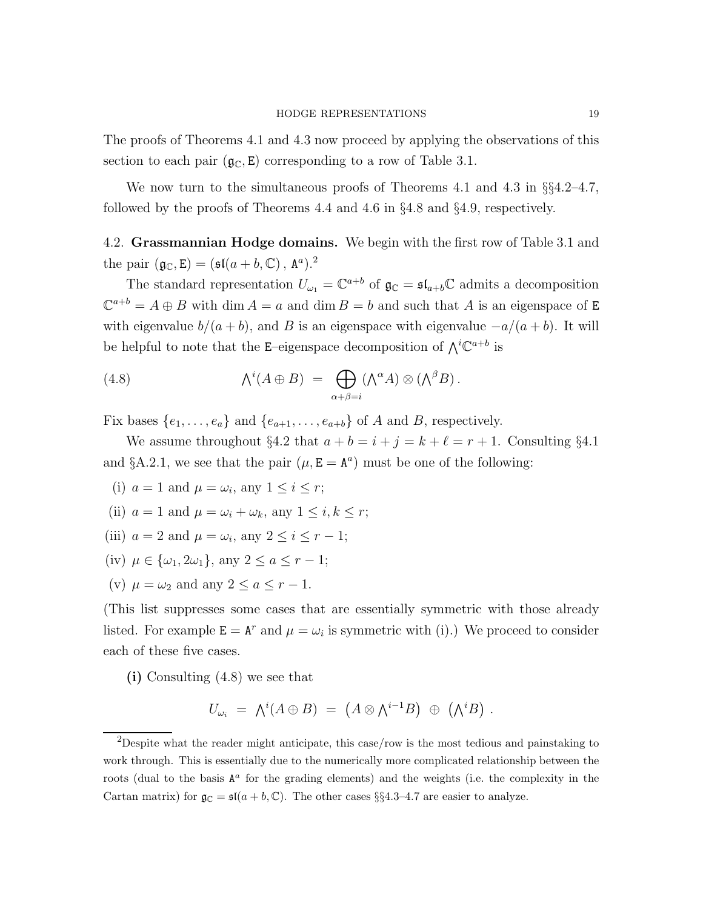The proofs of Theorems 4.1 and 4.3 now proceed by applying the observations of this section to each pair $(\mathfrak{g}_\mathbb{C}, \mathtt{E})$ corresponding to a row of Table 3.1.

We now turn to the simultaneous proofs of Theorems 4.1 and 4.3 in §§4.2–4.7, followed by the proofs of Theorems 4.4 and 4.6 in §4.8 and §4.9, respectively.

4.2. **Grassmannian Hodge domains.** We begin with the first row of Table 3.1 and the pair $(\mathfrak{g}_\mathbb{C}, \mathtt{E}) = (\mathfrak{sl}(a+b,\mathbb{C})\,,\, \mathtt{A}^a)$.[2]

The standard representation $U_{\omega_1} = \mathbb{C}^{a+b}$ of $\mathfrak{g}_\mathbb{C} = \mathfrak{sl}_{a+b}\mathbb{C}$ admits a decomposition $\mathbb{C}^{a+b} = A \oplus B$ with $\dim A = a$ and $\dim B = b$ and such that $A$ is an eigenspace of $\mathtt{E}$ with eigenvalue $b/(a+b)$, and $B$ is an eigenspace with eigenvalue $-a/(a+b)$. It will be helpful to note that the $\mathtt{E}$–eigenspace decomposition of $\bigwedge^i \mathbb{C}^{a+b}$ is

$$\bigwedge{}^i(A \oplus B) \;=\; \bigoplus_{\alpha+\beta=i} (\bigwedge{}^\alpha A) \otimes (\bigwedge{}^\beta B)\,. \tag{4.8}$$

Fix bases $\{e_1, \ldots, e_a\}$ and $\{e_{a+1}, \ldots, e_{a+b}\}$ of $A$ and $B$, respectively.

We assume throughout §4.2 that $a + b = i + j = k + \ell = r + 1$. Consulting §4.1 and §A.2.1, we see that the pair $(\mu, \mathtt{E} = \mathtt{A}^a)$ must be one of the following:

(i) $a = 1$ and $\mu = \omega_i$, any $1 \le i \le r$;

(ii) $a = 1$ and $\mu = \omega_i + \omega_k$, any $1 \le i, k \le r$;

(iii) $a = 2$ and $\mu = \omega_i$, any $2 \le i \le r-1$;

(iv) $\mu \in \{\omega_1, 2\omega_1\}$, any $2 \le a \le r-1$;

(v) $\mu = \omega_2$ and any $2 \le a \le r-1$.

(This list suppresses some cases that are essentially symmetric with those already listed. For example $\mathtt{E} = \mathtt{A}^r$ and $\mu = \omega_i$ is symmetric with (i).) We proceed to consider each of these five cases.

**(i)** Consulting (4.8) we see that

$$U_{\omega_i} \;=\; \bigwedge{}^i(A \oplus B) \;=\; \left(A \otimes \bigwedge{}^{i-1} B\right) \;\oplus\; \left(\bigwedge{}^i B\right)\,.$$

[2] Despite what the reader might anticipate, this case/row is the most tedious and painstaking to work through. This is essentially due to the numerically more complicated relationship between the roots (dual to the basis $\mathtt{A}^a$ for the grading elements) and the weights (i.e. the complexity in the Cartan matrix) for $\mathfrak{g}_\mathbb{C} = \mathfrak{sl}(a+b,\mathbb{C})$. The other cases §§4.3–4.7 are easier to analyze.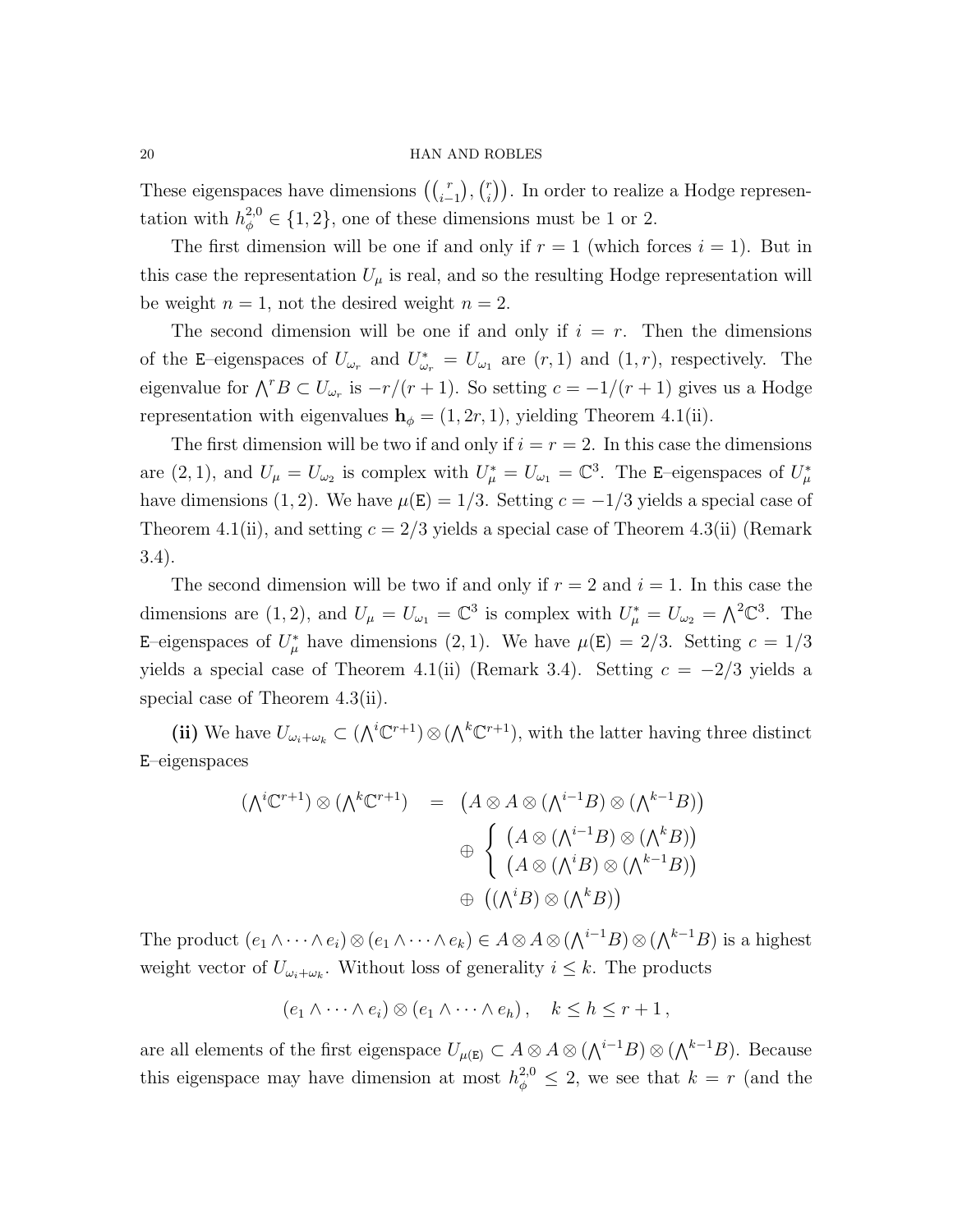These eigenspaces have dimensions $\left(\binom{r}{i-1}, \binom{r}{i}\right)$. In order to realize a Hodge representation with $h^{2,0}_\phi \in \{1,2\}$, one of these dimensions must be 1 or 2.

The first dimension will be one if and only if $r = 1$ (which forces $i = 1$). But in this case the representation $U_\mu$ is real, and so the resulting Hodge representation will be weight $n = 1$, not the desired weight $n = 2$.

The second dimension will be one if and only if $i = r$. Then the dimensions of the $\mathtt{E}$–eigenspaces of $U_{\omega_r}$ and $U^*_{\omega_r} = U_{\omega_1}$ are $(r, 1)$ and $(1, r)$, respectively. The eigenvalue for $\bigwedge^r B \subset U_{\omega_r}$ is $-r/(r+1)$. So setting $c = -1/(r+1)$ gives us a Hodge representation with eigenvalues $\mathbf{h}_\phi = (1, 2r, 1)$, yielding Theorem 4.1(ii).

The first dimension will be two if and only if $i = r = 2$. In this case the dimensions are $(2, 1)$, and $U_\mu = U_{\omega_2}$ is complex with $U^*_\mu = U_{\omega_1} = \mathbb{C}^3$. The $\mathtt{E}$–eigenspaces of $U^*_\mu$ have dimensions $(1, 2)$. We have $\mu(\mathtt{E}) = 1/3$. Setting $c = -1/3$ yields a special case of Theorem 4.1(ii), and setting $c = 2/3$ yields a special case of Theorem 4.3(ii) (Remark 3.4).

The second dimension will be two if and only if $r = 2$ and $i = 1$. In this case the dimensions are $(1, 2)$, and $U_\mu = U_{\omega_1} = \mathbb{C}^3$ is complex with $U^*_\mu = U_{\omega_2} = \bigwedge^2 \mathbb{C}^3$. The $\mathtt{E}$–eigenspaces of $U^*_\mu$ have dimensions $(2, 1)$. We have $\mu(\mathtt{E}) = 2/3$. Setting $c = 1/3$ yields a special case of Theorem 4.1(ii) (Remark 3.4). Setting $c = -2/3$ yields a special case of Theorem 4.3(ii).

**(ii)** We have $U_{\omega_i + \omega_k} \subset (\bigwedge^i \mathbb{C}^{r+1}) \otimes (\bigwedge^k \mathbb{C}^{r+1})$, with the latter having three distinct $\mathtt{E}$–eigenspaces

$$
\begin{aligned}
(\textstyle\bigwedge^i \mathbb{C}^{r+1}) \otimes (\bigwedge^k \mathbb{C}^{r+1}) \quad = \quad & \left(A \otimes A \otimes (\textstyle\bigwedge^{i-1} B) \otimes (\bigwedge^{k-1} B)\right) \\
& \oplus \left\{ \begin{array}{l} \left(A \otimes (\bigwedge^{i-1} B) \otimes (\bigwedge^{k} B)\right) \\ \left(A \otimes (\bigwedge^{i} B) \otimes (\bigwedge^{k-1} B)\right) \end{array} \right. \\
& \oplus \left((\textstyle\bigwedge^i B) \otimes (\bigwedge^k B)\right)
\end{aligned}
$$

The product $(e_1 \wedge \cdots \wedge e_i) \otimes (e_1 \wedge \cdots \wedge e_k) \in A \otimes A \otimes (\bigwedge^{i-1} B) \otimes (\bigwedge^{k-1} B)$ is a highest weight vector of $U_{\omega_i + \omega_k}$. Without loss of generality $i \le k$. The products

$$
(e_1 \wedge \cdots \wedge e_i) \otimes (e_1 \wedge \cdots \wedge e_h)\,, \quad k \le h \le r+1\,,
$$

are all elements of the first eigenspace $U_{\mu(\mathtt{E})} \subset A \otimes A \otimes (\bigwedge^{i-1} B) \otimes (\bigwedge^{k-1} B)$. Because this eigenspace may have dimension at most $h^{2,0}_\phi \le 2$, we see that $k = r$ (and the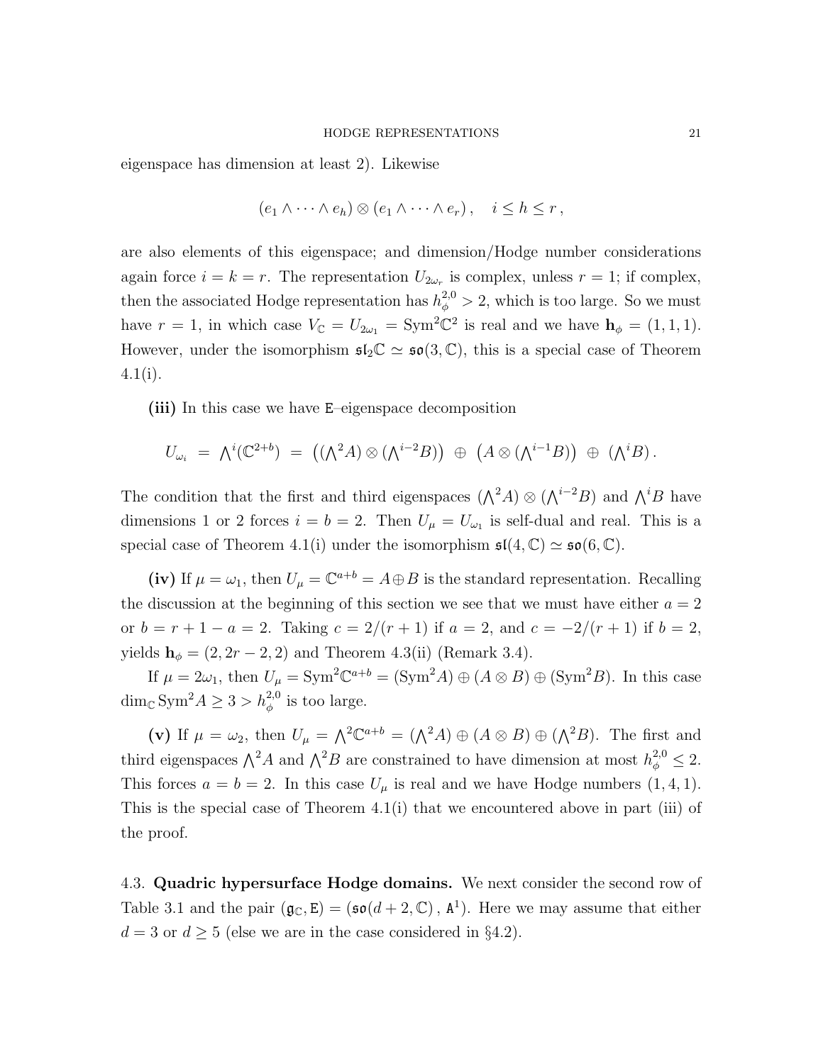eigenspace has dimension at least 2). Likewise

$$(e_1 \wedge \cdots \wedge e_h) \otimes (e_1 \wedge \cdots \wedge e_r)\,, \quad i \le h \le r\,,$$

are also elements of this eigenspace; and dimension/Hodge number considerations again force $i = k = r$. The representation $U_{2\omega_r}$ is complex, unless $r = 1$; if complex, then the associated Hodge representation has $h^{2,0}_\phi > 2$, which is too large. So we must have $r = 1$, in which case $V_\mathbb{C} = U_{2\omega_1} = \mathrm{Sym}^2\mathbb{C}^2$ is real and we have $\mathbf{h}_\phi = (1,1,1)$. However, under the isomorphism $\mathfrak{sl}_2\mathbb{C} \simeq \mathfrak{so}(3,\mathbb{C})$, this is a special case of Theorem 4.1(i).

**(iii)** In this case we have $\mathtt{E}$–eigenspace decomposition

$$U_{\omega_i} \;=\; \textstyle\bigwedge^i(\mathbb{C}^{2+b}) \;=\; \big((\bigwedge^2 A) \otimes (\bigwedge^{i-2} B)\big) \;\oplus\; \big(A \otimes (\bigwedge^{i-1} B)\big) \;\oplus\; (\bigwedge^i B)\,.$$

The condition that the first and third eigenspaces $(\bigwedge^2 A) \otimes (\bigwedge^{i-2} B)$ and $\bigwedge^i B$ have dimensions 1 or 2 forces $i = b = 2$. Then $U_\mu = U_{\omega_1}$ is self-dual and real. This is a special case of Theorem 4.1(i) under the isomorphism $\mathfrak{sl}(4,\mathbb{C}) \simeq \mathfrak{so}(6,\mathbb{C})$.

**(iv)** If $\mu = \omega_1$, then $U_\mu = \mathbb{C}^{a+b} = A \oplus B$ is the standard representation. Recalling the discussion at the beginning of this section we see that we must have either $a = 2$ or $b = r+1-a = 2$. Taking $c = 2/(r+1)$ if $a = 2$, and $c = -2/(r+1)$ if $b = 2$, yields $\mathbf{h}_\phi = (2, 2r-2, 2)$ and Theorem 4.3(ii) (Remark 3.4).

If $\mu = 2\omega_1$, then $U_\mu = \mathrm{Sym}^2\mathbb{C}^{a+b} = (\mathrm{Sym}^2 A) \oplus (A \otimes B) \oplus (\mathrm{Sym}^2 B)$. In this case $\dim_\mathbb{C} \mathrm{Sym}^2 A \ge 3 > h^{2,0}_\phi$ is too large.

**(v)** If $\mu = \omega_2$, then $U_\mu = \bigwedge^2 \mathbb{C}^{a+b} = (\bigwedge^2 A) \oplus (A \otimes B) \oplus (\bigwedge^2 B)$. The first and third eigenspaces $\bigwedge^2 A$ and $\bigwedge^2 B$ are constrained to have dimension at most $h^{2,0}_\phi \le 2$. This forces $a = b = 2$. In this case $U_\mu$ is real and we have Hodge numbers $(1,4,1)$. This is the special case of Theorem 4.1(i) that we encountered above in part (iii) of the proof.

4.3. **Quadric hypersurface Hodge domains.** We next consider the second row of Table 3.1 and the pair $(\mathfrak{g}_\mathbb{C}, \mathtt{E}) = (\mathfrak{so}(d+2,\mathbb{C}), \mathtt{A}^1)$. Here we may assume that either $d = 3$ or $d \ge 5$ (else we are in the case considered in §4.2).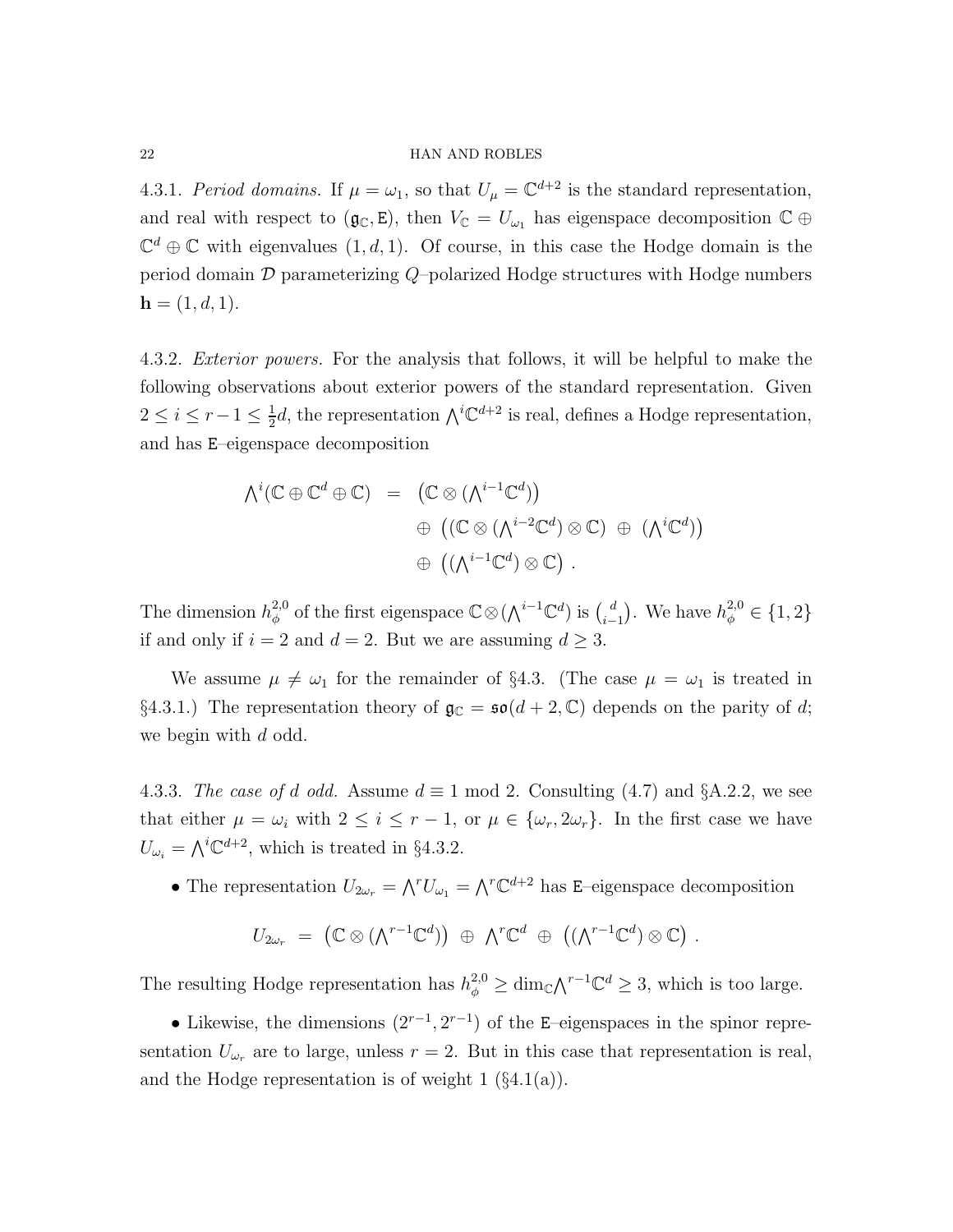4.3.1. *Period domains.* If $\mu = \omega_1$, so that $U_\mu = \mathbb{C}^{d+2}$ is the standard representation, and real with respect to $(\mathfrak{g}_\mathbb{C}, \mathtt{E})$, then $V_\mathbb{C} = U_{\omega_1}$ has eigenspace decomposition $\mathbb{C} \oplus \mathbb{C}^d \oplus \mathbb{C}$ with eigenvalues $(1, d, 1)$. Of course, in this case the Hodge domain is the period domain $\mathcal{D}$ parameterizing $Q$–polarized Hodge structures with Hodge numbers $\mathbf{h} = (1, d, 1)$.

4.3.2. *Exterior powers.* For the analysis that follows, it will be helpful to make the following observations about exterior powers of the standard representation. Given $2 \leq i \leq r-1 \leq \frac{1}{2}d$, the representation $\bigwedge^i \mathbb{C}^{d+2}$ is real, defines a Hodge representation, and has $\mathtt{E}$–eigenspace decomposition

$$
\begin{aligned}
\textstyle\bigwedge^i(\mathbb{C} \oplus \mathbb{C}^d \oplus \mathbb{C}) \quad = \quad & \big(\mathbb{C} \otimes (\textstyle\bigwedge^{i-1}\mathbb{C}^d)\big) \\
& \oplus \ \big((\mathbb{C} \otimes (\textstyle\bigwedge^{i-2}\mathbb{C}^d) \otimes \mathbb{C}) \ \oplus \ (\textstyle\bigwedge^i \mathbb{C}^d)\big) \\
& \oplus \ \big((\textstyle\bigwedge^{i-1}\mathbb{C}^d) \otimes \mathbb{C}\big) \ .
\end{aligned}
$$

The dimension $h^{2,0}_\phi$ of the first eigenspace $\mathbb{C} \otimes (\bigwedge^{i-1}\mathbb{C}^d)$ is $\binom{d}{i-1}$. We have $h^{2,0}_\phi \in \{1, 2\}$ if and only if $i = 2$ and $d = 2$. But we are assuming $d \geq 3$.

We assume $\mu \neq \omega_1$ for the remainder of §4.3. (The case $\mu = \omega_1$ is treated in §4.3.1.) The representation theory of $\mathfrak{g}_\mathbb{C} = \mathfrak{so}(d+2, \mathbb{C})$ depends on the parity of $d$; we begin with $d$ odd.

4.3.3. *The case of $d$ odd.* Assume $d \equiv 1 \bmod 2$. Consulting (4.7) and §A.2.2, we see that either $\mu = \omega_i$ with $2 \leq i \leq r-1$, or $\mu \in \{\omega_r, 2\omega_r\}$. In the first case we have $U_{\omega_i} = \bigwedge^i \mathbb{C}^{d+2}$, which is treated in §4.3.2.

- The representation $U_{2\omega_r} = \bigwedge^r U_{\omega_1} = \bigwedge^r \mathbb{C}^{d+2}$ has $\mathtt{E}$–eigenspace decomposition

$$
U_{2\omega_r} \ = \ \big(\mathbb{C} \otimes (\textstyle\bigwedge^{r-1}\mathbb{C}^d)\big) \ \oplus \ \textstyle\bigwedge^r \mathbb{C}^d \ \oplus \ \big((\textstyle\bigwedge^{r-1}\mathbb{C}^d) \otimes \mathbb{C}\big) \ .
$$

The resulting Hodge representation has $h^{2,0}_\phi \geq \dim_\mathbb{C} \bigwedge^{r-1}\mathbb{C}^d \geq 3$, which is too large.

- Likewise, the dimensions $(2^{r-1}, 2^{r-1})$ of the $\mathtt{E}$–eigenspaces in the spinor representation $U_{\omega_r}$ are to large, unless $r = 2$. But in this case that representation is real, and the Hodge representation is of weight 1 (§4.1(a)).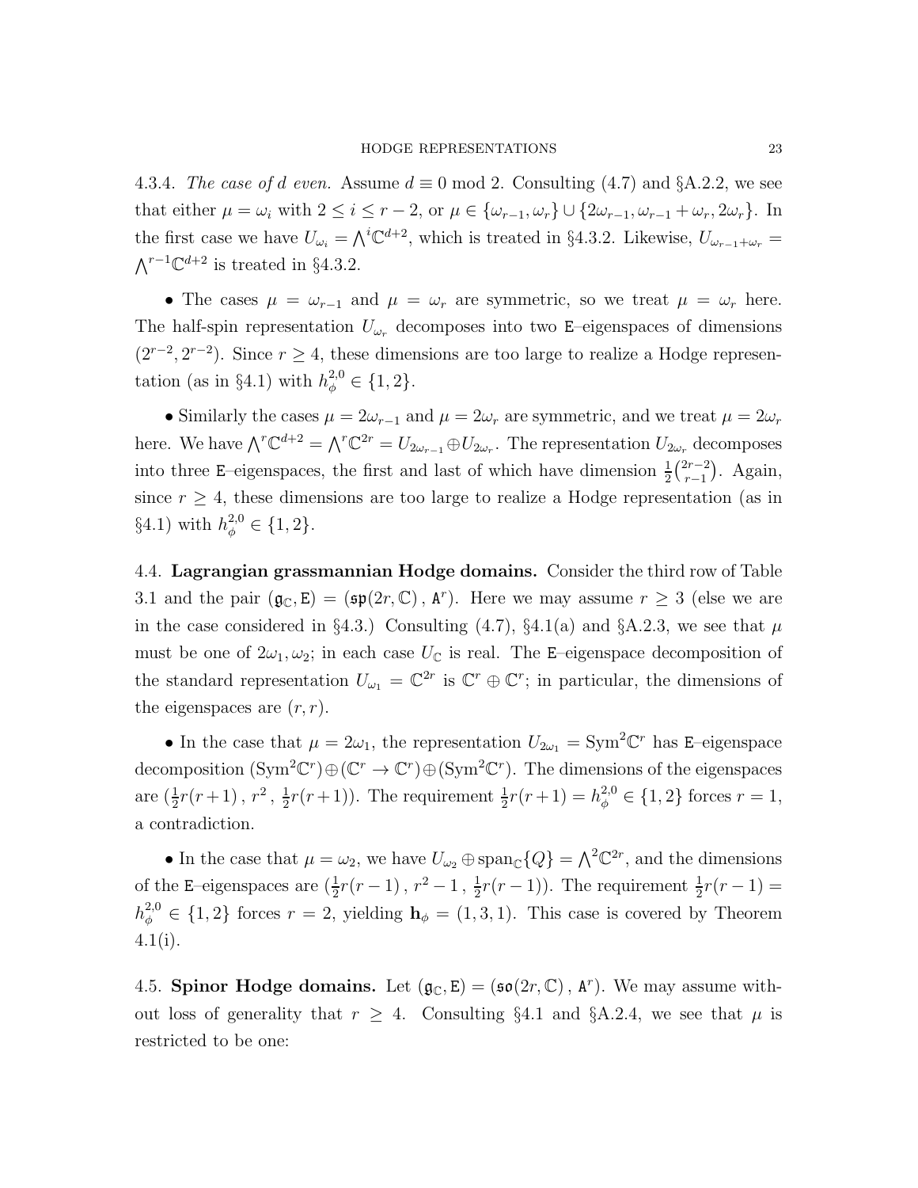4.3.4. *The case of d even.* Assume $d \equiv 0 \bmod 2$. Consulting (4.7) and §A.2.2, we see that either $\mu = \omega_i$ with $2 \le i \le r-2$, or $\mu \in \{\omega_{r-1}, \omega_r\} \cup \{2\omega_{r-1}, \omega_{r-1}+\omega_r, 2\omega_r\}$. In the first case we have $U_{\omega_i} = \bigwedge^i \mathbb{C}^{d+2}$, which is treated in §4.3.2. Likewise, $U_{\omega_{r-1}+\omega_r} = \bigwedge^{r-1}\mathbb{C}^{d+2}$ is treated in §4.3.2.

• The cases $\mu = \omega_{r-1}$ and $\mu = \omega_r$ are symmetric, so we treat $\mu = \omega_r$ here. The half-spin representation $U_{\omega_r}$ decomposes into two $\mathtt{E}$–eigenspaces of dimensions $(2^{r-2}, 2^{r-2})$. Since $r \ge 4$, these dimensions are too large to realize a Hodge representation (as in §4.1) with $h^{2,0}_\phi \in \{1,2\}$.

• Similarly the cases $\mu = 2\omega_{r-1}$ and $\mu = 2\omega_r$ are symmetric, and we treat $\mu = 2\omega_r$ here. We have $\bigwedge^r \mathbb{C}^{d+2} = \bigwedge^r \mathbb{C}^{2r} = U_{2\omega_{r-1}} \oplus U_{2\omega_r}$. The representation $U_{2\omega_r}$ decomposes into three $\mathtt{E}$–eigenspaces, the first and last of which have dimension $\frac{1}{2}\binom{2r-2}{r-1}$. Again, since $r \ge 4$, these dimensions are too large to realize a Hodge representation (as in §4.1) with $h^{2,0}_\phi \in \{1,2\}$.

4.4. **Lagrangian grassmannian Hodge domains.** Consider the third row of Table 3.1 and the pair $(\mathfrak{g}_\mathbb{C}, \mathtt{E}) = (\mathfrak{sp}(2r,\mathbb{C}), \mathtt{A}^r)$. Here we may assume $r \ge 3$ (else we are in the case considered in §4.3.) Consulting (4.7), §4.1(a) and §A.2.3, we see that $\mu$ must be one of $2\omega_1, \omega_2$; in each case $U_\mathbb{C}$ is real. The $\mathtt{E}$–eigenspace decomposition of the standard representation $U_{\omega_1} = \mathbb{C}^{2r}$ is $\mathbb{C}^r \oplus \mathbb{C}^r$; in particular, the dimensions of the eigenspaces are $(r,r)$.

• In the case that $\mu = 2\omega_1$, the representation $U_{2\omega_1} = \mathrm{Sym}^2\mathbb{C}^r$ has $\mathtt{E}$–eigenspace decomposition $(\mathrm{Sym}^2\mathbb{C}^r) \oplus (\mathbb{C}^r \to \mathbb{C}^r) \oplus (\mathrm{Sym}^2\mathbb{C}^r)$. The dimensions of the eigenspaces are $(\frac{1}{2}r(r+1)\,,\, r^2\,,\, \frac{1}{2}r(r+1))$. The requirement $\frac{1}{2}r(r+1) = h^{2,0}_\phi \in \{1,2\}$ forces $r=1$, a contradiction.

• In the case that $\mu = \omega_2$, we have $U_{\omega_2} \oplus \mathrm{span}_\mathbb{C}\{Q\} = \bigwedge^2\mathbb{C}^{2r}$, and the dimensions of the $\mathtt{E}$–eigenspaces are $(\frac{1}{2}r(r-1)\,,\, r^2-1\,,\, \frac{1}{2}r(r-1))$. The requirement $\frac{1}{2}r(r-1) = h^{2,0}_\phi \in \{1,2\}$ forces $r=2$, yielding $\mathbf{h}_\phi = (1,3,1)$. This case is covered by Theorem 4.1(i).

4.5. **Spinor Hodge domains.** Let $(\mathfrak{g}_\mathbb{C}, \mathtt{E}) = (\mathfrak{so}(2r,\mathbb{C}), \mathtt{A}^r)$. We may assume without loss of generality that $r \ge 4$. Consulting §4.1 and §A.2.4, we see that $\mu$ is restricted to be one: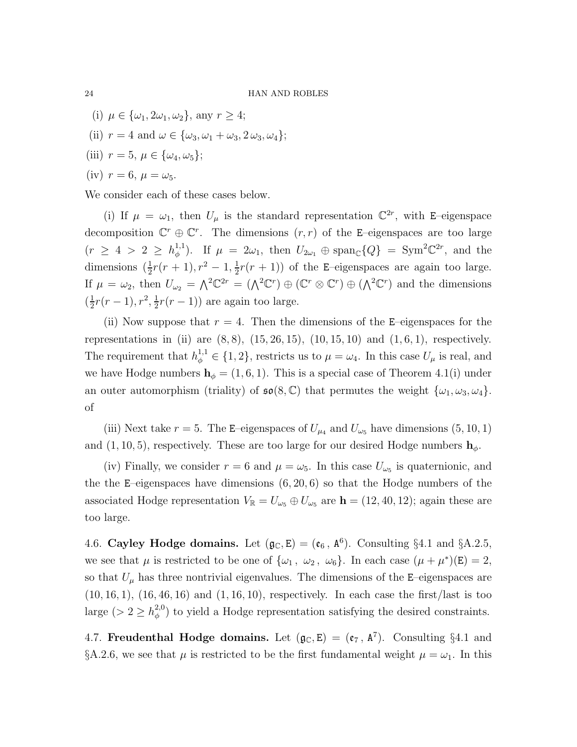(i) $\mu \in \{\omega_1, 2\omega_1, \omega_2\}$, any $r \geq 4$;

(ii) $r = 4$ and $\omega \in \{\omega_3, \omega_1 + \omega_3, 2\,\omega_3, \omega_4\}$;

(iii) $r = 5$, $\mu \in \{\omega_4, \omega_5\}$;

(iv) $r = 6$, $\mu = \omega_5$.

We consider each of these cases below.

(i) If $\mu = \omega_1$, then $U_\mu$ is the standard representation $\mathbb{C}^{2r}$, with $\mathtt{E}$–eigenspace decomposition $\mathbb{C}^r \oplus \mathbb{C}^r$. The dimensions $(r, r)$ of the $\mathtt{E}$–eigenspaces are too large ($r \geq 4 > 2 \geq h^{1,1}_\phi$). If $\mu = 2\omega_1$, then $U_{2\omega_1} \oplus \mathrm{span}_\mathbb{C}\{Q\} = \mathrm{Sym}^2\mathbb{C}^{2r}$, and the dimensions $(\frac{1}{2}r(r+1), r^2 - 1, \frac{1}{2}r(r+1))$ of the $\mathtt{E}$–eigenspaces are again too large. If $\mu = \omega_2$, then $U_{\omega_2} = \bigwedge^2\mathbb{C}^{2r} = (\bigwedge^2\mathbb{C}^r) \oplus (\mathbb{C}^r \otimes \mathbb{C}^r) \oplus (\bigwedge^2\mathbb{C}^r)$ and the dimensions $(\frac{1}{2}r(r-1), r^2, \frac{1}{2}r(r-1))$ are again too large.

(ii) Now suppose that $r = 4$. Then the dimensions of the $\mathtt{E}$–eigenspaces for the representations in (ii) are $(8, 8)$, $(15, 26, 15)$, $(10, 15, 10)$ and $(1, 6, 1)$, respectively. The requirement that $h^{1,1}_\phi \in \{1, 2\}$, restricts us to $\mu = \omega_4$. In this case $U_\mu$ is real, and we have Hodge numbers $\mathbf{h}_\phi = (1, 6, 1)$. This is a special case of Theorem 4.1(i) under an outer automorphism (triality) of $\mathfrak{so}(8, \mathbb{C})$ that permutes the weight $\{\omega_1, \omega_3, \omega_4\}$. of

(iii) Next take $r = 5$. The $\mathtt{E}$–eigenspaces of $U_{\mu_4}$ and $U_{\omega_5}$ have dimensions $(5, 10, 1)$ and $(1, 10, 5)$, respectively. These are too large for our desired Hodge numbers $\mathbf{h}_\phi$.

(iv) Finally, we consider $r = 6$ and $\mu = \omega_5$. In this case $U_{\omega_5}$ is quaternionic, and the the $\mathtt{E}$–eigenspaces have dimensions $(6, 20, 6)$ so that the Hodge numbers of the associated Hodge representation $V_\mathbb{R} = U_{\omega_5} \oplus U_{\omega_5}$ are $\mathbf{h} = (12, 40, 12)$; again these are too large.

4.6. **Cayley Hodge domains.** Let $(\mathfrak{g}_\mathbb{C}, \mathtt{E}) = (\mathfrak{e}_6\,, \mathtt{A}^6)$. Consulting §4.1 and §A.2.5, we see that $\mu$ is restricted to be one of $\{\omega_1\,,\ \omega_2\,,\ \omega_6\}$. In each case $(\mu + \mu^*)(\mathtt{E}) = 2$, so that $U_\mu$ has three nontrivial eigenvalues. The dimensions of the $\mathtt{E}$–eigenspaces are $(10, 16, 1)$, $(16, 46, 16)$ and $(1, 16, 10)$, respectively. In each case the first/last is too large ($> 2 \geq h^{2,0}_\phi$) to yield a Hodge representation satisfying the desired constraints.

4.7. **Freudenthal Hodge domains.** Let $(\mathfrak{g}_\mathbb{C}, \mathtt{E}) = (\mathfrak{e}_7\,, \mathtt{A}^7)$. Consulting §4.1 and §A.2.6, we see that $\mu$ is restricted to be the first fundamental weight $\mu = \omega_1$. In this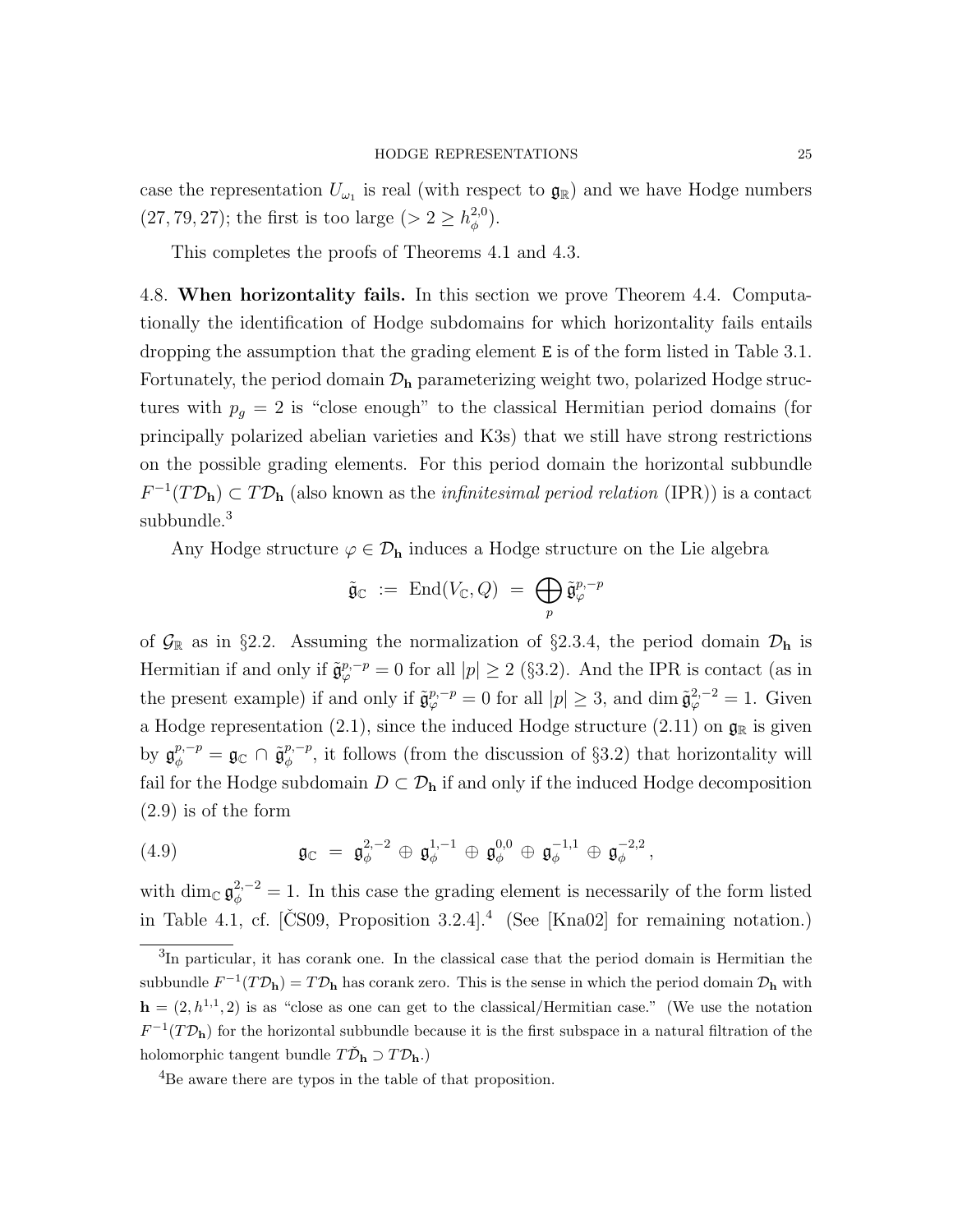case the representation $U_{\omega_1}$ is real (with respect to $\mathfrak{g}_\mathbb{R}$) and we have Hodge numbers $(27, 79, 27)$; the first is too large ($> 2 \geq h^{2,0}_\phi$).

This completes the proofs of Theorems 4.1 and 4.3.

4.8. **When horizontality fails.** In this section we prove Theorem 4.4. Computationally the identification of Hodge subdomains for which horizontality fails entails dropping the assumption that the grading element $\mathtt{E}$ is of the form listed in Table 3.1. Fortunately, the period domain $\mathcal{D}_\mathbf{h}$ parameterizing weight two, polarized Hodge structures with $p_g = 2$ is "close enough" to the classical Hermitian period domains (for principally polarized abelian varieties and K3s) that we still have strong restrictions on the possible grading elements. For this period domain the horizontal subbundle $F^{-1}(T\mathcal{D}_\mathbf{h}) \subset T\mathcal{D}_\mathbf{h}$ (also known as the *infinitesimal period relation* (IPR)) is a contact subbundle.[3]

Any Hodge structure $\varphi \in \mathcal{D}_\mathbf{h}$ induces a Hodge structure on the Lie algebra

$$\tilde{\mathfrak{g}}_\mathbb{C} \ := \ \mathrm{End}(V_\mathbb{C}, Q) \ = \ \bigoplus_p \tilde{\mathfrak{g}}^{p,-p}_\varphi$$

of $\mathcal{G}_\mathbb{R}$ as in §2.2. Assuming the normalization of §2.3.4, the period domain $\mathcal{D}_\mathbf{h}$ is Hermitian if and only if $\tilde{\mathfrak{g}}^{p,-p}_\varphi = 0$ for all $|p| \geq 2$ (§3.2). And the IPR is contact (as in the present example) if and only if $\tilde{\mathfrak{g}}^{p,-p}_\varphi = 0$ for all $|p| \geq 3$, and $\dim \tilde{\mathfrak{g}}^{2,-2}_\varphi = 1$. Given a Hodge representation (2.1), since the induced Hodge structure (2.11) on $\mathfrak{g}_\mathbb{R}$ is given by $\mathfrak{g}^{p,-p}_\phi = \mathfrak{g}_\mathbb{C} \cap \tilde{\mathfrak{g}}^{p,-p}_\phi$, it follows (from the discussion of §3.2) that horizontality will fail for the Hodge subdomain $D \subset \mathcal{D}_\mathbf{h}$ if and only if the induced Hodge decomposition (2.9) is of the form

$$\mathfrak{g}_\mathbb{C} \ = \ \mathfrak{g}^{2,-2}_\phi \oplus \mathfrak{g}^{1,-1}_\phi \oplus \mathfrak{g}^{0,0}_\phi \oplus \mathfrak{g}^{-1,1}_\phi \oplus \mathfrak{g}^{-2,2}_\phi \,, \tag{4.9}$$

with $\dim_\mathbb{C} \mathfrak{g}^{2,-2}_\phi = 1$. In this case the grading element is necessarily of the form listed in Table 4.1, cf. [ČS09, Proposition 3.2.4].[4] (See [Kna02] for remaining notation.)

[3] In particular, it has corank one. In the classical case that the period domain is Hermitian the subbundle $F^{-1}(T\mathcal{D}_\mathbf{h}) = T\mathcal{D}_\mathbf{h}$ has corank zero. This is the sense in which the period domain $\mathcal{D}_\mathbf{h}$ with $\mathbf{h} = (2, h^{1,1}, 2)$ is as "close as one can get to the classical/Hermitian case." (We use the notation $F^{-1}(T\mathcal{D}_\mathbf{h})$ for the horizontal subbundle because it is the first subspace in a natural filtration of the holomorphic tangent bundle $T\check{\mathcal{D}}_\mathbf{h} \supset T\mathcal{D}_\mathbf{h}$.)

[4] Be aware there are typos in the table of that proposition.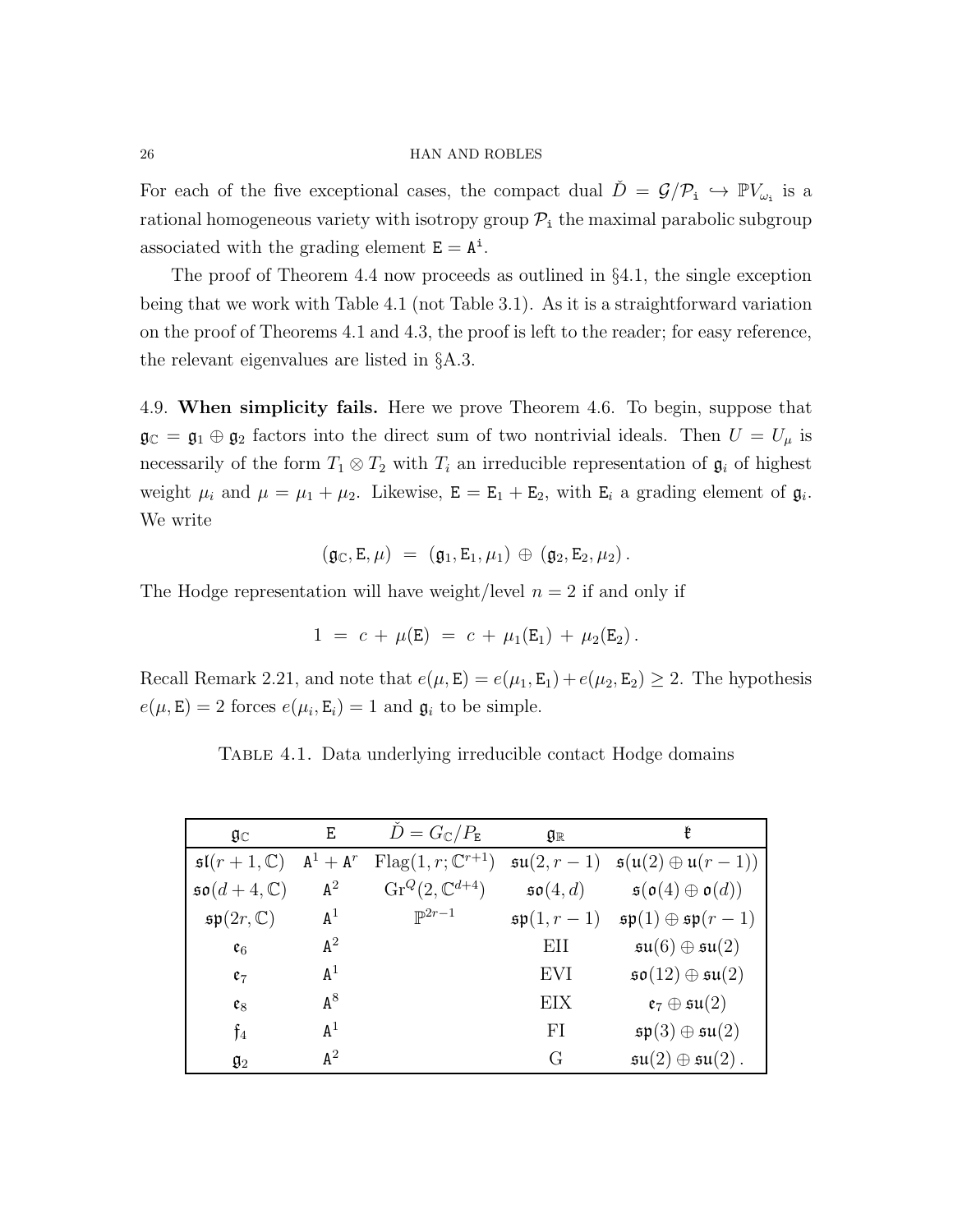For each of the five exceptional cases, the compact dual $\check{D} = \mathcal{G}/\mathcal{P}_{\mathtt{i}} \hookrightarrow \mathbb{P}V_{\omega_{\mathtt{i}}}$ is a rational homogeneous variety with isotropy group $\mathcal{P}_{\mathtt{i}}$ the maximal parabolic subgroup associated with the grading element $\mathtt{E} = \mathtt{A}^{\mathtt{i}}$.

The proof of Theorem 4.4 now proceeds as outlined in §4.1, the single exception being that we work with Table 4.1 (not Table 3.1). As it is a straightforward variation on the proof of Theorems 4.1 and 4.3, the proof is left to the reader; for easy reference, the relevant eigenvalues are listed in §A.3.

4.9. **When simplicity fails.** Here we prove Theorem 4.6. To begin, suppose that $\mathfrak{g}_{\mathbb{C}} = \mathfrak{g}_1 \oplus \mathfrak{g}_2$ factors into the direct sum of two nontrivial ideals. Then $U = U_\mu$ is necessarily of the form $T_1 \otimes T_2$ with $T_i$ an irreducible representation of $\mathfrak{g}_i$ of highest weight $\mu_i$ and $\mu = \mu_1 + \mu_2$. Likewise, $\mathtt{E} = \mathtt{E}_1 + \mathtt{E}_2$, with $\mathtt{E}_i$ a grading element of $\mathfrak{g}_i$. We write

$$(\mathfrak{g}_{\mathbb{C}}, \mathtt{E}, \mu) \;=\; (\mathfrak{g}_1, \mathtt{E}_1, \mu_1) \,\oplus\, (\mathfrak{g}_2, \mathtt{E}_2, \mu_2)\,.$$

The Hodge representation will have weight/level $n = 2$ if and only if

$$1 \;=\; c \,+\, \mu(\mathtt{E}) \;=\; c \,+\, \mu_1(\mathtt{E}_1) \,+\, \mu_2(\mathtt{E}_2)\,.$$

Recall Remark 2.21, and note that $e(\mu, \mathtt{E}) = e(\mu_1, \mathtt{E}_1) + e(\mu_2, \mathtt{E}_2) \geq 2$. The hypothesis $e(\mu, \mathtt{E}) = 2$ forces $e(\mu_i, \mathtt{E}_i) = 1$ and $\mathfrak{g}_i$ to be simple.

Table 4.1. Data underlying irreducible contact Hodge domains

| $\mathfrak{g}_{\mathbb{C}}$ | $\mathtt{E}$ | $\check{D} = G_{\mathbb{C}}/P_{\mathtt{E}}$ | $\mathfrak{g}_{\mathbb{R}}$ | $\mathfrak{k}$ |
|---|---|---|---|---|
| $\mathfrak{sl}(r+1, \mathbb{C})$ | $\mathtt{A}^1 + \mathtt{A}^r$ | $\mathrm{Flag}(1, r; \mathbb{C}^{r+1})$ | $\mathfrak{su}(2, r-1)$ | $\mathfrak{s}(\mathfrak{u}(2) \oplus \mathfrak{u}(r-1))$ |
| $\mathfrak{so}(d+4, \mathbb{C})$ | $\mathtt{A}^2$ | $\mathrm{Gr}^Q(2, \mathbb{C}^{d+4})$ | $\mathfrak{so}(4, d)$ | $\mathfrak{s}(\mathfrak{o}(4) \oplus \mathfrak{o}(d))$ |
| $\mathfrak{sp}(2r, \mathbb{C})$ | $\mathtt{A}^1$ | $\mathbb{P}^{2r-1}$ | $\mathfrak{sp}(1, r-1)$ | $\mathfrak{sp}(1) \oplus \mathfrak{sp}(r-1)$ |
| $\mathfrak{e}_6$ | $\mathtt{A}^2$ | | EII | $\mathfrak{su}(6) \oplus \mathfrak{su}(2)$ |
| $\mathfrak{e}_7$ | $\mathtt{A}^1$ | | EVI | $\mathfrak{so}(12) \oplus \mathfrak{su}(2)$ |
| $\mathfrak{e}_8$ | $\mathtt{A}^8$ | | EIX | $\mathfrak{e}_7 \oplus \mathfrak{su}(2)$ |
| $\mathfrak{f}_4$ | $\mathtt{A}^1$ | | FI | $\mathfrak{sp}(3) \oplus \mathfrak{su}(2)$ |
| $\mathfrak{g}_2$ | $\mathtt{A}^2$ | | G | $\mathfrak{su}(2) \oplus \mathfrak{su}(2)$. |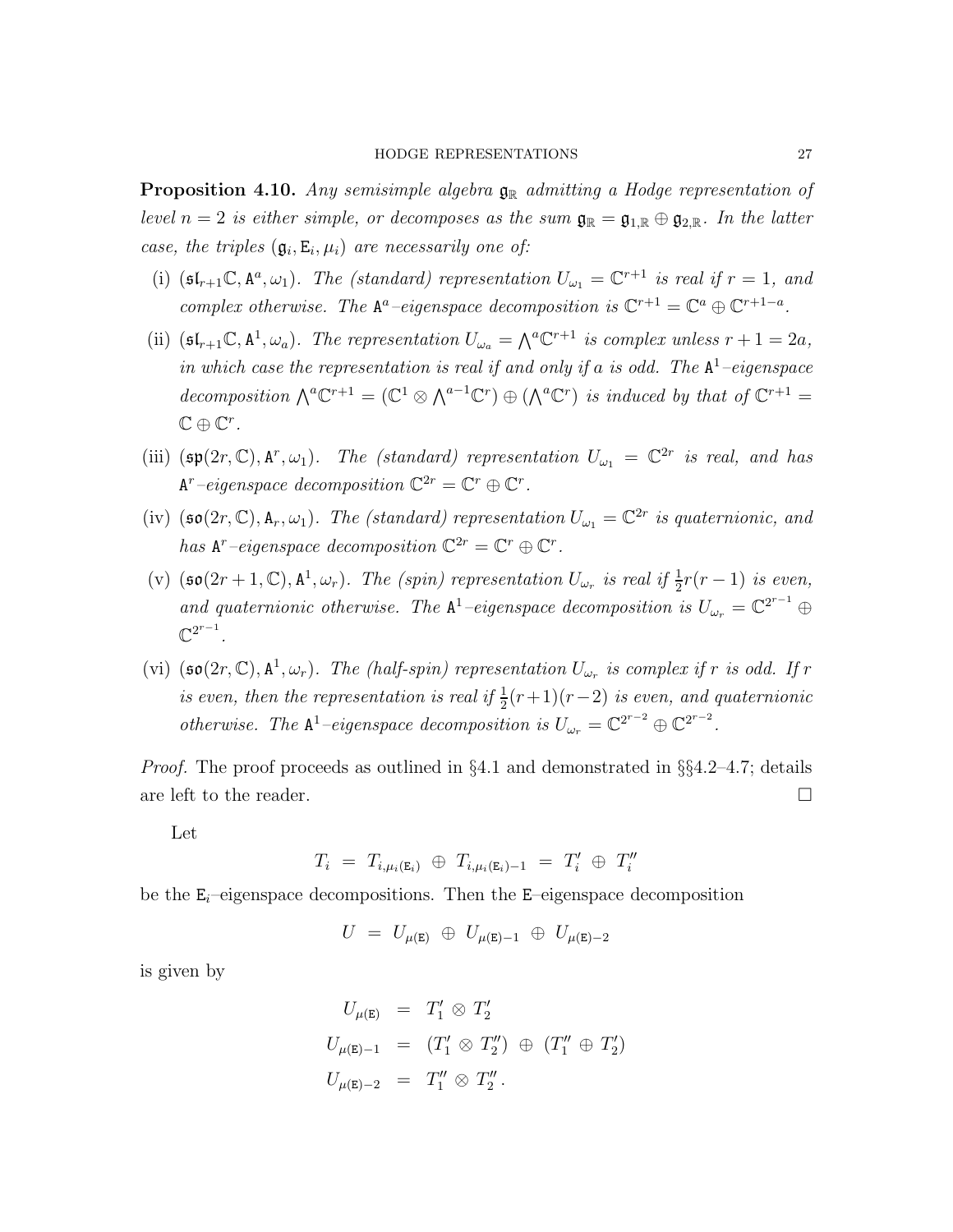**Proposition 4.10.** *Any semisimple algebra $\mathfrak{g}_\mathbb{R}$ admitting a Hodge representation of level $n = 2$ is either simple, or decomposes as the sum $\mathfrak{g}_\mathbb{R} = \mathfrak{g}_{1,\mathbb{R}} \oplus \mathfrak{g}_{2,\mathbb{R}}$. In the latter case, the triples $(\mathfrak{g}_i, \mathtt{E}_i, \mu_i)$ are necessarily one of:*

(i) $(\mathfrak{sl}_{r+1}\mathbb{C}, \mathtt{A}^a, \omega_1)$. *The (standard) representation $U_{\omega_1} = \mathbb{C}^{r+1}$ is real if $r = 1$, and complex otherwise. The $\mathtt{A}^a$–eigenspace decomposition is $\mathbb{C}^{r+1} = \mathbb{C}^a \oplus \mathbb{C}^{r+1-a}$.*

(ii) $(\mathfrak{sl}_{r+1}\mathbb{C}, \mathtt{A}^1, \omega_a)$. *The representation $U_{\omega_a} = \bigwedge^a \mathbb{C}^{r+1}$ is complex unless $r+1 = 2a$, in which case the representation is real if and only if $a$ is odd. The $\mathtt{A}^1$–eigenspace decomposition $\bigwedge^a \mathbb{C}^{r+1} = (\mathbb{C}^1 \otimes \bigwedge^{a-1}\mathbb{C}^r) \oplus (\bigwedge^a \mathbb{C}^r)$ is induced by that of $\mathbb{C}^{r+1} = \mathbb{C} \oplus \mathbb{C}^r$.*

(iii) $(\mathfrak{sp}(2r, \mathbb{C}), \mathtt{A}^r, \omega_1)$. *The (standard) representation $U_{\omega_1} = \mathbb{C}^{2r}$ is real, and has $\mathtt{A}^r$–eigenspace decomposition $\mathbb{C}^{2r} = \mathbb{C}^r \oplus \mathbb{C}^r$.*

(iv) $(\mathfrak{so}(2r, \mathbb{C}), \mathtt{A}_r, \omega_1)$. *The (standard) representation $U_{\omega_1} = \mathbb{C}^{2r}$ is quaternionic, and has $\mathtt{A}^r$–eigenspace decomposition $\mathbb{C}^{2r} = \mathbb{C}^r \oplus \mathbb{C}^r$.*

(v) $(\mathfrak{so}(2r+1, \mathbb{C}), \mathtt{A}^1, \omega_r)$. *The (spin) representation $U_{\omega_r}$ is real if $\frac{1}{2}r(r-1)$ is even, and quaternionic otherwise. The $\mathtt{A}^1$–eigenspace decomposition is $U_{\omega_r} = \mathbb{C}^{2^{r-1}} \oplus \mathbb{C}^{2^{r-1}}$.*

(vi) $(\mathfrak{so}(2r, \mathbb{C}), \mathtt{A}^1, \omega_r)$. *The (half-spin) representation $U_{\omega_r}$ is complex if $r$ is odd. If $r$ is even, then the representation is real if $\frac{1}{2}(r+1)(r-2)$ is even, and quaternionic otherwise. The $\mathtt{A}^1$–eigenspace decomposition is $U_{\omega_r} = \mathbb{C}^{2^{r-2}} \oplus \mathbb{C}^{2^{r-2}}$.*

*Proof.* The proof proceeds as outlined in §4.1 and demonstrated in §§4.2–4.7; details are left to the reader. □

Let

$$T_i \;=\; T_{i,\mu_i(\mathtt{E}_i)} \;\oplus\; T_{i,\mu_i(\mathtt{E}_i)-1} \;=\; T_i' \;\oplus\; T_i''$$

be the $\mathtt{E}_i$–eigenspace decompositions. Then the $\mathtt{E}$–eigenspace decomposition

$$U \;=\; U_{\mu(\mathtt{E})} \;\oplus\; U_{\mu(\mathtt{E})-1} \;\oplus\; U_{\mu(\mathtt{E})-2}$$

is given by

$$\begin{aligned}
U_{\mu(\mathtt{E})} &= T_1' \otimes T_2' \\
U_{\mu(\mathtt{E})-1} &= (T_1' \otimes T_2'') \;\oplus\; (T_1'' \oplus T_2') \\
U_{\mu(\mathtt{E})-2} &= T_1'' \otimes T_2'' .
\end{aligned}$$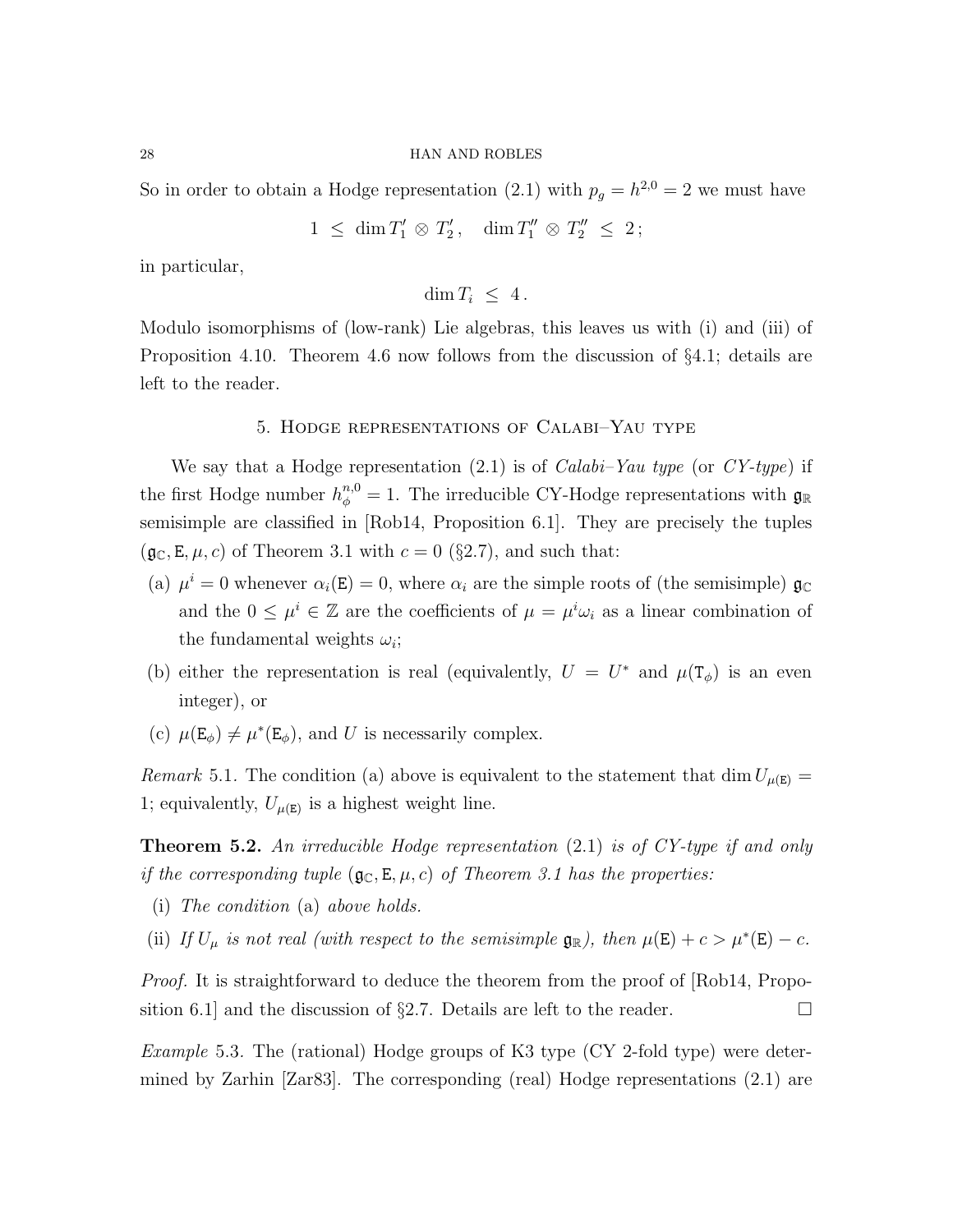So in order to obtain a Hodge representation (2.1) with $p_g = h^{2,0} = 2$ we must have

$$1 \leq \dim T_1' \otimes T_2', \quad \dim T_1'' \otimes T_2'' \leq 2;$$

in particular,

$$\dim T_i \leq 4.$$

Modulo isomorphisms of (low-rank) Lie algebras, this leaves us with (i) and (iii) of Proposition 4.10. Theorem 4.6 now follows from the discussion of §4.1; details are left to the reader.

## 5. Hodge representations of Calabi–Yau type

We say that a Hodge representation (2.1) is of *Calabi–Yau type* (or *CY-type*) if the first Hodge number $h_\phi^{n,0} = 1$. The irreducible CY-Hodge representations with $\mathfrak{g}_\mathbb{R}$ semisimple are classified in [Rob14, Proposition 6.1]. They are precisely the tuples $(\mathfrak{g}_\mathbb{C}, \mathtt{E}, \mu, c)$ of Theorem 3.1 with $c = 0$ (§2.7), and such that:

(a) $\mu^i = 0$ whenever $\alpha_i(\mathtt{E}) = 0$, where $\alpha_i$ are the simple roots of (the semisimple) $\mathfrak{g}_\mathbb{C}$ and the $0 \leq \mu^i \in \mathbb{Z}$ are the coefficients of $\mu = \mu^i \omega_i$ as a linear combination of the fundamental weights $\omega_i$;

(b) either the representation is real (equivalently, $U = U^*$ and $\mu(\mathtt{T}_\phi)$ is an even integer), or

(c) $\mu(\mathtt{E}_\phi) \neq \mu^*(\mathtt{E}_\phi)$, and $U$ is necessarily complex.

*Remark* 5.1. The condition (a) above is equivalent to the statement that $\dim U_{\mu(\mathtt{E})} = 1$; equivalently, $U_{\mu(\mathtt{E})}$ is a highest weight line.

**Theorem 5.2.** *An irreducible Hodge representation* (2.1) *is of CY-type if and only if the corresponding tuple* $(\mathfrak{g}_\mathbb{C}, \mathtt{E}, \mu, c)$ *of Theorem 3.1 has the properties:*

(i) *The condition* (a) *above holds.*

(ii) *If* $U_\mu$ *is not real (with respect to the semisimple* $\mathfrak{g}_\mathbb{R}$*), then* $\mu(\mathtt{E}) + c > \mu^*(\mathtt{E}) - c$.

*Proof.* It is straightforward to deduce the theorem from the proof of [Rob14, Proposition 6.1] and the discussion of §2.7. Details are left to the reader. □

*Example* 5.3. The (rational) Hodge groups of K3 type (CY 2-fold type) were determined by Zarhin [Zar83]. The corresponding (real) Hodge representations (2.1) are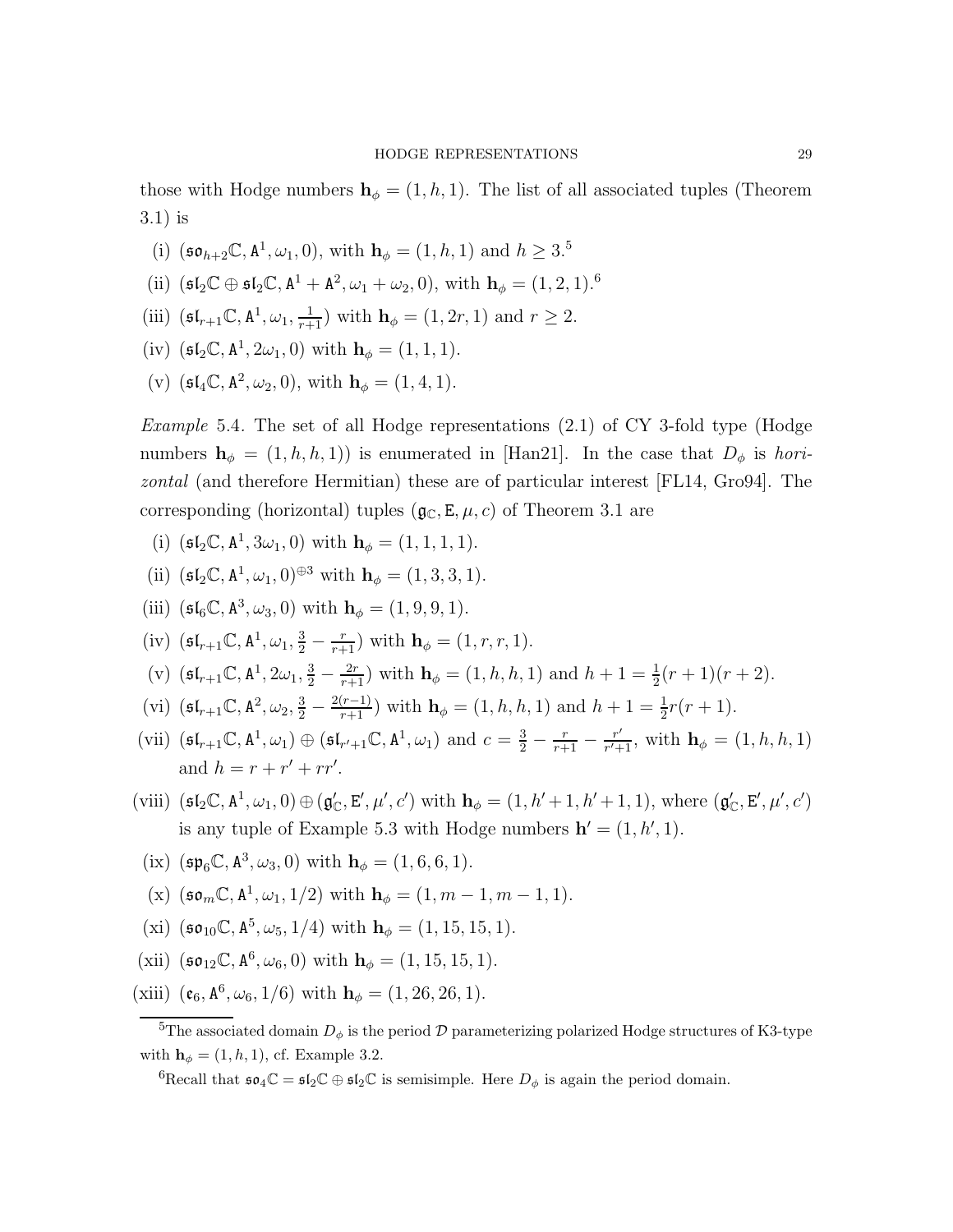those with Hodge numbers $\mathbf{h}_\phi = (1, h, 1)$. The list of all associated tuples (Theorem 3.1) is

(i) $(\mathfrak{so}_{h+2}\mathbb{C}, \mathtt{A}^1, \omega_1, 0)$, with $\mathbf{h}_\phi = (1, h, 1)$ and $h \geq 3$.[5]

(ii) $(\mathfrak{sl}_2\mathbb{C} \oplus \mathfrak{sl}_2\mathbb{C}, \mathtt{A}^1 + \mathtt{A}^2, \omega_1 + \omega_2, 0)$, with $\mathbf{h}_\phi = (1, 2, 1)$.[6]

(iii) $(\mathfrak{sl}_{r+1}\mathbb{C}, \mathtt{A}^1, \omega_1, \frac{1}{r+1})$ with $\mathbf{h}_\phi = (1, 2r, 1)$ and $r \geq 2$.

(iv) $(\mathfrak{sl}_2\mathbb{C}, \mathtt{A}^1, 2\omega_1, 0)$ with $\mathbf{h}_\phi = (1, 1, 1)$.

(v) $(\mathfrak{sl}_4\mathbb{C}, \mathtt{A}^2, \omega_2, 0)$, with $\mathbf{h}_\phi = (1, 4, 1)$.

*Example* 5.4. The set of all Hodge representations (2.1) of CY 3-fold type (Hodge numbers $\mathbf{h}_\phi = (1, h, h, 1)$) is enumerated in [Han21]. In the case that $D_\phi$ is *horizontal* (and therefore Hermitian) these are of particular interest [FL14, Gro94]. The corresponding (horizontal) tuples $(\mathfrak{g}_\mathbb{C}, \mathtt{E}, \mu, c)$ of Theorem 3.1 are

(i) $(\mathfrak{sl}_2\mathbb{C}, \mathtt{A}^1, 3\omega_1, 0)$ with $\mathbf{h}_\phi = (1, 1, 1, 1)$.

(ii) $(\mathfrak{sl}_2\mathbb{C}, \mathtt{A}^1, \omega_1, 0)^{\oplus 3}$ with $\mathbf{h}_\phi = (1, 3, 3, 1)$.

(iii) $(\mathfrak{sl}_6\mathbb{C}, \mathtt{A}^3, \omega_3, 0)$ with $\mathbf{h}_\phi = (1, 9, 9, 1)$.

(iv) $(\mathfrak{sl}_{r+1}\mathbb{C}, \mathtt{A}^1, \omega_1, \frac{3}{2} - \frac{r}{r+1})$ with $\mathbf{h}_\phi = (1, r, r, 1)$.

(v) $(\mathfrak{sl}_{r+1}\mathbb{C}, \mathtt{A}^1, 2\omega_1, \frac{3}{2} - \frac{2r}{r+1})$ with $\mathbf{h}_\phi = (1, h, h, 1)$ and $h + 1 = \frac{1}{2}(r+1)(r+2)$.

(vi) $(\mathfrak{sl}_{r+1}\mathbb{C}, \mathtt{A}^2, \omega_2, \frac{3}{2} - \frac{2(r-1)}{r+1})$ with $\mathbf{h}_\phi = (1, h, h, 1)$ and $h + 1 = \frac{1}{2}r(r+1)$.

(vii) $(\mathfrak{sl}_{r+1}\mathbb{C}, \mathtt{A}^1, \omega_1) \oplus (\mathfrak{sl}_{r'+1}\mathbb{C}, \mathtt{A}^1, \omega_1)$ and $c = \frac{3}{2} - \frac{r}{r+1} - \frac{r'}{r'+1}$, with $\mathbf{h}_\phi = (1, h, h, 1)$ and $h = r + r' + rr'$.

(viii) $(\mathfrak{sl}_2\mathbb{C}, \mathtt{A}^1, \omega_1, 0) \oplus (\mathfrak{g}'_\mathbb{C}, \mathtt{E}', \mu', c')$ with $\mathbf{h}_\phi = (1, h'+1, h'+1, 1)$, where $(\mathfrak{g}'_\mathbb{C}, \mathtt{E}', \mu', c')$ is any tuple of Example 5.3 with Hodge numbers $\mathbf{h}' = (1, h', 1)$.

(ix) $(\mathfrak{sp}_6\mathbb{C}, \mathtt{A}^3, \omega_3, 0)$ with $\mathbf{h}_\phi = (1, 6, 6, 1)$.

(x) $(\mathfrak{so}_m\mathbb{C}, \mathtt{A}^1, \omega_1, 1/2)$ with $\mathbf{h}_\phi = (1, m-1, m-1, 1)$.

(xi) $(\mathfrak{so}_{10}\mathbb{C}, \mathtt{A}^5, \omega_5, 1/4)$ with $\mathbf{h}_\phi = (1, 15, 15, 1)$.

(xii) $(\mathfrak{so}_{12}\mathbb{C}, \mathtt{A}^6, \omega_6, 0)$ with $\mathbf{h}_\phi = (1, 15, 15, 1)$.

(xiii) $(\mathfrak{e}_6, \mathtt{A}^6, \omega_6, 1/6)$ with $\mathbf{h}_\phi = (1, 26, 26, 1)$.

---

[5] The associated domain $D_\phi$ is the period $\mathcal{D}$ parameterizing polarized Hodge structures of K3-type with $\mathbf{h}_\phi = (1, h, 1)$, cf. Example 3.2.

[6] Recall that $\mathfrak{so}_4\mathbb{C} = \mathfrak{sl}_2\mathbb{C} \oplus \mathfrak{sl}_2\mathbb{C}$ is semisimple. Here $D_\phi$ is again the period domain.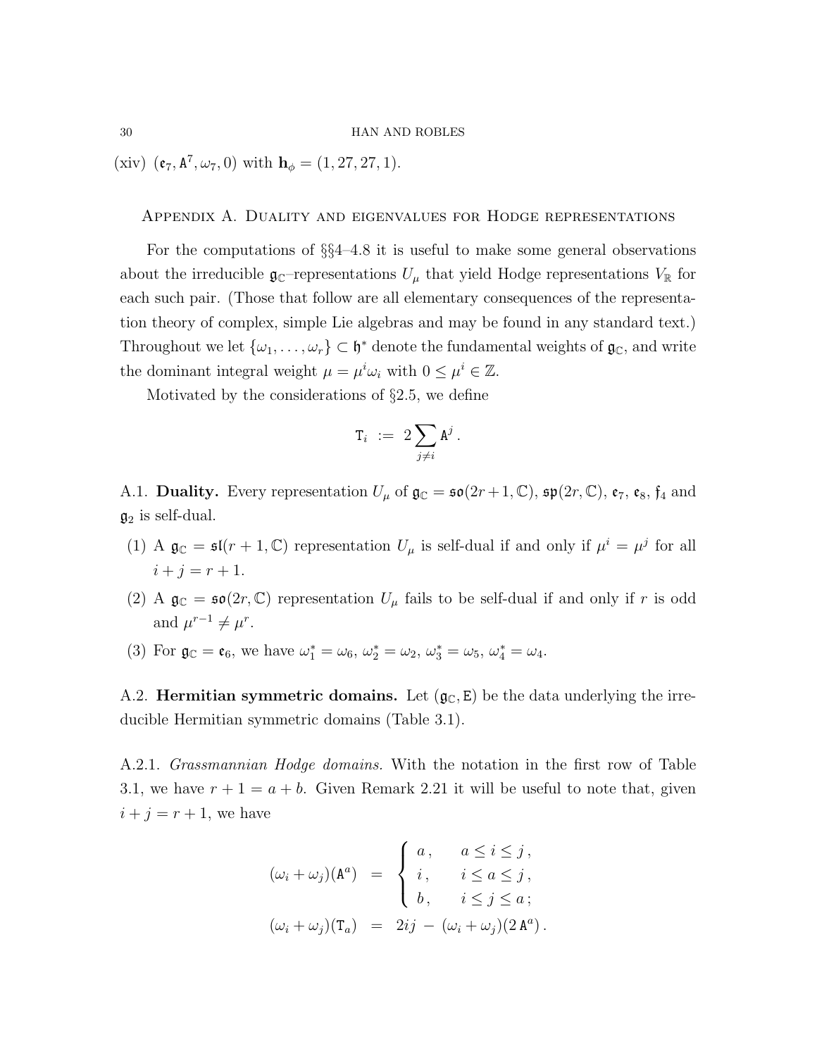(xiv) $(\mathfrak{e}_7, \mathtt{A}^7, \omega_7, 0)$ with $\mathbf{h}_\phi = (1, 27, 27, 1)$.

## Appendix A. Duality and eigenvalues for Hodge representations

For the computations of §§4–4.8 it is useful to make some general observations about the irreducible $\mathfrak{g}_\mathbb{C}$–representations $U_\mu$ that yield Hodge representations $V_\mathbb{R}$ for each such pair. (Those that follow are all elementary consequences of the representation theory of complex, simple Lie algebras and may be found in any standard text.) Throughout we let $\{\omega_1, \ldots, \omega_r\} \subset \mathfrak{h}^*$ denote the fundamental weights of $\mathfrak{g}_\mathbb{C}$, and write the dominant integral weight $\mu = \mu^i \omega_i$ with $0 \leq \mu^i \in \mathbb{Z}$.

Motivated by the considerations of §2.5, we define

$$\mathtt{T}_i \ := \ 2 \sum_{j \neq i} \mathtt{A}^j \, .$$

A.1. **Duality.** Every representation $U_\mu$ of $\mathfrak{g}_\mathbb{C} = \mathfrak{so}(2r+1, \mathbb{C})$, $\mathfrak{sp}(2r, \mathbb{C})$, $\mathfrak{e}_7$, $\mathfrak{e}_8$, $\mathfrak{f}_4$ and $\mathfrak{g}_2$ is self-dual.

1. A $\mathfrak{g}_\mathbb{C} = \mathfrak{sl}(r+1, \mathbb{C})$ representation $U_\mu$ is self-dual if and only if $\mu^i = \mu^j$ for all $i + j = r + 1$.
2. A $\mathfrak{g}_\mathbb{C} = \mathfrak{so}(2r, \mathbb{C})$ representation $U_\mu$ fails to be self-dual if and only if $r$ is odd and $\mu^{r-1} \neq \mu^r$.
3. For $\mathfrak{g}_\mathbb{C} = \mathfrak{e}_6$, we have $\omega_1^* = \omega_6$, $\omega_2^* = \omega_2$, $\omega_3^* = \omega_5$, $\omega_4^* = \omega_4$.

A.2. **Hermitian symmetric domains.** Let $(\mathfrak{g}_\mathbb{C}, \mathtt{E})$ be the data underlying the irreducible Hermitian symmetric domains (Table 3.1).

A.2.1. *Grassmannian Hodge domains.* With the notation in the first row of Table 3.1, we have $r + 1 = a + b$. Given Remark 2.21 it will be useful to note that, given $i + j = r + 1$, we have

$$
\begin{aligned}
(\omega_i + \omega_j)(\mathtt{A}^a) \ &= \ \begin{cases} a \, , & a \leq i \leq j \, , \\ i \, , & i \leq a \leq j \, , \\ b \, , & i \leq j \leq a \, ; \end{cases} \\
(\omega_i + \omega_j)(\mathtt{T}_a) \ &= \ 2ij \ - \ (\omega_i + \omega_j)(2\, \mathtt{A}^a) \, .
\end{aligned}
$$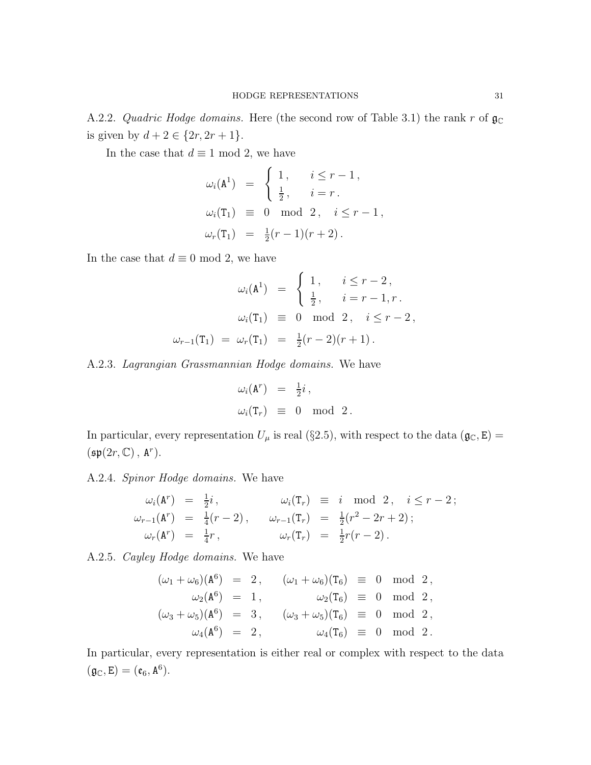A.2.2. *Quadric Hodge domains.* Here (the second row of Table 3.1) the rank $r$ of $\mathfrak{g}_\mathbb{C}$ is given by $d+2 \in \{2r, 2r+1\}$.

In the case that $d \equiv 1 \mod 2$, we have

$$
\begin{aligned}
\omega_i(\mathtt{A}^1) &= \begin{cases} 1\,, & i \le r-1\,, \\ \frac{1}{2}\,, & i = r\,. \end{cases} \\
\omega_i(\mathtt{T}_1) &\equiv 0 \mod 2\,, \quad i \le r-1\,, \\
\omega_r(\mathtt{T}_1) &= \tfrac{1}{2}(r-1)(r+2)\,.
\end{aligned}
$$

In the case that $d \equiv 0 \mod 2$, we have

$$
\begin{aligned}
\omega_i(\mathtt{A}^1) &= \begin{cases} 1\,, & i \le r-2\,, \\ \frac{1}{2}\,, & i = r-1, r\,. \end{cases} \\
\omega_i(\mathtt{T}_1) &\equiv 0 \mod 2\,, \quad i \le r-2\,, \\
\omega_{r-1}(\mathtt{T}_1) = \omega_r(\mathtt{T}_1) &= \tfrac{1}{2}(r-2)(r+1)\,.
\end{aligned}
$$

A.2.3. *Lagrangian Grassmannian Hodge domains.* We have

$$
\begin{aligned}
\omega_i(\mathtt{A}^r) &= \tfrac{1}{2}i\,, \\
\omega_i(\mathtt{T}_r) &\equiv 0 \mod 2\,.
\end{aligned}
$$

In particular, every representation $U_\mu$ is real (§2.5), with respect to the data $(\mathfrak{g}_\mathbb{C}, \mathtt{E}) = (\mathfrak{sp}(2r,\mathbb{C})\,,\, \mathtt{A}^r)$.

A.2.4. *Spinor Hodge domains.* We have

$$
\begin{aligned}
\omega_i(\mathtt{A}^r) &= \tfrac{1}{2}i\,, & \omega_i(\mathtt{T}_r) &\equiv i \mod 2\,, \quad i \le r-2\,; \\
\omega_{r-1}(\mathtt{A}^r) &= \tfrac{1}{4}(r-2)\,, & \omega_{r-1}(\mathtt{T}_r) &= \tfrac{1}{2}(r^2-2r+2)\,; \\
\omega_r(\mathtt{A}^r) &= \tfrac{1}{4}r\,, & \omega_r(\mathtt{T}_r) &= \tfrac{1}{2}r(r-2)\,.
\end{aligned}
$$

A.2.5. *Cayley Hodge domains.* We have

$$
\begin{aligned}
(\omega_1+\omega_6)(\mathtt{A}^6) &= 2\,, & (\omega_1+\omega_6)(\mathtt{T}_6) &\equiv 0 \mod 2\,, \\
\omega_2(\mathtt{A}^6) &= 1\,, & \omega_2(\mathtt{T}_6) &\equiv 0 \mod 2\,, \\
(\omega_3+\omega_5)(\mathtt{A}^6) &= 3\,, & (\omega_3+\omega_5)(\mathtt{T}_6) &\equiv 0 \mod 2\,, \\
\omega_4(\mathtt{A}^6) &= 2\,, & \omega_4(\mathtt{T}_6) &\equiv 0 \mod 2\,.
\end{aligned}
$$

In particular, every representation is either real or complex with respect to the data $(\mathfrak{g}_\mathbb{C}, \mathtt{E}) = (\mathfrak{e}_6, \mathtt{A}^6)$.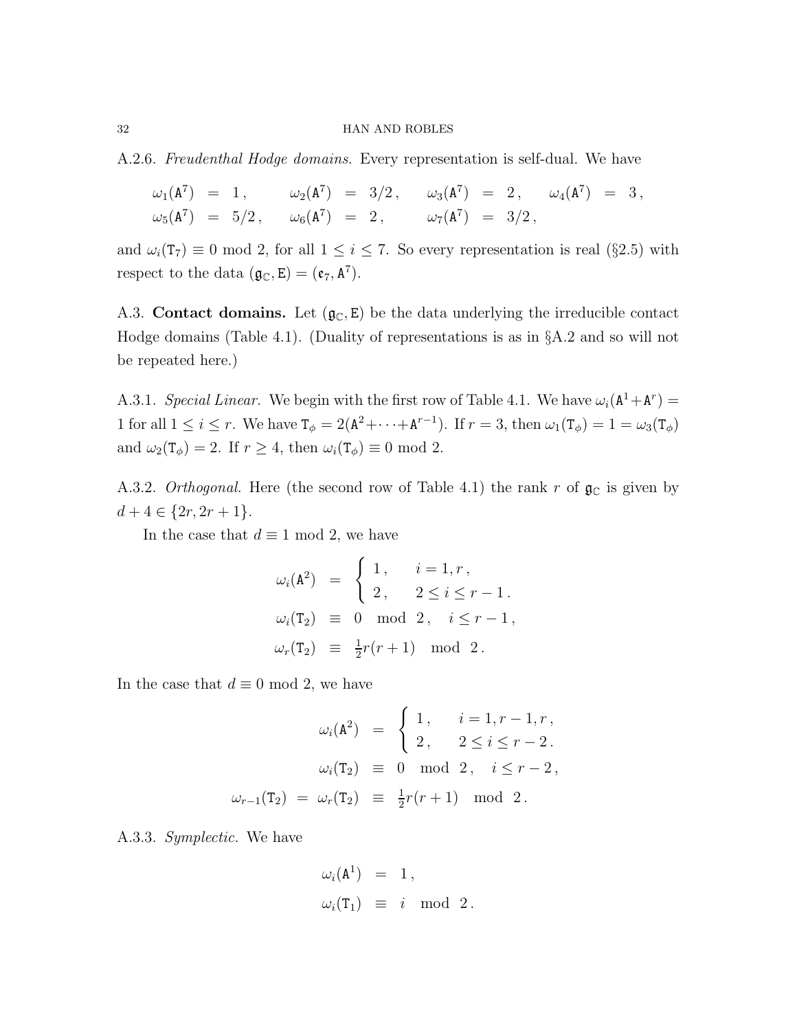A.2.6. *Freudenthal Hodge domains.* Every representation is self-dual. We have

$$
\begin{array}{llll}
\omega_1(\mathtt{A}^7) \;=\; 1\,, & \omega_2(\mathtt{A}^7) \;=\; 3/2\,, & \omega_3(\mathtt{A}^7) \;=\; 2\,, & \omega_4(\mathtt{A}^7) \;=\; 3\,, \\
\omega_5(\mathtt{A}^7) \;=\; 5/2\,, & \omega_6(\mathtt{A}^7) \;=\; 2\,, & \omega_7(\mathtt{A}^7) \;=\; 3/2\,, &
\end{array}
$$

and $\omega_i(\mathtt{T}_7) \equiv 0 \bmod 2$, for all $1 \le i \le 7$. So every representation is real (§2.5) with respect to the data $(\mathfrak{g}_\mathbb{C}, \mathtt{E}) = (\mathfrak{e}_7, \mathtt{A}^7)$.

A.3. **Contact domains.** Let $(\mathfrak{g}_\mathbb{C}, \mathtt{E})$ be the data underlying the irreducible contact Hodge domains (Table 4.1). (Duality of representations is as in §A.2 and so will not be repeated here.)

A.3.1. *Special Linear.* We begin with the first row of Table 4.1. We have $\omega_i(\mathtt{A}^1 + \mathtt{A}^r) = 1$ for all $1 \le i \le r$. We have $\mathtt{T}_\phi = 2(\mathtt{A}^2 + \cdots + \mathtt{A}^{r-1})$. If $r = 3$, then $\omega_1(\mathtt{T}_\phi) = 1 = \omega_3(\mathtt{T}_\phi)$ and $\omega_2(\mathtt{T}_\phi) = 2$. If $r \ge 4$, then $\omega_i(\mathtt{T}_\phi) \equiv 0 \bmod 2$.

A.3.2. *Orthogonal.* Here (the second row of Table 4.1) the rank $r$ of $\mathfrak{g}_\mathbb{C}$ is given by $d + 4 \in \{2r, 2r+1\}$.

In the case that $d \equiv 1 \bmod 2$, we have

$$
\begin{aligned}
\omega_i(\mathtt{A}^2) \;&=\; \begin{cases} 1\,, & i = 1, r\,, \\ 2\,, & 2 \le i \le r-1\,. \end{cases} \\
\omega_i(\mathtt{T}_2) \;&\equiv\; 0 \mod 2\,, \quad i \le r-1\,, \\
\omega_r(\mathtt{T}_2) \;&\equiv\; \tfrac{1}{2} r(r+1) \mod 2\,.
\end{aligned}
$$

In the case that $d \equiv 0 \bmod 2$, we have

$$
\begin{aligned}
\omega_i(\mathtt{A}^2) \;&=\; \begin{cases} 1\,, & i = 1, r-1, r\,, \\ 2\,, & 2 \le i \le r-2\,. \end{cases} \\
\omega_i(\mathtt{T}_2) \;&\equiv\; 0 \mod 2\,, \quad i \le r-2\,, \\
\omega_{r-1}(\mathtt{T}_2) \;=\; \omega_r(\mathtt{T}_2) \;&\equiv\; \tfrac{1}{2} r(r+1) \mod 2\,.
\end{aligned}
$$

A.3.3. *Symplectic.* We have

$$
\begin{aligned}
\omega_i(\mathtt{A}^1) \;&=\; 1\,, \\
\omega_i(\mathtt{T}_1) \;&\equiv\; i \mod 2\,.
\end{aligned}
$$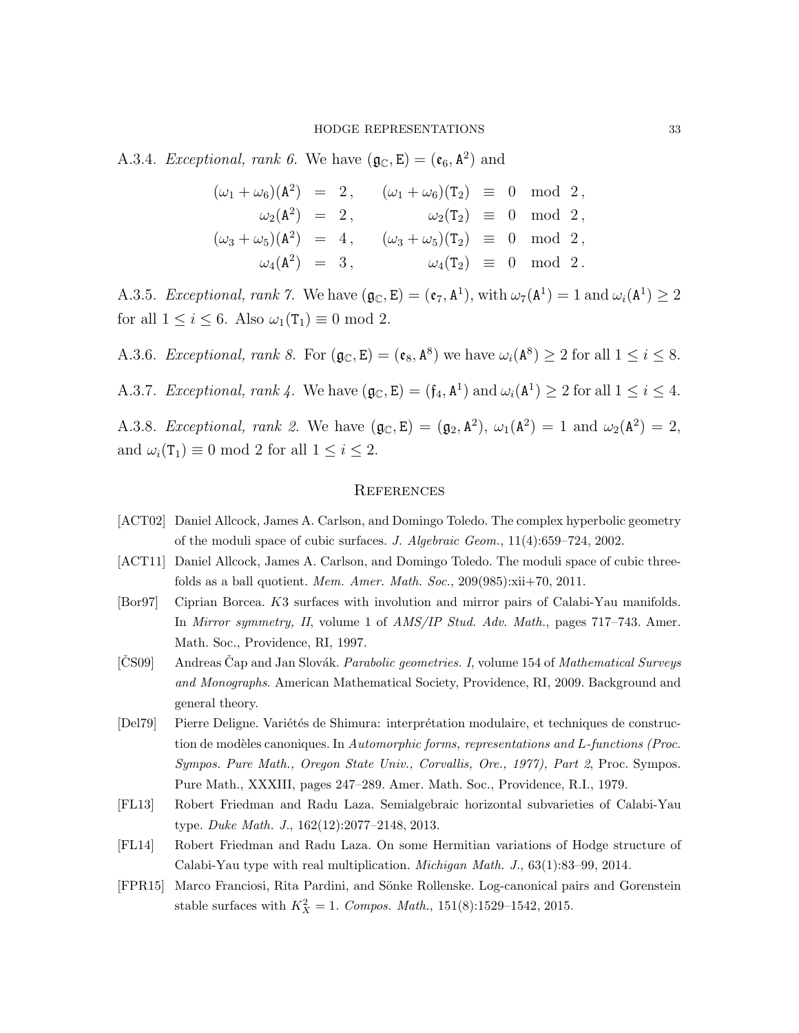A.3.4. *Exceptional, rank 6.* We have $(\mathfrak{g}_\mathbb{C}, \mathtt{E}) = (\mathfrak{e}_6, \mathtt{A}^2)$ and

$$
\begin{aligned}
(\omega_1 + \omega_6)(\mathtt{A}^2) &= 2\,, & (\omega_1 + \omega_6)(\mathtt{T}_2) &\equiv 0 \mod 2\,,\\
\omega_2(\mathtt{A}^2) &= 2\,, & \omega_2(\mathtt{T}_2) &\equiv 0 \mod 2\,,\\
(\omega_3 + \omega_5)(\mathtt{A}^2) &= 4\,, & (\omega_3 + \omega_5)(\mathtt{T}_2) &\equiv 0 \mod 2\,,\\
\omega_4(\mathtt{A}^2) &= 3\,, & \omega_4(\mathtt{T}_2) &\equiv 0 \mod 2\,.
\end{aligned}
$$

A.3.5. *Exceptional, rank 7.* We have $(\mathfrak{g}_\mathbb{C}, \mathtt{E}) = (\mathfrak{e}_7, \mathtt{A}^1)$, with $\omega_7(\mathtt{A}^1) = 1$ and $\omega_i(\mathtt{A}^1) \geq 2$ for all $1 \leq i \leq 6$. Also $\omega_1(\mathtt{T}_1) \equiv 0 \bmod 2$.

A.3.6. *Exceptional, rank 8.* For $(\mathfrak{g}_\mathbb{C}, \mathtt{E}) = (\mathfrak{e}_8, \mathtt{A}^8)$ we have $\omega_i(\mathtt{A}^8) \geq 2$ for all $1 \leq i \leq 8$.

A.3.7. *Exceptional, rank 4.* We have $(\mathfrak{g}_\mathbb{C}, \mathtt{E}) = (\mathfrak{f}_4, \mathtt{A}^1)$ and $\omega_i(\mathtt{A}^1) \geq 2$ for all $1 \leq i \leq 4$.

A.3.8. *Exceptional, rank 2.* We have $(\mathfrak{g}_\mathbb{C}, \mathtt{E}) = (\mathfrak{g}_2, \mathtt{A}^2)$, $\omega_1(\mathtt{A}^2) = 1$ and $\omega_2(\mathtt{A}^2) = 2$, and $\omega_i(\mathtt{T}_1) \equiv 0 \bmod 2$ for all $1 \leq i \leq 2$.

## References

[ACT02] Daniel Allcock, James A. Carlson, and Domingo Toledo. The complex hyperbolic geometry of the moduli space of cubic surfaces. *J. Algebraic Geom.*, 11(4):659–724, 2002.

[ACT11] Daniel Allcock, James A. Carlson, and Domingo Toledo. The moduli space of cubic threefolds as a ball quotient. *Mem. Amer. Math. Soc.*, 209(985):xii+70, 2011.

[Bor97] Ciprian Borcea. $K3$ surfaces with involution and mirror pairs of Calabi-Yau manifolds. In *Mirror symmetry, II*, volume 1 of *AMS/IP Stud. Adv. Math.*, pages 717–743. Amer. Math. Soc., Providence, RI, 1997.

[ČS09] Andreas Čap and Jan Slovák. *Parabolic geometries. I*, volume 154 of *Mathematical Surveys and Monographs*. American Mathematical Society, Providence, RI, 2009. Background and general theory.

[Del79] Pierre Deligne. Variétés de Shimura: interprétation modulaire, et techniques de construction de modèles canoniques. In *Automorphic forms, representations and L-functions (Proc. Sympos. Pure Math., Oregon State Univ., Corvallis, Ore., 1977), Part 2*, Proc. Sympos. Pure Math., XXXIII, pages 247–289. Amer. Math. Soc., Providence, R.I., 1979.

[FL13] Robert Friedman and Radu Laza. Semialgebraic horizontal subvarieties of Calabi-Yau type. *Duke Math. J.*, 162(12):2077–2148, 2013.

[FL14] Robert Friedman and Radu Laza. On some Hermitian variations of Hodge structure of Calabi-Yau type with real multiplication. *Michigan Math. J.*, 63(1):83–99, 2014.

[FPR15] Marco Franciosi, Rita Pardini, and Sönke Rollenske. Log-canonical pairs and Gorenstein stable surfaces with $K_X^2 = 1$. *Compos. Math.*, 151(8):1529–1542, 2015.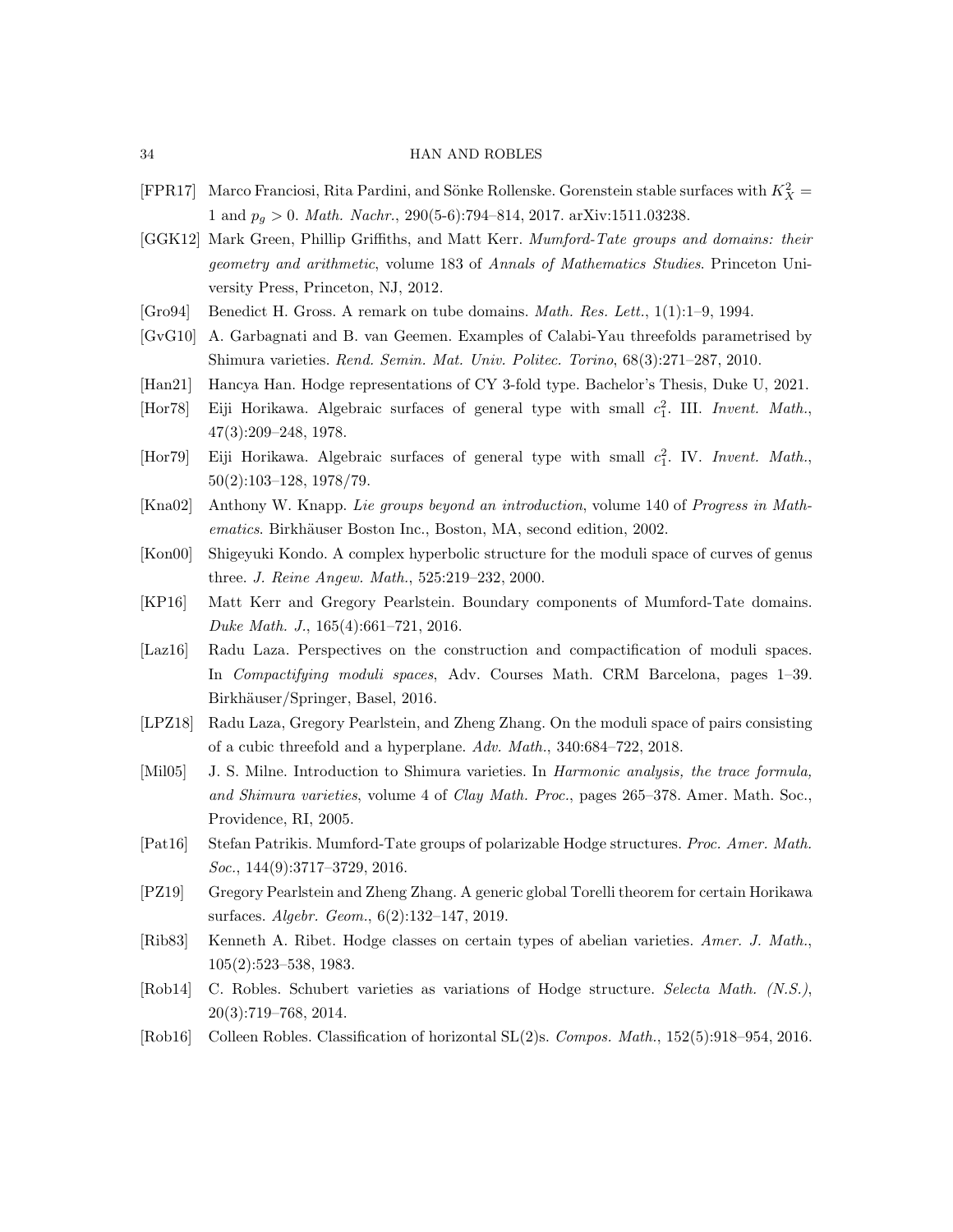[FPR17] Marco Franciosi, Rita Pardini, and Sönke Rollenske. Gorenstein stable surfaces with $K_X^2 = 1$ and $p_g > 0$. *Math. Nachr.*, 290(5-6):794–814, 2017. arXiv:1511.03238.

[GGK12] Mark Green, Phillip Griffiths, and Matt Kerr. *Mumford-Tate groups and domains: their geometry and arithmetic*, volume 183 of *Annals of Mathematics Studies*. Princeton University Press, Princeton, NJ, 2012.

[Gro94] Benedict H. Gross. A remark on tube domains. *Math. Res. Lett.*, 1(1):1–9, 1994.

[GvG10] A. Garbagnati and B. van Geemen. Examples of Calabi-Yau threefolds parametrised by Shimura varieties. *Rend. Semin. Mat. Univ. Politec. Torino*, 68(3):271–287, 2010.

[Han21] Hancya Han. Hodge representations of CY 3-fold type. Bachelor's Thesis, Duke U, 2021.

[Hor78] Eiji Horikawa. Algebraic surfaces of general type with small $c_1^2$. III. *Invent. Math.*, 47(3):209–248, 1978.

[Hor79] Eiji Horikawa. Algebraic surfaces of general type with small $c_1^2$. IV. *Invent. Math.*, 50(2):103–128, 1978/79.

[Kna02] Anthony W. Knapp. *Lie groups beyond an introduction*, volume 140 of *Progress in Mathematics*. Birkhäuser Boston Inc., Boston, MA, second edition, 2002.

[Kon00] Shigeyuki Kondo. A complex hyperbolic structure for the moduli space of curves of genus three. *J. Reine Angew. Math.*, 525:219–232, 2000.

[KP16] Matt Kerr and Gregory Pearlstein. Boundary components of Mumford-Tate domains. *Duke Math. J.*, 165(4):661–721, 2016.

[Laz16] Radu Laza. Perspectives on the construction and compactification of moduli spaces. In *Compactifying moduli spaces*, Adv. Courses Math. CRM Barcelona, pages 1–39. Birkhäuser/Springer, Basel, 2016.

[LPZ18] Radu Laza, Gregory Pearlstein, and Zheng Zhang. On the moduli space of pairs consisting of a cubic threefold and a hyperplane. *Adv. Math.*, 340:684–722, 2018.

[Mil05] J. S. Milne. Introduction to Shimura varieties. In *Harmonic analysis, the trace formula, and Shimura varieties*, volume 4 of *Clay Math. Proc.*, pages 265–378. Amer. Math. Soc., Providence, RI, 2005.

[Pat16] Stefan Patrikis. Mumford-Tate groups of polarizable Hodge structures. *Proc. Amer. Math. Soc.*, 144(9):3717–3729, 2016.

[PZ19] Gregory Pearlstein and Zheng Zhang. A generic global Torelli theorem for certain Horikawa surfaces. *Algebr. Geom.*, 6(2):132–147, 2019.

[Rib83] Kenneth A. Ribet. Hodge classes on certain types of abelian varieties. *Amer. J. Math.*, 105(2):523–538, 1983.

[Rob14] C. Robles. Schubert varieties as variations of Hodge structure. *Selecta Math. (N.S.)*, 20(3):719–768, 2014.

[Rob16] Colleen Robles. Classification of horizontal SL(2)s. *Compos. Math.*, 152(5):918–954, 2016.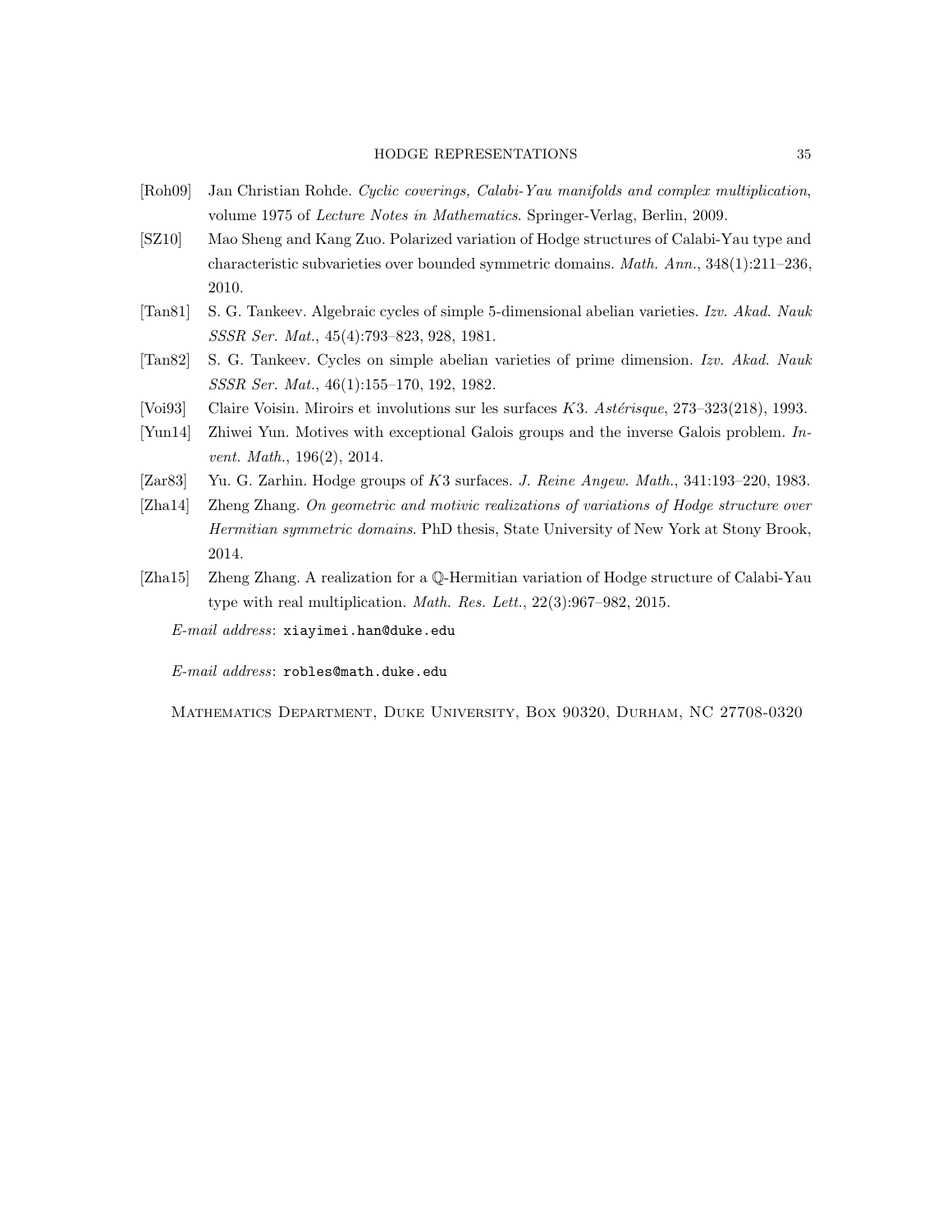[Roh09] Jan Christian Rohde. *Cyclic coverings, Calabi-Yau manifolds and complex multiplication*, volume 1975 of *Lecture Notes in Mathematics*. Springer-Verlag, Berlin, 2009.

[SZ10] Mao Sheng and Kang Zuo. Polarized variation of Hodge structures of Calabi-Yau type and characteristic subvarieties over bounded symmetric domains. *Math. Ann.*, 348(1):211–236, 2010.

[Tan81] S. G. Tankeev. Algebraic cycles of simple 5-dimensional abelian varieties. *Izv. Akad. Nauk SSSR Ser. Mat.*, 45(4):793–823, 928, 1981.

[Tan82] S. G. Tankeev. Cycles on simple abelian varieties of prime dimension. *Izv. Akad. Nauk SSSR Ser. Mat.*, 46(1):155–170, 192, 1982.

[Voi93] Claire Voisin. Miroirs et involutions sur les surfaces $K3$. *Astérisque*, 273–323(218), 1993.

[Yun14] Zhiwei Yun. Motives with exceptional Galois groups and the inverse Galois problem. *Invent. Math.*, 196(2), 2014.

[Zar83] Yu. G. Zarhin. Hodge groups of $K3$ surfaces. *J. Reine Angew. Math.*, 341:193–220, 1983.

[Zha14] Zheng Zhang. *On geometric and motivic realizations of variations of Hodge structure over Hermitian symmetric domains*. PhD thesis, State University of New York at Stony Brook, 2014.

[Zha15] Zheng Zhang. A realization for a $\mathbb{Q}$-Hermitian variation of Hodge structure of Calabi-Yau type with real multiplication. *Math. Res. Lett.*, 22(3):967–982, 2015.

*E-mail address*: xiayimei.han@duke.edu

*E-mail address*: robles@math.duke.edu

Mathematics Department, Duke University, Box 90320, Durham, NC 27708-0320